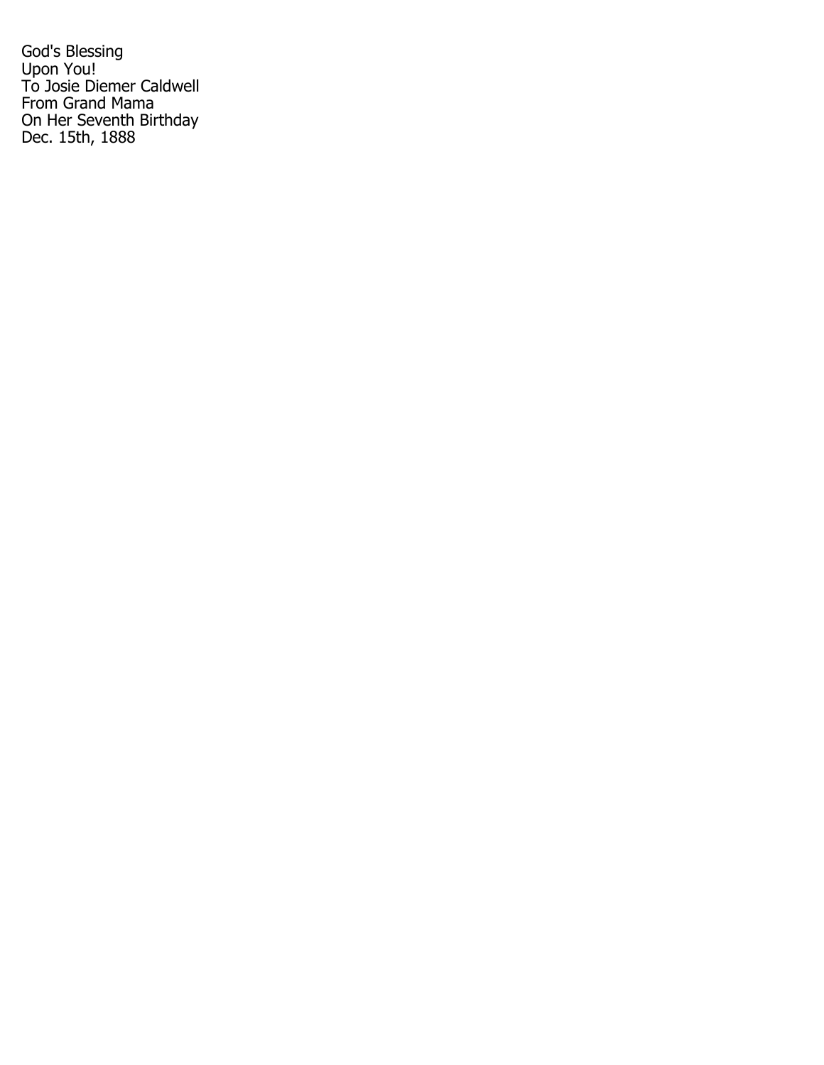God's Blessing
Upon You!
To Josie Diemer Caldwell
From Grand Mama
On Her Seventh Birthday
Dec. 15th, 1888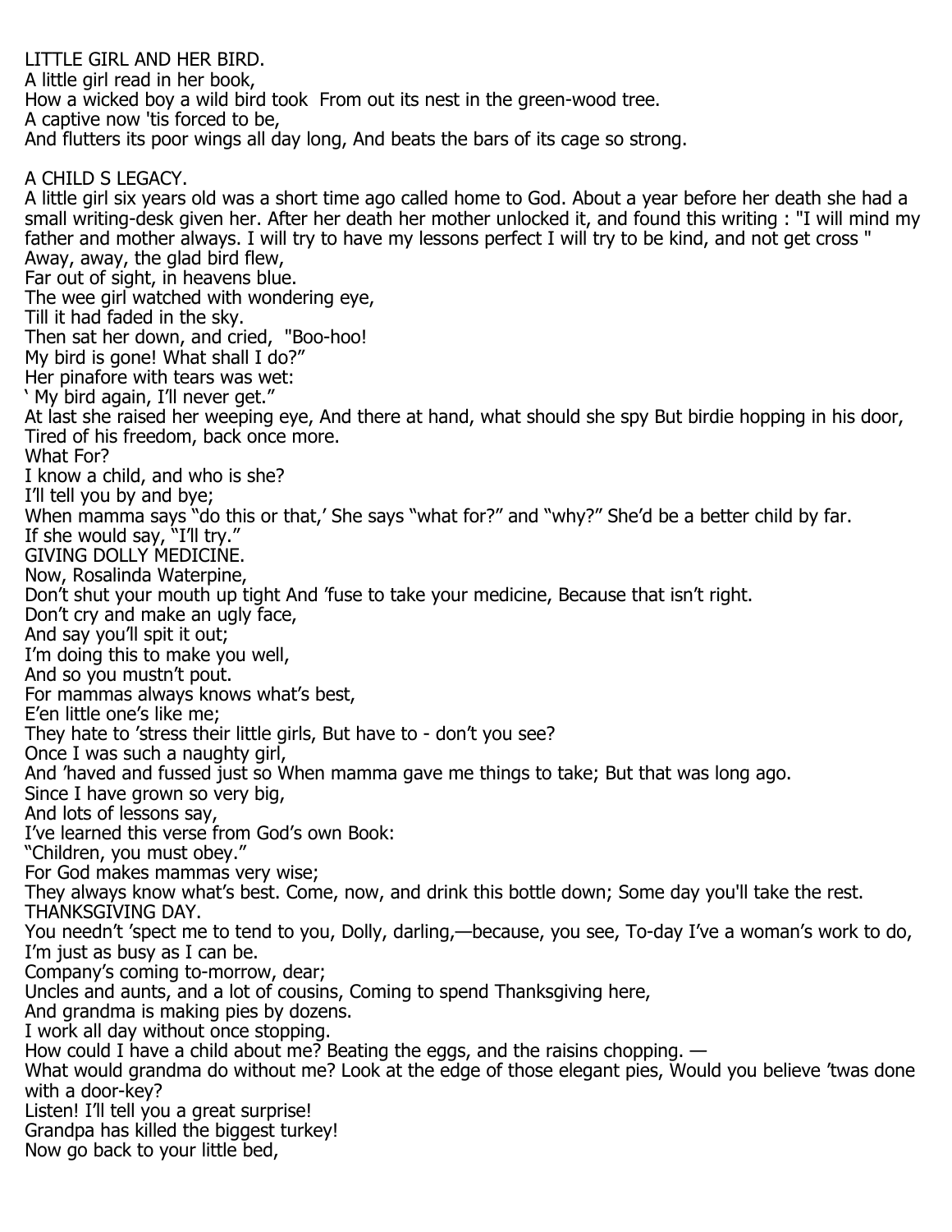LITTLE GIRL AND HER BIRD.

A little girl read in her book,
How a wicked boy a wild bird took  From out its nest in the green-wood tree.
A captive now 'tis forced to be,
And flutters its poor wings all day long, And beats the bars of its cage so strong.

A CHILD S LEGACY.

A little girl six years old was a short time ago called home to God. About a year before her death she had a small writing-desk given her. After her death her mother unlocked it, and found this writing : "I will mind my father and mother always. I will try to have my lessons perfect I will try to be kind, and not get cross "
Away, away, the glad bird flew,
Far out of sight, in heavens blue.
The wee girl watched with wondering eye,
Till it had faded in the sky.
Then sat her down, and cried,  "Boo-hoo!
My bird is gone! What shall I do?"
Her pinafore with tears was wet:
' My bird again, I'll never get."
At last she raised her weeping eye, And there at hand, what should she spy But birdie hopping in his door,
Tired of his freedom, back once more.

What For?

I know a child, and who is she?
I'll tell you by and bye;
When mamma says "do this or that,' She says "what for?" and "why?" She'd be a better child by far.
If she would say, "I'll try."

GIVING DOLLY MEDICINE.

Now, Rosalinda Waterpine,
Don't shut your mouth up tight And 'fuse to take your medicine, Because that isn't right.
Don't cry and make an ugly face,
And say you'll spit it out;
I'm doing this to make you well,
And so you mustn't pout.
For mammas always knows what's best,
E'en little one's like me;
They hate to 'stress their little girls, But have to - don't you see?
Once I was such a naughty girl,
And 'haved and fussed just so When mamma gave me things to take; But that was long ago.
Since I have grown so very big,
And lots of lessons say,
I've learned this verse from God's own Book:
"Children, you must obey."
For God makes mammas very wise;
They always know what's best. Come, now, and drink this bottle down; Some day you'll take the rest.

THANKSGIVING DAY.

You needn't 'spect me to tend to you, Dolly, darling,—because, you see, To-day I've a woman's work to do, I'm just as busy as I can be.
Company's coming to-morrow, dear;
Uncles and aunts, and a lot of cousins, Coming to spend Thanksgiving here,
And grandma is making pies by dozens.
I work all day without once stopping.
How could I have a child about me? Beating the eggs, and the raisins chopping. —
What would grandma do without me? Look at the edge of those elegant pies, Would you believe 'twas done with a door-key?
Listen! I'll tell you a great surprise!
Grandpa has killed the biggest turkey!
Now go back to your little bed,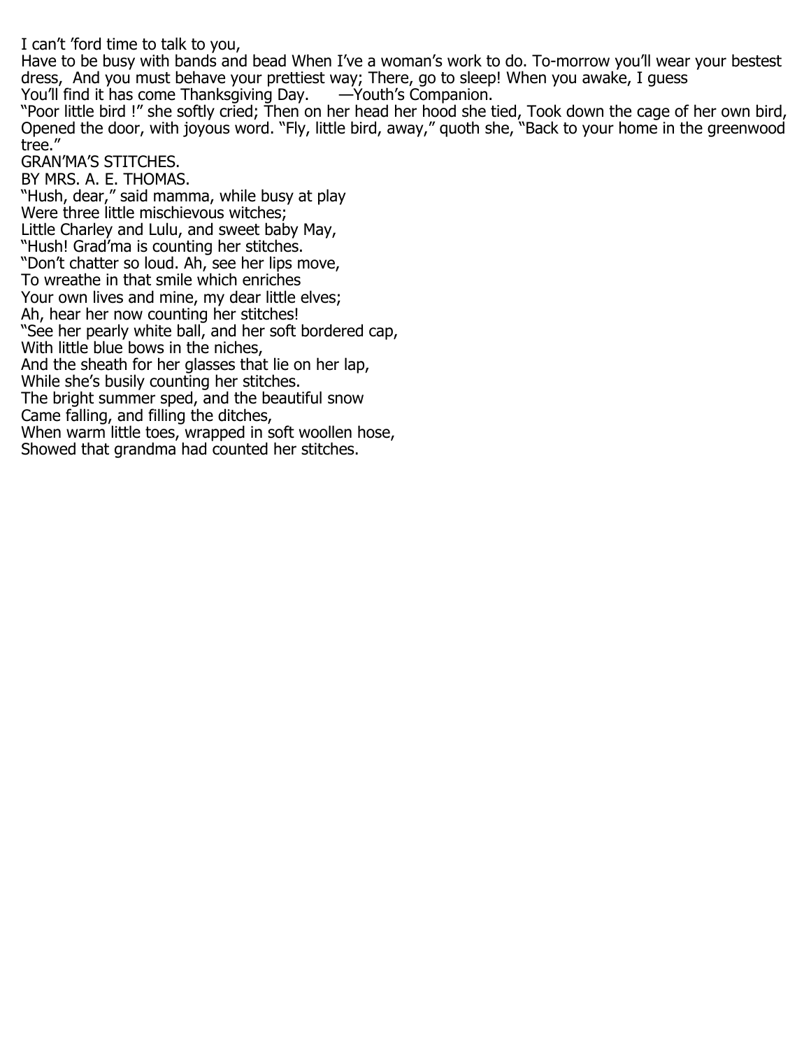I can't 'ford time to talk to you,

Have to be busy with bands and bead When I've a woman's work to do. To-morrow you'll wear your bestest dress, And you must behave your prettiest way; There, go to sleep! When you awake, I guess
You'll find it has come Thanksgiving Day. —Youth's Companion.

"Poor little bird !" she softly cried; Then on her head her hood she tied, Took down the cage of her own bird, Opened the door, with joyous word. "Fly, little bird, away," quoth she, "Back to your home in the greenwood tree."

## GRAN'MA'S STITCHES.

BY MRS. A. E. THOMAS.

"Hush, dear," said mamma, while busy at play
Were three little mischievous witches;
Little Charley and Lulu, and sweet baby May,
"Hush! Grad'ma is counting her stitches.
"Don't chatter so loud. Ah, see her lips move,
To wreathe in that smile which enriches
Your own lives and mine, my dear little elves;
Ah, hear her now counting her stitches!
"See her pearly white ball, and her soft bordered cap,
With little blue bows in the niches,
And the sheath for her glasses that lie on her lap,
While she's busily counting her stitches.
The bright summer sped, and the beautiful snow
Came falling, and filling the ditches,
When warm little toes, wrapped in soft woollen hose,
Showed that grandma had counted her stitches.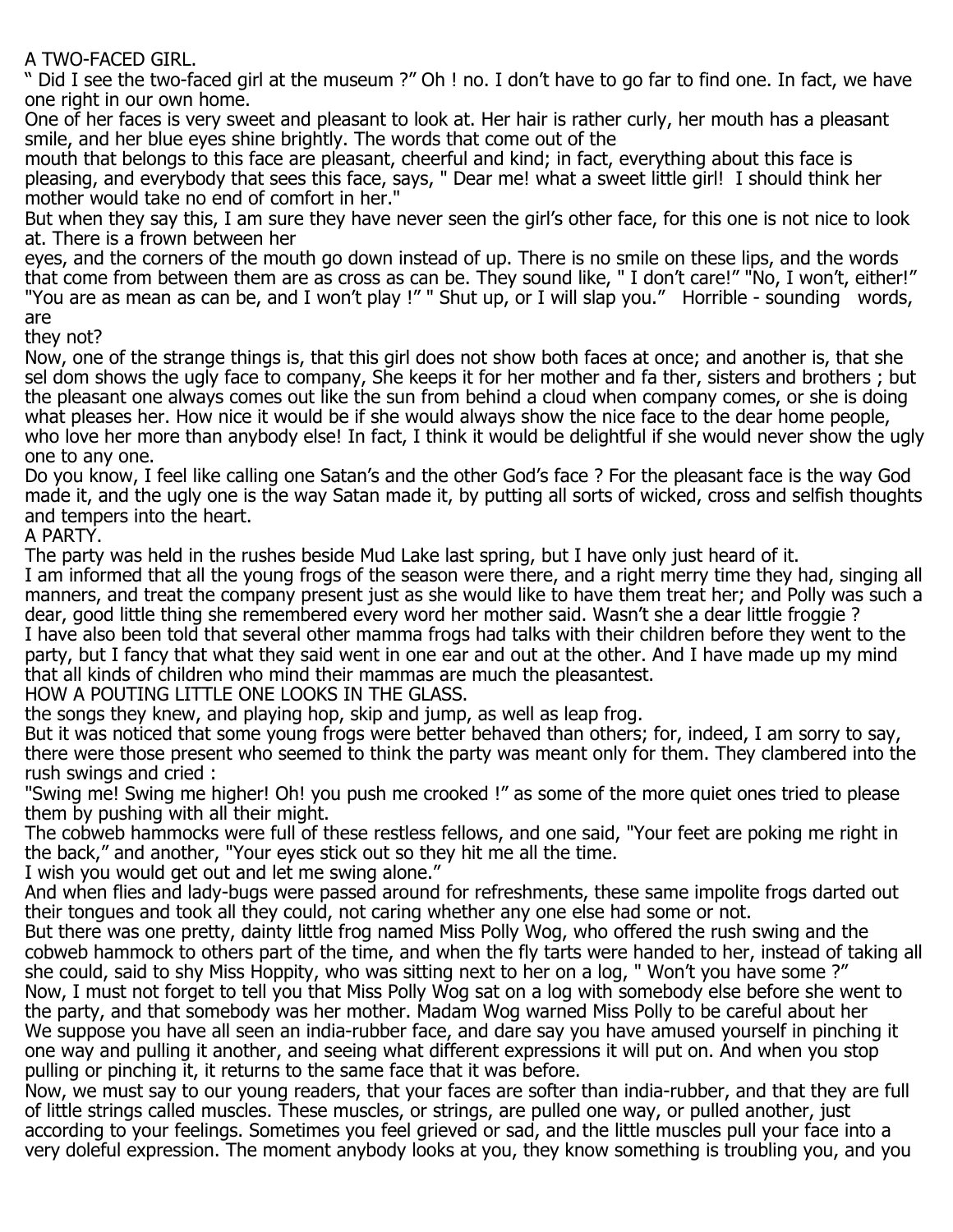## A TWO-FACED GIRL.

" Did I see the two-faced girl at the museum ?" Oh ! no. I don't have to go far to find one. In fact, we have one right in our own home.

One of her faces is very sweet and pleasant to look at. Her hair is rather curly, her mouth has a pleasant smile, and her blue eyes shine brightly. The words that come out of the mouth that belongs to this face are pleasant, cheerful and kind; in fact, everything about this face is pleasing, and everybody that sees this face, says, " Dear me! what a sweet little girl! I should think her mother would take no end of comfort in her."

But when they say this, I am sure they have never seen the girl's other face, for this one is not nice to look at. There is a frown between her eyes, and the corners of the mouth go down instead of up. There is no smile on these lips, and the words that come from between them are as cross as can be. They sound like, " I don't care!" "No, I won't, either!" "You are as mean as can be, and I won't play !" " Shut up, or I will slap you." Horrible - sounding words, are they not?

Now, one of the strange things is, that this girl does not show both faces at once; and another is, that she sel dom shows the ugly face to company, She keeps it for her mother and fa ther, sisters and brothers ; but the pleasant one always comes out like the sun from behind a cloud when company comes, or she is doing what pleases her. How nice it would be if she would always show the nice face to the dear home people, who love her more than anybody else! In fact, I think it would be delightful if she would never show the ugly one to any one.

Do you know, I feel like calling one Satan's and the other God's face ? For the pleasant face is the way God made it, and the ugly one is the way Satan made it, by putting all sorts of wicked, cross and selfish thoughts and tempers into the heart.

## A PARTY.

The party was held in the rushes beside Mud Lake last spring, but I have only just heard of it.

I am informed that all the young frogs of the season were there, and a right merry time they had, singing all manners, and treat the company present just as she would like to have them treat her; and Polly was such a dear, good little thing she remembered every word her mother said. Wasn't she a dear little froggie ?

I have also been told that several other mamma frogs had talks with their children before they went to the party, but I fancy that what they said went in one ear and out at the other. And I have made up my mind that all kinds of children who mind their mammas are much the pleasantest.

## HOW A POUTING LITTLE ONE LOOKS IN THE GLASS.

the songs they knew, and playing hop, skip and jump, as well as leap frog.

But it was noticed that some young frogs were better behaved than others; for, indeed, I am sorry to say, there were those present who seemed to think the party was meant only for them. They clambered into the rush swings and cried :

"Swing me! Swing me higher! Oh! you push me crooked !" as some of the more quiet ones tried to please them by pushing with all their might.

The cobweb hammocks were full of these restless fellows, and one said, "Your feet are poking me right in the back," and another, "Your eyes stick out so they hit me all the time.

I wish you would get out and let me swing alone."

And when flies and lady-bugs were passed around for refreshments, these same impolite frogs darted out their tongues and took all they could, not caring whether any one else had some or not.

But there was one pretty, dainty little frog named Miss Polly Wog, who offered the rush swing and the cobweb hammock to others part of the time, and when the fly tarts were handed to her, instead of taking all she could, said to shy Miss Hoppity, who was sitting next to her on a log, " Won't you have some ?"

Now, I must not forget to tell you that Miss Polly Wog sat on a log with somebody else before she went to the party, and that somebody was her mother. Madam Wog warned Miss Polly to be careful about her

We suppose you have all seen an india-rubber face, and dare say you have amused yourself in pinching it one way and pulling it another, and seeing what different expressions it will put on. And when you stop pulling or pinching it, it returns to the same face that it was before.

Now, we must say to our young readers, that your faces are softer than india-rubber, and that they are full of little strings called muscles. These muscles, or strings, are pulled one way, or pulled another, just according to your feelings. Sometimes you feel grieved or sad, and the little muscles pull your face into a very doleful expression. The moment anybody looks at you, they know something is troubling you, and you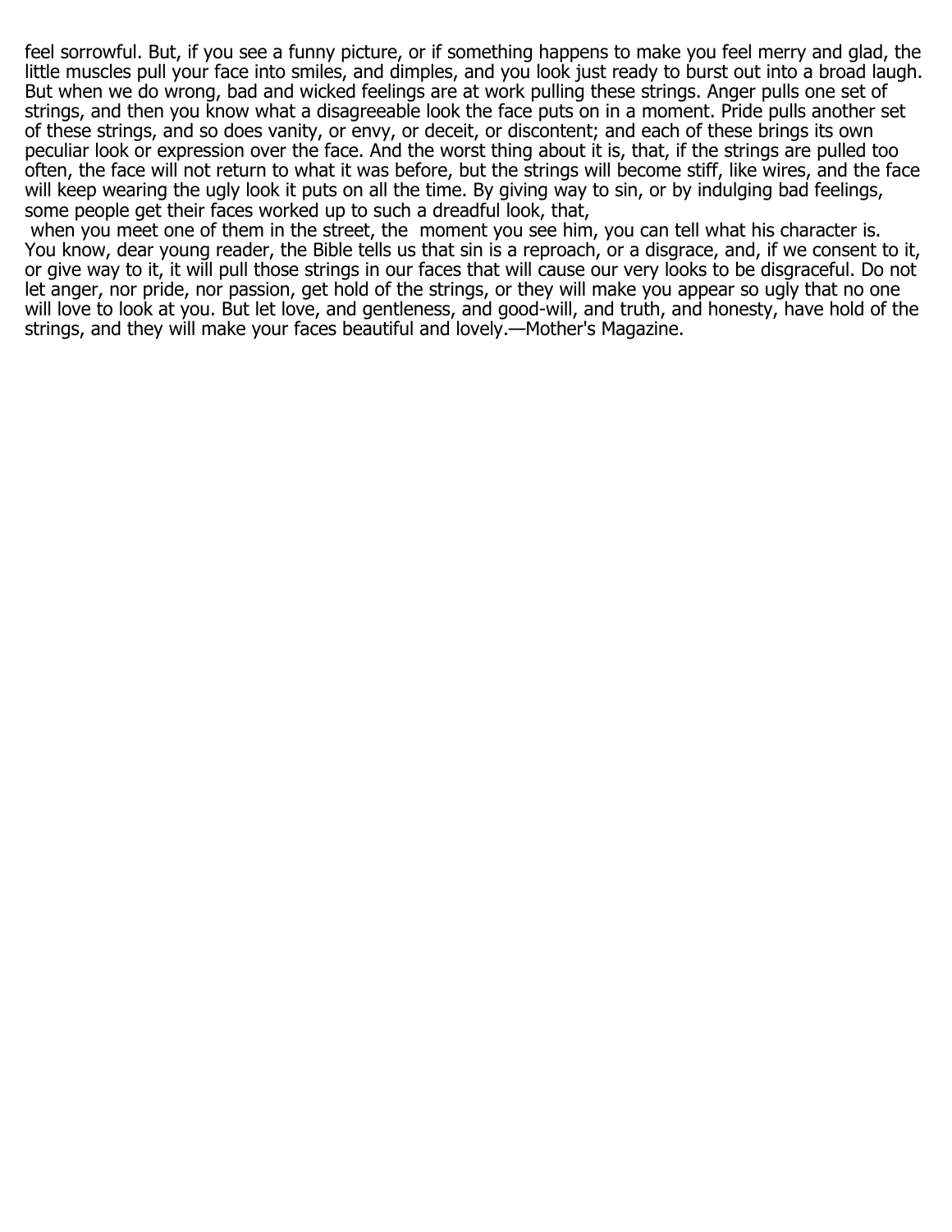feel sorrowful. But, if you see a funny picture, or if something happens to make you feel merry and glad, the little muscles pull your face into smiles, and dimples, and you look just ready to burst out into a broad laugh. But when we do wrong, bad and wicked feelings are at work pulling these strings. Anger pulls one set of strings, and then you know what a disagreeable look the face puts on in a moment. Pride pulls another set of these strings, and so does vanity, or envy, or deceit, or discontent; and each of these brings its own peculiar look or expression over the face. And the worst thing about it is, that, if the strings are pulled too often, the face will not return to what it was before, but the strings will become stiff, like wires, and the face will keep wearing the ugly look it puts on all the time. By giving way to sin, or by indulging bad feelings, some people get their faces worked up to such a dreadful look, that, when you meet one of them in the street, the moment you see him, you can tell what his character is. You know, dear young reader, the Bible tells us that sin is a reproach, or a disgrace, and, if we consent to it, or give way to it, it will pull those strings in our faces that will cause our very looks to be disgraceful. Do not let anger, nor pride, nor passion, get hold of the strings, or they will make you appear so ugly that no one will love to look at you. But let love, and gentleness, and good-will, and truth, and honesty, have hold of the strings, and they will make your faces beautiful and lovely.—Mother's Magazine.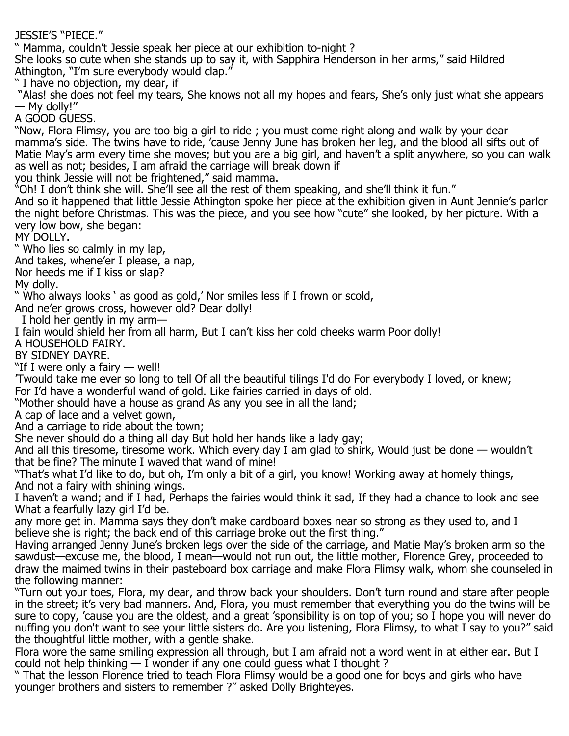JESSIE'S "PIECE."

" Mamma, couldn't Jessie speak her piece at our exhibition to-night ?
She looks so cute when she stands up to say it, with Sapphira Henderson in her arms," said Hildred Athington, "I'm sure everybody would clap."

" I have no objection, my dear, if

"Alas! she does not feel my tears, She knows not all my hopes and fears, She's only just what she appears — My dolly!"

A GOOD GUESS.

"Now, Flora Flimsy, you are too big a girl to ride ; you must come right along and walk by your dear mamma's side. The twins have to ride, 'cause Jenny June has broken her leg, and the blood all sifts out of Matie May's arm every time she moves; but you are a big girl, and haven't a split anywhere, so you can walk as well as not; besides, I am afraid the carriage will break down if

you think Jessie will not be frightened," said mamma.

"Oh! I don't think she will. She'll see all the rest of them speaking, and she'll think it fun."

And so it happened that little Jessie Athington spoke her piece at the exhibition given in Aunt Jennie's parlor the night before Christmas. This was the piece, and you see how "cute" she looked, by her picture. With a very low bow, she began:

MY DOLLY.

" Who lies so calmly in my lap,
And takes, whene'er I please, a nap,
Nor heeds me if I kiss or slap?
My dolly.

" Who always looks ' as good as gold,' Nor smiles less if I frown or scold,
And ne'er grows cross, however old? Dear dolly!

I hold her gently in my arm—
I fain would shield her from all harm, But I can't kiss her cold cheeks warm Poor dolly!

A HOUSEHOLD FAIRY.

BY SIDNEY DAYRE.

"If I were only a fairy — well!
'Twould take me ever so long to tell Of all the beautiful tilings I'd do For everybody I loved, or knew;
For I'd have a wonderful wand of gold. Like fairies carried in days of old.

"Mother should have a house as grand As any you see in all the land;
A cap of lace and a velvet gown,
And a carriage to ride about the town;
She never should do a thing all day But hold her hands like a lady gay;
And all this tiresome, tiresome work. Which every day I am glad to shirk, Would just be done — wouldn't that be fine? The minute I waved that wand of mine!

"That's what I'd like to do, but oh, I'm only a bit of a girl, you know! Working away at homely things,
And not a fairy with shining wings.
I haven't a wand; and if I had, Perhaps the fairies would think it sad, If they had a chance to look and see What a fearfully lazy girl I'd be.

any more get in. Mamma says they don't make cardboard boxes near so strong as they used to, and I believe she is right; the back end of this carriage broke out the first thing."

Having arranged Jenny June's broken legs over the side of the carriage, and Matie May's broken arm so the sawdust—excuse me, the blood, I mean—would not run out, the little mother, Florence Grey, proceeded to draw the maimed twins in their pasteboard box carriage and make Flora Flimsy walk, whom she counseled in the following manner:

"Turn out your toes, Flora, my dear, and throw back your shoulders. Don't turn round and stare after people in the street; it's very bad manners. And, Flora, you must remember that everything you do the twins will be sure to copy, 'cause you are the oldest, and a great 'sponsibility is on top of you; so I hope you will never do nuffing you don't want to see your little sisters do. Are you listening, Flora Flimsy, to what I say to you?" said the thoughtful little mother, with a gentle shake.

Flora wore the same smiling expression all through, but I am afraid not a word went in at either ear. But I could not help thinking — I wonder if any one could guess what I thought ?

" That the lesson Florence tried to teach Flora Flimsy would be a good one for boys and girls who have younger brothers and sisters to remember ?" asked Dolly Brighteyes.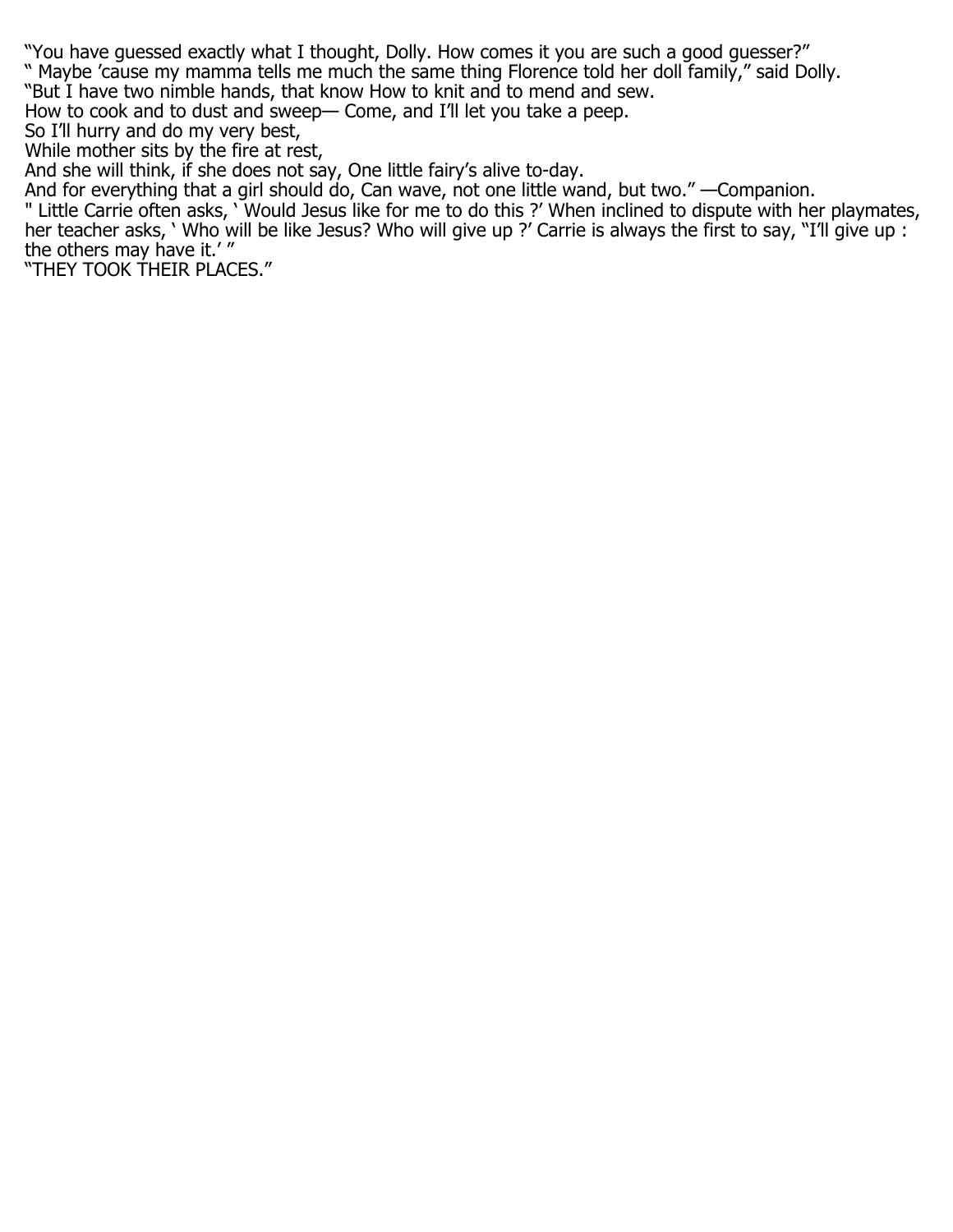"You have guessed exactly what I thought, Dolly. How comes it you are such a good guesser?"

" Maybe 'cause my mamma tells me much the same thing Florence told her doll family," said Dolly.

"But I have two nimble hands, that know How to knit and to mend and sew.

How to cook and to dust and sweep— Come, and I'll let you take a peep.

So I'll hurry and do my very best,

While mother sits by the fire at rest,

And she will think, if she does not say, One little fairy's alive to-day.

And for everything that a girl should do, Can wave, not one little wand, but two." —Companion.

" Little Carrie often asks, ' Would Jesus like for me to do this ?' When inclined to dispute with her playmates, her teacher asks, ' Who will be like Jesus? Who will give up ?' Carrie is always the first to say, "I'll give up : the others may have it.' "

"THEY TOOK THEIR PLACES."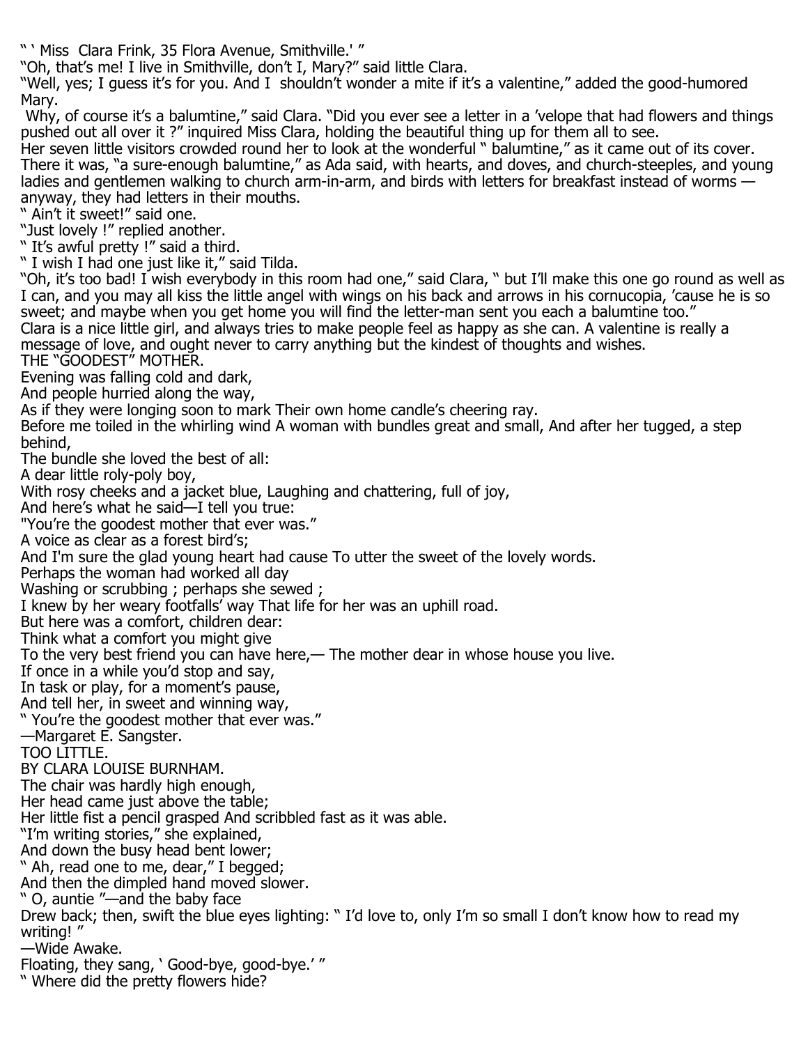" ' Miss Clara Frink, 35 Flora Avenue, Smithville.' "

"Oh, that's me! I live in Smithville, don't I, Mary?" said little Clara.

"Well, yes; I guess it's for you. And I shouldn't wonder a mite if it's a valentine," added the good-humored Mary.

Why, of course it's a balumtine," said Clara. "Did you ever see a letter in a 'velope that had flowers and things pushed out all over it ?" inquired Miss Clara, holding the beautiful thing up for them all to see.

Her seven little visitors crowded round her to look at the wonderful " balumtine," as it came out of its cover. There it was, "a sure-enough balumtine," as Ada said, with hearts, and doves, and church-steeples, and young ladies and gentlemen walking to church arm-in-arm, and birds with letters for breakfast instead of worms — anyway, they had letters in their mouths.

" Ain't it sweet!" said one.

"Just lovely !" replied another.

" It's awful pretty !" said a third.

" I wish I had one just like it," said Tilda.

"Oh, it's too bad! I wish everybody in this room had one," said Clara, " but I'll make this one go round as well as I can, and you may all kiss the little angel with wings on his back and arrows in his cornucopia, 'cause he is so sweet; and maybe when you get home you will find the letter-man sent you each a balumtine too."

Clara is a nice little girl, and always tries to make people feel as happy as she can. A valentine is really a message of love, and ought never to carry anything but the kindest of thoughts and wishes.

## THE "GOODEST" MOTHER.

Evening was falling cold and dark,
And people hurried along the way,
As if they were longing soon to mark Their own home candle's cheering ray.
Before me toiled in the whirling wind A woman with bundles great and small, And after her tugged, a step behind,
The bundle she loved the best of all:
A dear little roly-poly boy,
With rosy cheeks and a jacket blue, Laughing and chattering, full of joy,
And here's what he said—I tell you true:
"You're the goodest mother that ever was."
A voice as clear as a forest bird's;
And I'm sure the glad young heart had cause To utter the sweet of the lovely words.
Perhaps the woman had worked all day
Washing or scrubbing ; perhaps she sewed ;
I knew by her weary footfalls' way That life for her was an uphill road.
But here was a comfort, children dear:
Think what a comfort you might give
To the very best friend you can have here,— The mother dear in whose house you live.
If once in a while you'd stop and say,
In task or play, for a moment's pause,
And tell her, in sweet and winning way,
" You're the goodest mother that ever was."

—Margaret E. Sangster.

## TOO LITTLE.

BY CLARA LOUISE BURNHAM.

The chair was hardly high enough,
Her head came just above the table;
Her little fist a pencil grasped And scribbled fast as it was able.
"I'm writing stories," she explained,
And down the busy head bent lower;
" Ah, read one to me, dear," I begged;
And then the dimpled hand moved slower.
" O, auntie "—and the baby face
Drew back; then, swift the blue eyes lighting: " I'd love to, only I'm so small I don't know how to read my writing! "

—Wide Awake.

Floating, they sang, ' Good-bye, good-bye.' "
" Where did the pretty flowers hide?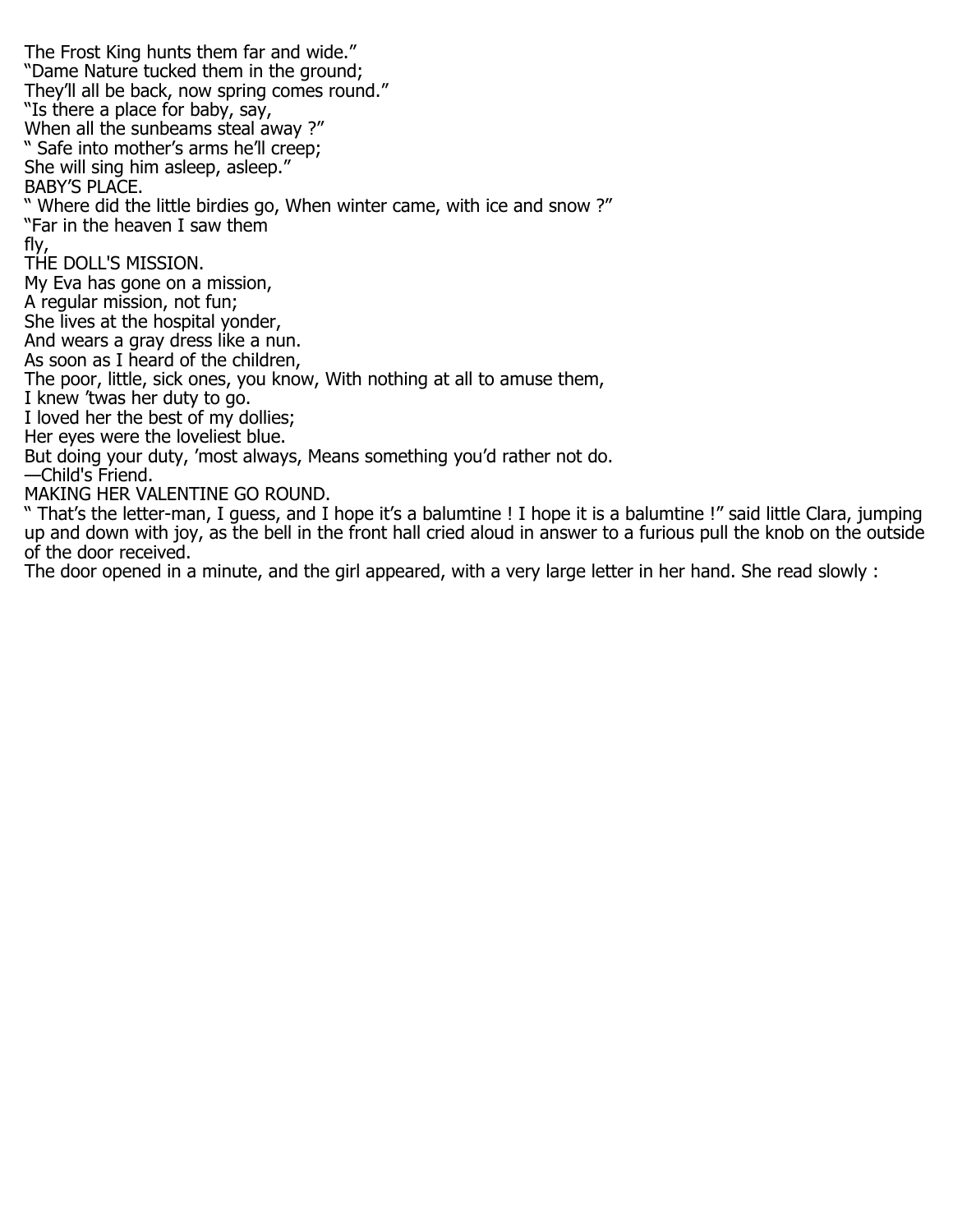The Frost King hunts them far and wide."
"Dame Nature tucked them in the ground;
They'll all be back, now spring comes round."
"Is there a place for baby, say,
When all the sunbeams steal away ?"
" Safe into mother's arms he'll creep;
She will sing him asleep, asleep."

## BABY'S PLACE.

" Where did the little birdies go, When winter came, with ice and snow ?"
"Far in the heaven I saw them
fly,

## THE DOLL'S MISSION.

My Eva has gone on a mission,
A regular mission, not fun;
She lives at the hospital yonder,
And wears a gray dress like a nun.
As soon as I heard of the children,
The poor, little, sick ones, you know, With nothing at all to amuse them,
I knew 'twas her duty to go.
I loved her the best of my dollies;
Her eyes were the loveliest blue.
But doing your duty, 'most always, Means something you'd rather not do.
—Child's Friend.

## MAKING HER VALENTINE GO ROUND.

" That's the letter-man, I guess, and I hope it's a balumtine ! I hope it is a balumtine !" said little Clara, jumping up and down with joy, as the bell in the front hall cried aloud in answer to a furious pull the knob on the outside of the door received.

The door opened in a minute, and the girl appeared, with a very large letter in her hand. She read slowly :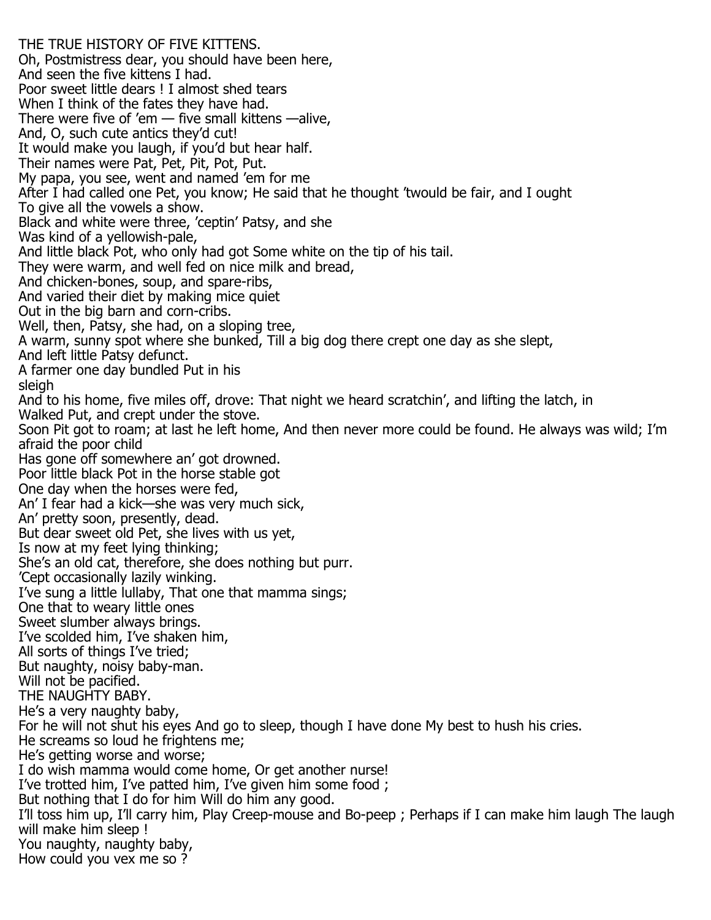## THE TRUE HISTORY OF FIVE KITTENS.

Oh, Postmistress dear, you should have been here,
And seen the five kittens I had.
Poor sweet little dears ! I almost shed tears
When I think of the fates they have had.
There were five of 'em — five small kittens —alive,
And, O, such cute antics they'd cut!
It would make you laugh, if you'd but hear half.
Their names were Pat, Pet, Pit, Pot, Put.
My papa, you see, went and named 'em for me
After I had called one Pet, you know; He said that he thought 'twould be fair, and I ought
To give all the vowels a show.
Black and white were three, 'ceptin' Patsy, and she
Was kind of a yellowish-pale,
And little black Pot, who only had got Some white on the tip of his tail.
They were warm, and well fed on nice milk and bread,
And chicken-bones, soup, and spare-ribs,
And varied their diet by making mice quiet
Out in the big barn and corn-cribs.
Well, then, Patsy, she had, on a sloping tree,
A warm, sunny spot where she bunked, Till a big dog there crept one day as she slept,
And left little Patsy defunct.
A farmer one day bundled Put in his
sleigh
And to his home, five miles off, drove: That night we heard scratchin', and lifting the latch, in
Walked Put, and crept under the stove.
Soon Pit got to roam; at last he left home, And then never more could be found. He always was wild; I'm afraid the poor child
Has gone off somewhere an' got drowned.
Poor little black Pot in the horse stable got
One day when the horses were fed,
An' I fear had a kick—she was very much sick,
An' pretty soon, presently, dead.
But dear sweet old Pet, she lives with us yet,
Is now at my feet lying thinking;
She's an old cat, therefore, she does nothing but purr.
'Cept occasionally lazily winking.

I've sung a little lullaby, That one that mamma sings;
One that to weary little ones
Sweet slumber always brings.
I've scolded him, I've shaken him,
All sorts of things I've tried;
But naughty, noisy baby-man.
Will not be pacified.

## THE NAUGHTY BABY.

He's a very naughty baby,
For he will not shut his eyes And go to sleep, though I have done My best to hush his cries.
He screams so loud he frightens me;
He's getting worse and worse;
I do wish mamma would come home, Or get another nurse!
I've trotted him, I've patted him, I've given him some food ;
But nothing that I do for him Will do him any good.
I'll toss him up, I'll carry him, Play Creep-mouse and Bo-peep ; Perhaps if I can make him laugh The laugh will make him sleep !
You naughty, naughty baby,
How could you vex me so ?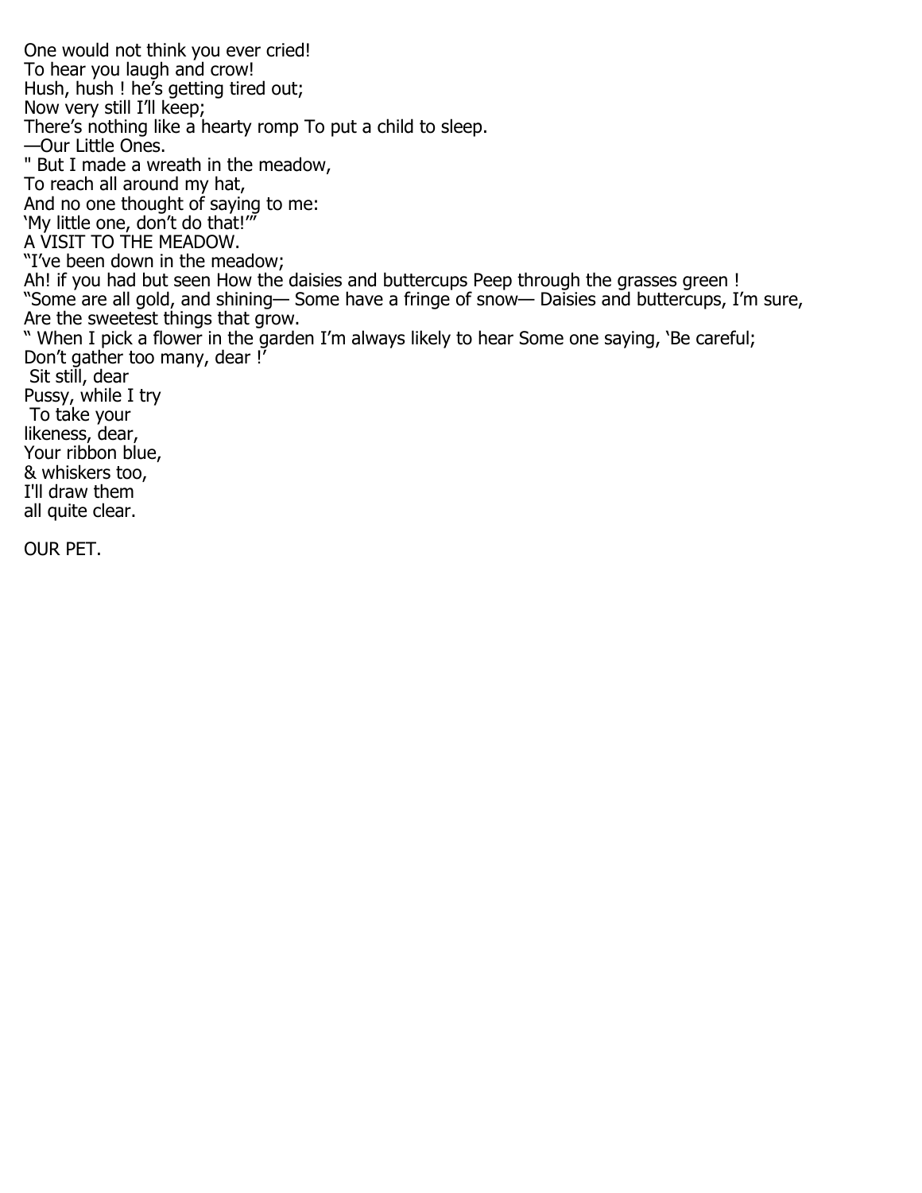One would not think you ever cried!
To hear you laugh and crow!
Hush, hush ! he's getting tired out;
Now very still I'll keep;
There's nothing like a hearty romp To put a child to sleep.
—Our Little Ones.

" But I made a wreath in the meadow,
To reach all around my hat,
And no one thought of saying to me:
'My little one, don't do that!'"

A VISIT TO THE MEADOW.

"I've been down in the meadow;
Ah! if you had but seen How the daisies and buttercups Peep through the grasses green !
"Some are all gold, and shining— Some have a fringe of snow— Daisies and buttercups, I'm sure,
Are the sweetest things that grow.
" When I pick a flower in the garden I'm always likely to hear Some one saying, 'Be careful;
Don't gather too many, dear !'

Sit still, dear
Pussy, while I try
To take your
likeness, dear,
Your ribbon blue,
& whiskers too,
I'll draw them
all quite clear.

OUR PET.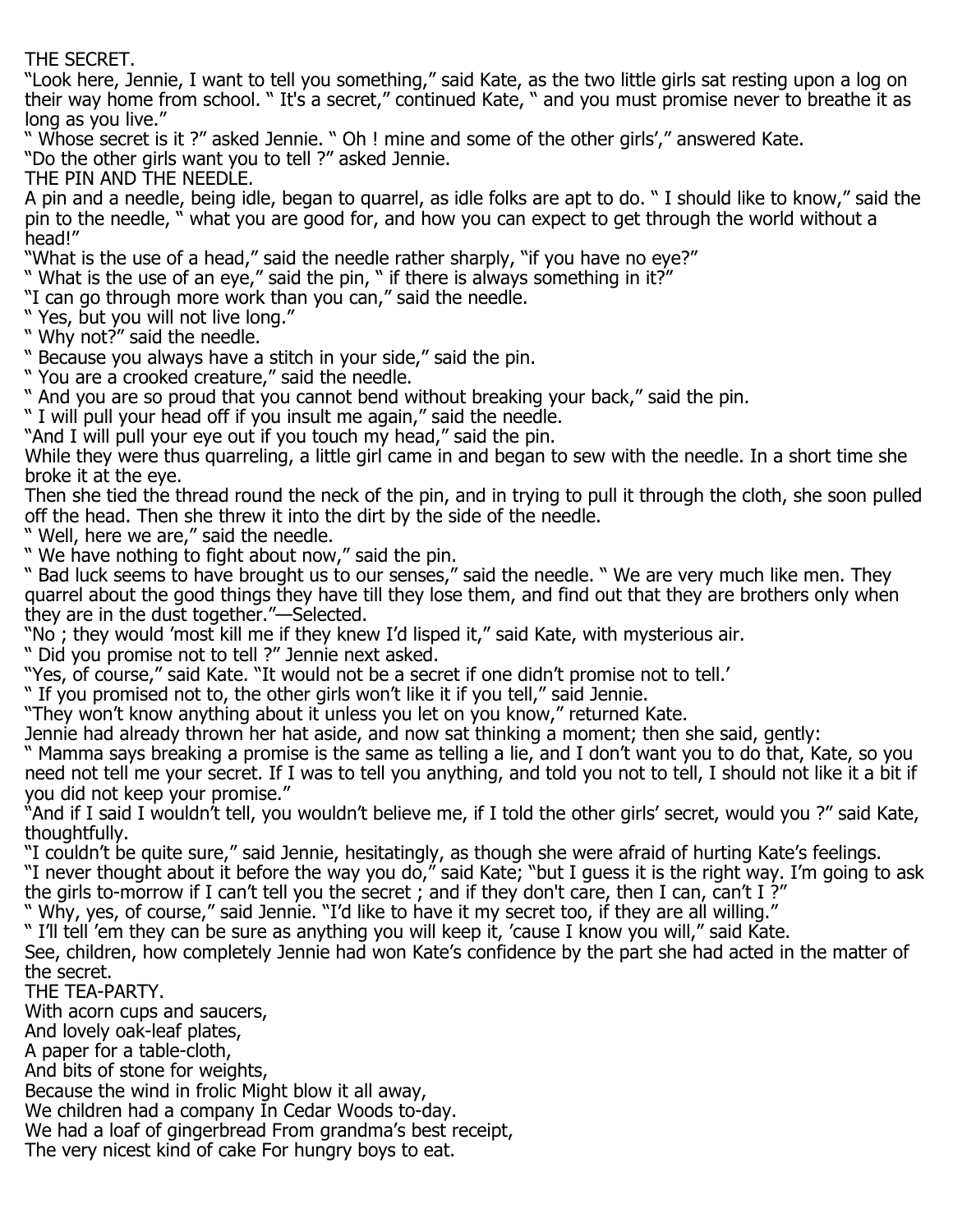## THE SECRET.

"Look here, Jennie, I want to tell you something," said Kate, as the two little girls sat resting upon a log on their way home from school. " It's a secret," continued Kate, " and you must promise never to breathe it as long as you live."

" Whose secret is it ?" asked Jennie. " Oh ! mine and some of the other girls'," answered Kate.

"Do the other girls want you to tell ?" asked Jennie.

## THE PIN AND THE NEEDLE.

A pin and a needle, being idle, began to quarrel, as idle folks are apt to do. " I should like to know," said the pin to the needle, " what you are good for, and how you can expect to get through the world without a head!"

"What is the use of a head," said the needle rather sharply, "if you have no eye?"

" What is the use of an eye," said the pin, " if there is always something in it?"

"I can go through more work than you can," said the needle.

" Yes, but you will not live long."

" Why not?" said the needle.

" Because you always have a stitch in your side," said the pin.

" You are a crooked creature," said the needle.

" And you are so proud that you cannot bend without breaking your back," said the pin.

" I will pull your head off if you insult me again," said the needle.

"And I will pull your eye out if you touch my head," said the pin.

While they were thus quarreling, a little girl came in and began to sew with the needle. In a short time she broke it at the eye.

Then she tied the thread round the neck of the pin, and in trying to pull it through the cloth, she soon pulled off the head. Then she threw it into the dirt by the side of the needle.

" Well, here we are," said the needle.

" We have nothing to fight about now," said the pin.

" Bad luck seems to have brought us to our senses," said the needle. " We are very much like men. They quarrel about the good things they have till they lose them, and find out that they are brothers only when they are in the dust together."—Selected.

"No ; they would 'most kill me if they knew I'd lisped it," said Kate, with mysterious air.

" Did you promise not to tell ?" Jennie next asked.

"Yes, of course," said Kate. "It would not be a secret if one didn't promise not to tell.'

" If you promised not to, the other girls won't like it if you tell," said Jennie.

"They won't know anything about it unless you let on you know," returned Kate.

Jennie had already thrown her hat aside, and now sat thinking a moment; then she said, gently:

" Mamma says breaking a promise is the same as telling a lie, and I don't want you to do that, Kate, so you need not tell me your secret. If I was to tell you anything, and told you not to tell, I should not like it a bit if you did not keep your promise."

"And if I said I wouldn't tell, you wouldn't believe me, if I told the other girls' secret, would you ?" said Kate, thoughtfully.

"I couldn't be quite sure," said Jennie, hesitatingly, as though she were afraid of hurting Kate's feelings.

"I never thought about it before the way you do," said Kate; "but I guess it is the right way. I'm going to ask the girls to-morrow if I can't tell you the secret ; and if they don't care, then I can, can't I ?"

" Why, yes, of course," said Jennie. "I'd like to have it my secret too, if they are all willing."

" I'll tell 'em they can be sure as anything you will keep it, 'cause I know you will," said Kate.

See, children, how completely Jennie had won Kate's confidence by the part she had acted in the matter of the secret.

## THE TEA-PARTY.

With acorn cups and saucers,  
And lovely oak-leaf plates,  
A paper for a table-cloth,  
And bits of stone for weights,  
Because the wind in frolic Might blow it all away,  
We children had a company In Cedar Woods to-day.  
We had a loaf of gingerbread From grandma's best receipt,  
The very nicest kind of cake For hungry boys to eat.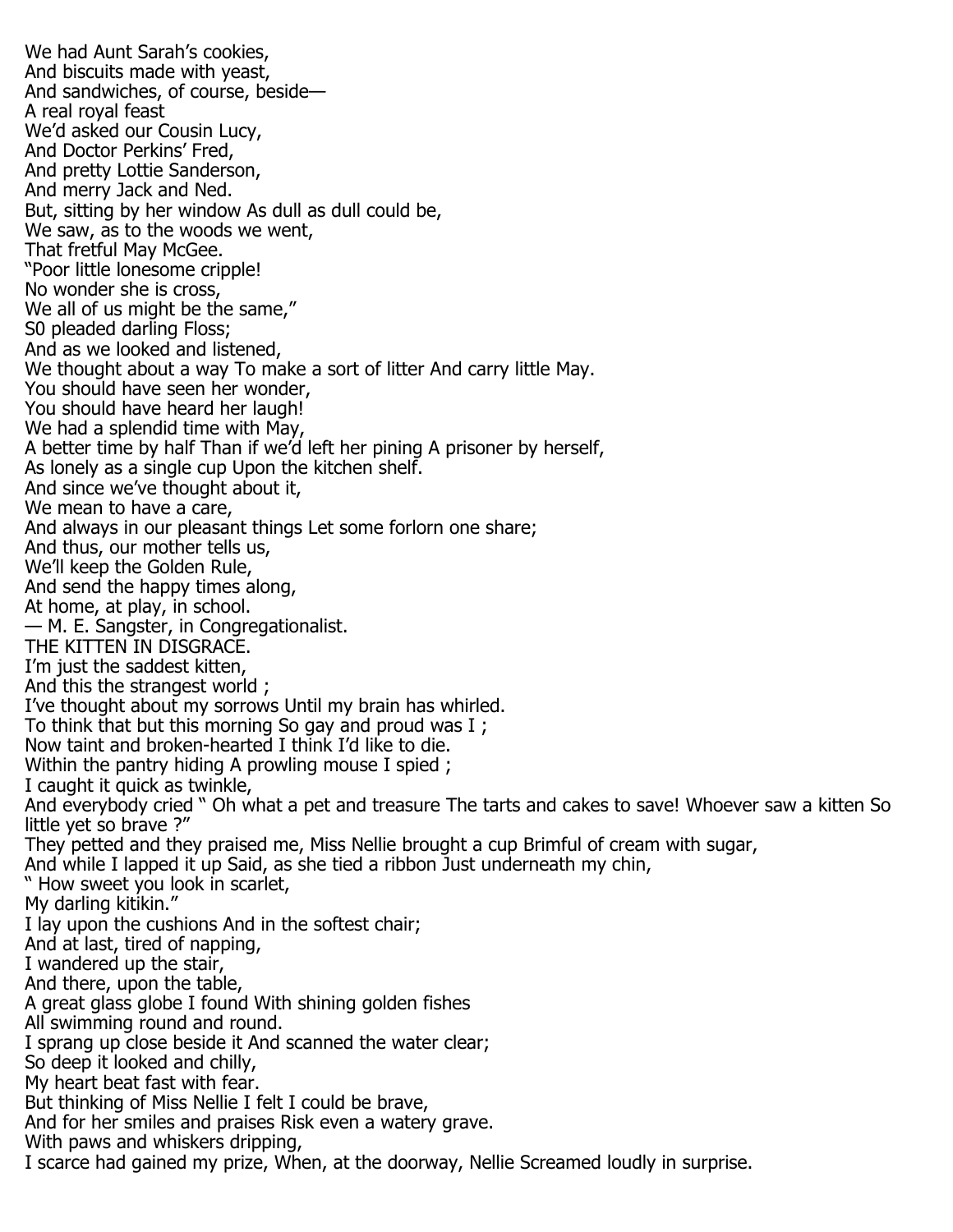We had Aunt Sarah's cookies,
And biscuits made with yeast,
And sandwiches, of course, beside—
A real royal feast
We'd asked our Cousin Lucy,
And Doctor Perkins' Fred,
And pretty Lottie Sanderson,
And merry Jack and Ned.
But, sitting by her window As dull as dull could be,
We saw, as to the woods we went,
That fretful May McGee.
"Poor little lonesome cripple!
No wonder she is cross,
We all of us might be the same,"
S0 pleaded darling Floss;
And as we looked and listened,
We thought about a way To make a sort of litter And carry little May.
You should have seen her wonder,
You should have heard her laugh!
We had a splendid time with May,
A better time by half Than if we'd left her pining A prisoner by herself,
As lonely as a single cup Upon the kitchen shelf.
And since we've thought about it,
We mean to have a care,
And always in our pleasant things Let some forlorn one share;
And thus, our mother tells us,
We'll keep the Golden Rule,
And send the happy times along,
At home, at play, in school.
— M. E. Sangster, in Congregationalist.

THE KITTEN IN DISGRACE.

I'm just the saddest kitten,
And this the strangest world ;
I've thought about my sorrows Until my brain has whirled.
To think that but this morning So gay and proud was I ;
Now taint and broken-hearted I think I'd like to die.
Within the pantry hiding A prowling mouse I spied ;
I caught it quick as twinkle,
And everybody cried " Oh what a pet and treasure The tarts and cakes to save! Whoever saw a kitten So little yet so brave ?"
They petted and they praised me, Miss Nellie brought a cup Brimful of cream with sugar,
And while I lapped it up Said, as she tied a ribbon Just underneath my chin,
" How sweet you look in scarlet,
My darling kitikin."
I lay upon the cushions And in the softest chair;
And at last, tired of napping,
I wandered up the stair,
And there, upon the table,
A great glass globe I found With shining golden fishes
All swimming round and round.
I sprang up close beside it And scanned the water clear;
So deep it looked and chilly,
My heart beat fast with fear.
But thinking of Miss Nellie I felt I could be brave,
And for her smiles and praises Risk even a watery grave.
With paws and whiskers dripping,
I scarce had gained my prize, When, at the doorway, Nellie Screamed loudly in surprise.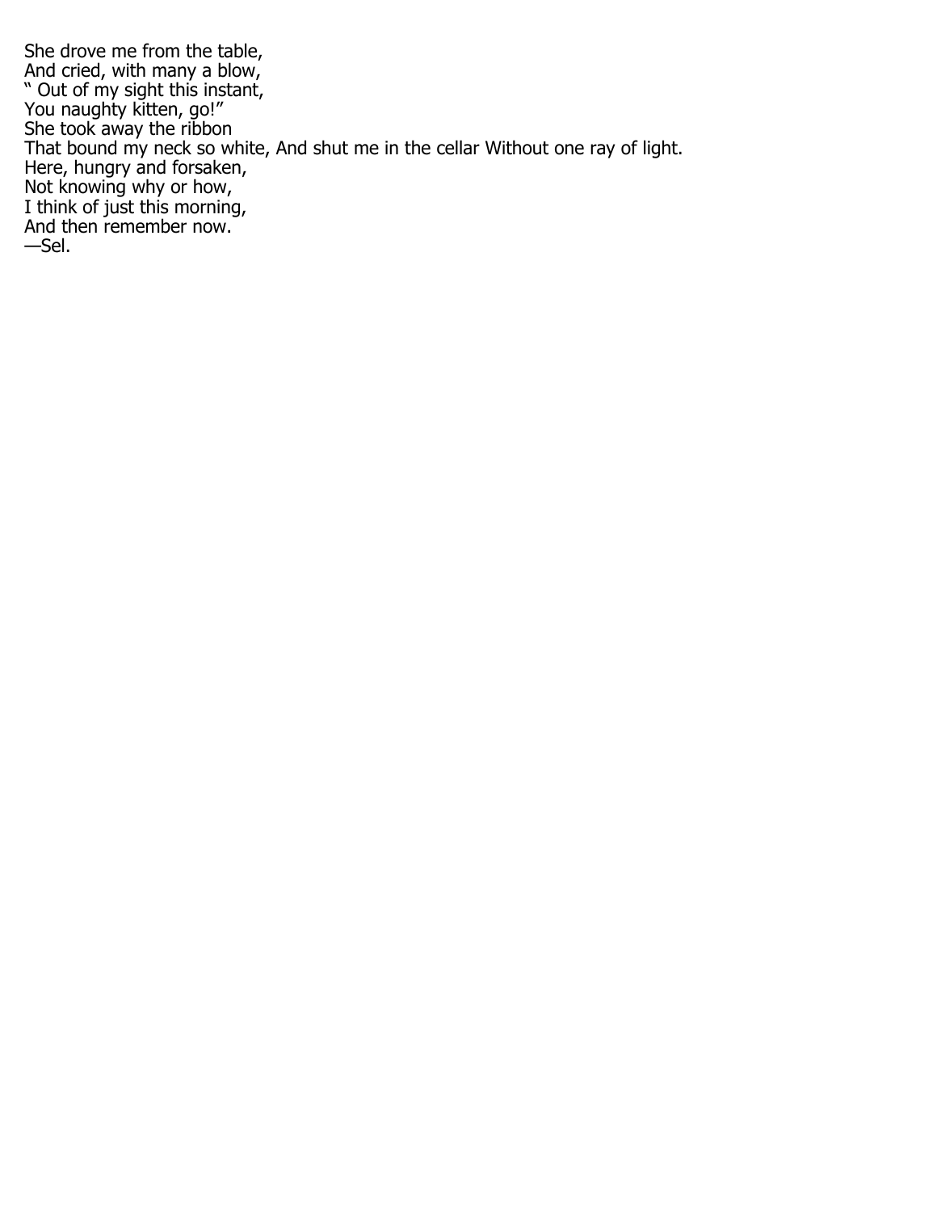She drove me from the table,
And cried, with many a blow,
" Out of my sight this instant,
You naughty kitten, go!"
She took away the ribbon
That bound my neck so white, And shut me in the cellar Without one ray of light.
Here, hungry and forsaken,
Not knowing why or how,
I think of just this morning,
And then remember now.
—Sel.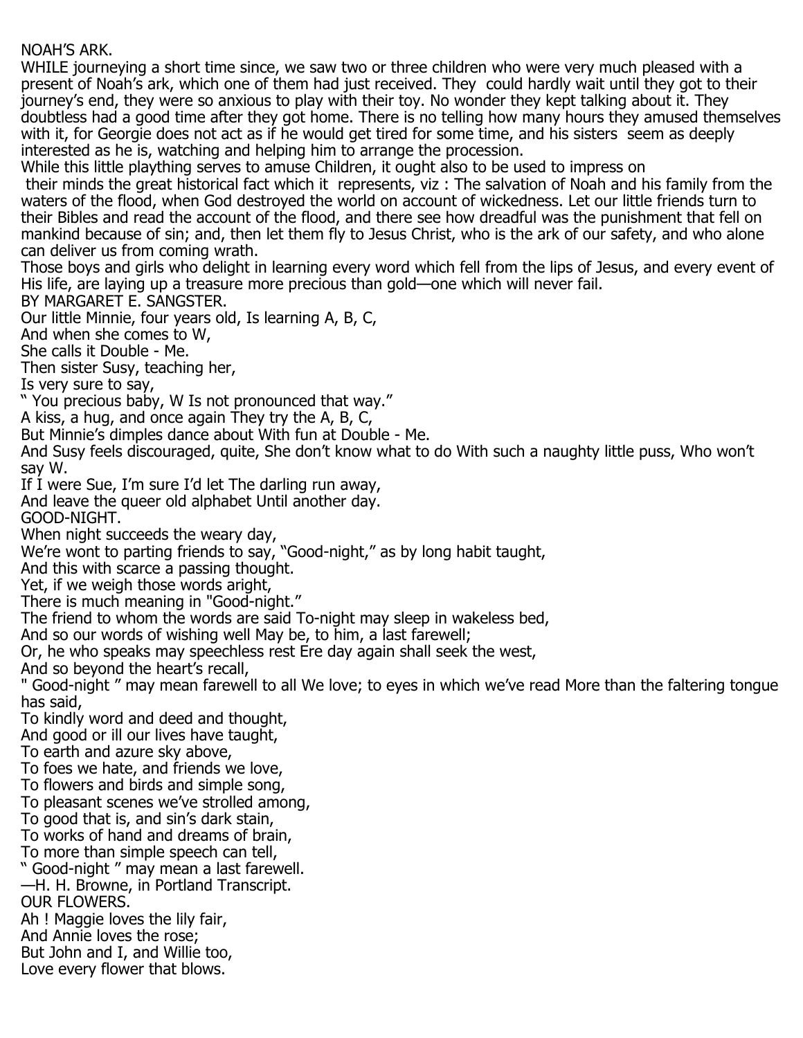## NOAH'S ARK.

WHILE journeying a short time since, we saw two or three children who were very much pleased with a present of Noah's ark, which one of them had just received. They could hardly wait until they got to their journey's end, they were so anxious to play with their toy. No wonder they kept talking about it. They doubtless had a good time after they got home. There is no telling how many hours they amused themselves with it, for Georgie does not act as if he would get tired for some time, and his sisters seem as deeply interested as he is, watching and helping him to arrange the procession.

While this little plaything serves to amuse Children, it ought also to be used to impress on their minds the great historical fact which it represents, viz : The salvation of Noah and his family from the waters of the flood, when God destroyed the world on account of wickedness. Let our little friends turn to their Bibles and read the account of the flood, and there see how dreadful was the punishment that fell on mankind because of sin; and, then let them fly to Jesus Christ, who is the ark of our safety, and who alone can deliver us from coming wrath.

Those boys and girls who delight in learning every word which fell from the lips of Jesus, and every event of His life, are laying up a treasure more precious than gold—one which will never fail.

BY MARGARET E. SANGSTER.

Our little Minnie, four years old, Is learning A, B, C,
And when she comes to W,
She calls it Double - Me.
Then sister Susy, teaching her,
Is very sure to say,
" You precious baby, W Is not pronounced that way."
A kiss, a hug, and once again They try the A, B, C,
But Minnie's dimples dance about With fun at Double - Me.
And Susy feels discouraged, quite, She don't know what to do With such a naughty little puss, Who won't say W.
If I were Sue, I'm sure I'd let The darling run away,
And leave the queer old alphabet Until another day.

## GOOD-NIGHT.

When night succeeds the weary day,
We're wont to parting friends to say, "Good-night," as by long habit taught,
And this with scarce a passing thought.
Yet, if we weigh those words aright,
There is much meaning in "Good-night."
The friend to whom the words are said To-night may sleep in wakeless bed,
And so our words of wishing well May be, to him, a last farewell;
Or, he who speaks may speechless rest Ere day again shall seek the west,
And so beyond the heart's recall,
" Good-night " may mean farewell to all We love; to eyes in which we've read More than the faltering tongue has said,
To kindly word and deed and thought,
And good or ill our lives have taught,
To earth and azure sky above,
To foes we hate, and friends we love,
To flowers and birds and simple song,
To pleasant scenes we've strolled among,
To good that is, and sin's dark stain,
To works of hand and dreams of brain,
To more than simple speech can tell,
" Good-night " may mean a last farewell.

—H. H. Browne, in Portland Transcript.

## OUR FLOWERS.

Ah ! Maggie loves the lily fair,
And Annie loves the rose;
But John and I, and Willie too,
Love every flower that blows.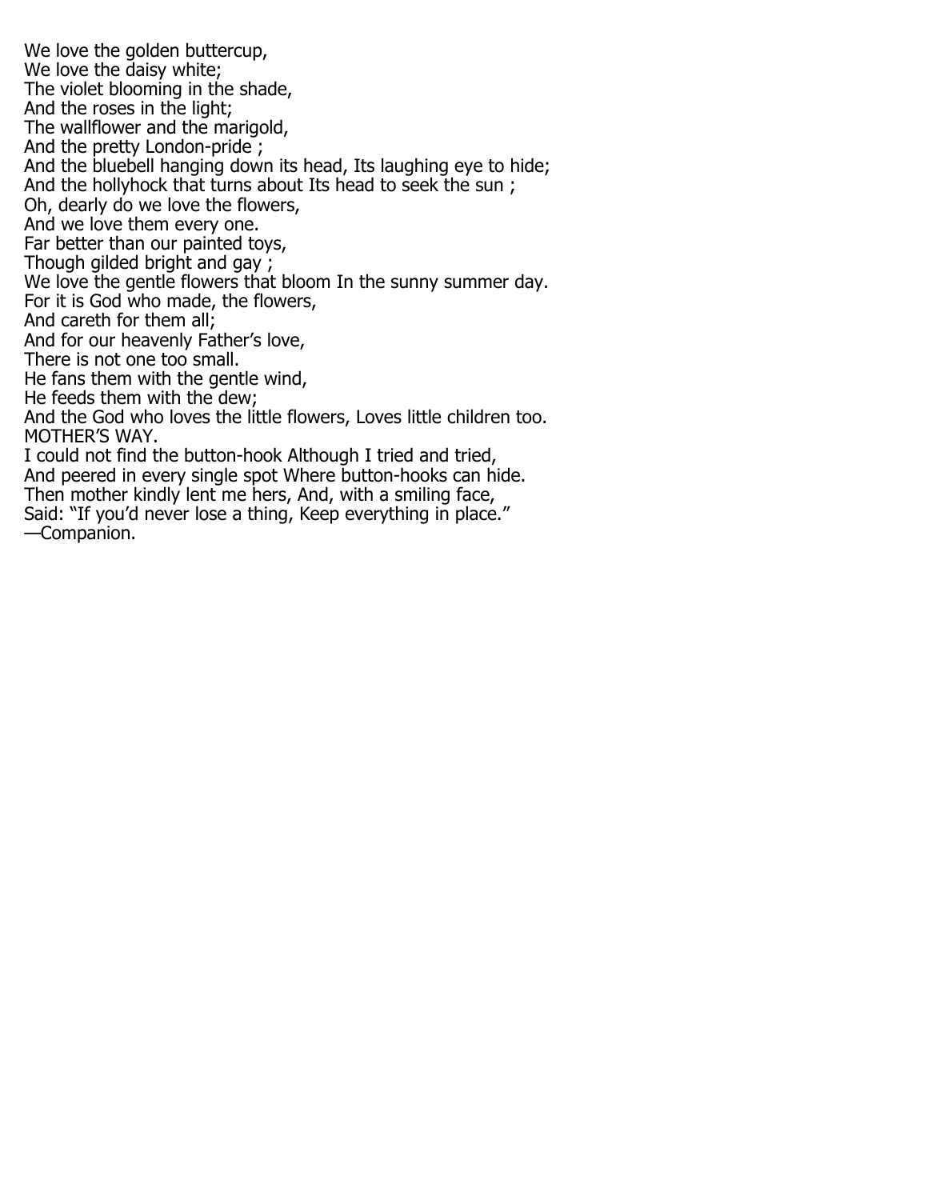We love the golden buttercup,
We love the daisy white;
The violet blooming in the shade,
And the roses in the light;
The wallflower and the marigold,
And the pretty London-pride ;
And the bluebell hanging down its head, Its laughing eye to hide;
And the hollyhock that turns about Its head to seek the sun ;
Oh, dearly do we love the flowers,
And we love them every one.
Far better than our painted toys,
Though gilded bright and gay ;
We love the gentle flowers that bloom In the sunny summer day.
For it is God who made, the flowers,
And careth for them all;
And for our heavenly Father’s love,
There is not one too small.
He fans them with the gentle wind,
He feeds them with the dew;
And the God who loves the little flowers, Loves little children too.

MOTHER’S WAY.

I could not find the button-hook Although I tried and tried,
And peered in every single spot Where button-hooks can hide.
Then mother kindly lent me hers, And, with a smiling face,
Said: “If you’d never lose a thing, Keep everything in place.”
—Companion.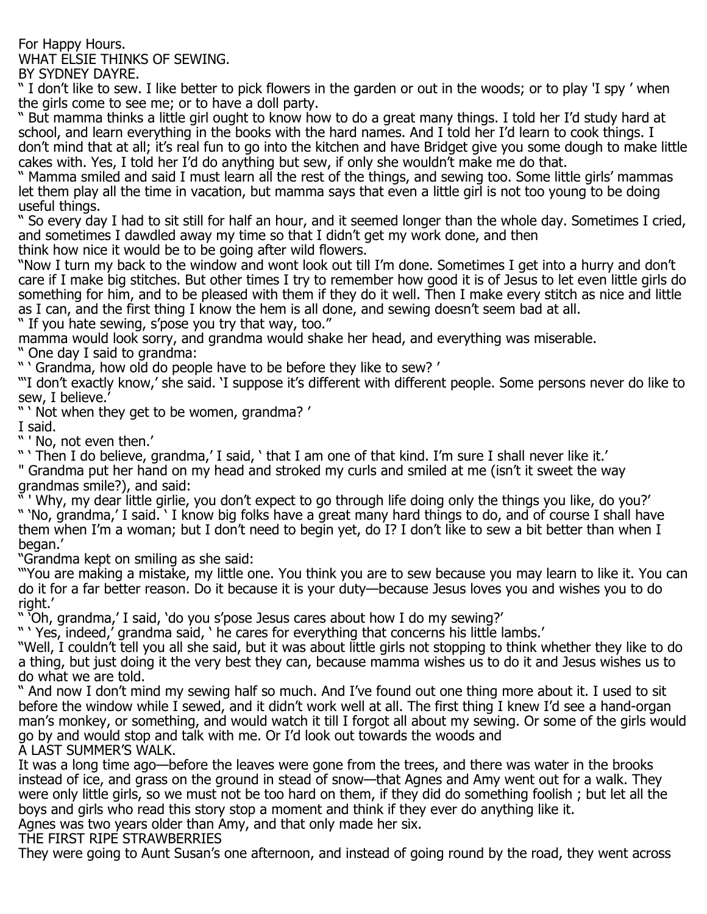For Happy Hours.

## WHAT ELSIE THINKS OF SEWING.

BY SYDNEY DAYRE.

" I don't like to sew. I like better to pick flowers in the garden or out in the woods; or to play 'I spy ' when the girls come to see me; or to have a doll party.

" But mamma thinks a little girl ought to know how to do a great many things. I told her I'd study hard at school, and learn everything in the books with the hard names. And I told her I'd learn to cook things. I don't mind that at all; it's real fun to go into the kitchen and have Bridget give you some dough to make little cakes with. Yes, I told her I'd do anything but sew, if only she wouldn't make me do that.

" Mamma smiled and said I must learn all the rest of the things, and sewing too. Some little girls' mammas let them play all the time in vacation, but mamma says that even a little girl is not too young to be doing useful things.

" So every day I had to sit still for half an hour, and it seemed longer than the whole day. Sometimes I cried, and sometimes I dawdled away my time so that I didn't get my work done, and then
think how nice it would be to be going after wild flowers.

"Now I turn my back to the window and wont look out till I'm done. Sometimes I get into a hurry and don't care if I make big stitches. But other times I try to remember how good it is of Jesus to let even little girls do something for him, and to be pleased with them if they do it well. Then I make every stitch as nice and little as I can, and the first thing I know the hem is all done, and sewing doesn't seem bad at all.

" If you hate sewing, s'pose you try that way, too."

mamma would look sorry, and grandma would shake her head, and everything was miserable.

" One day I said to grandma:

" ' Grandma, how old do people have to be before they like to sew? '

"'I don't exactly know,' she said. 'I suppose it's different with different people. Some persons never do like to sew, I believe.'

" ' Not when they get to be women, grandma? '
I said.

" ' No, not even then.'

" ' Then I do believe, grandma,' I said, ' that I am one of that kind. I'm sure I shall never like it.'

" Grandma put her hand on my head and stroked my curls and smiled at me (isn't it sweet the way grandmas smile?), and said:

" ' Why, my dear little girlie, you don't expect to go through life doing only the things you like, do you?'

" 'No, grandma,' I said. ' I know big folks have a great many hard things to do, and of course I shall have them when I'm a woman; but I don't need to begin yet, do I? I don't like to sew a bit better than when I began.'

"Grandma kept on smiling as she said:

"'You are making a mistake, my little one. You think you are to sew because you may learn to like it. You can do it for a far better reason. Do it because it is your duty—because Jesus loves you and wishes you to do right.'

" 'Oh, grandma,' I said, 'do you s'pose Jesus cares about how I do my sewing?'

" ' Yes, indeed,' grandma said, ' he cares for everything that concerns his little lambs.'

"Well, I couldn't tell you all she said, but it was about little girls not stopping to think whether they like to do a thing, but just doing it the very best they can, because mamma wishes us to do it and Jesus wishes us to do what we are told.

" And now I don't mind my sewing half so much. And I've found out one thing more about it. I used to sit before the window while I sewed, and it didn't work well at all. The first thing I knew I'd see a hand-organ man's monkey, or something, and would watch it till I forgot all about my sewing. Or some of the girls would go by and would stop and talk with me. Or I'd look out towards the woods and

## A LAST SUMMER'S WALK.

It was a long time ago—before the leaves were gone from the trees, and there was water in the brooks instead of ice, and grass on the ground in stead of snow—that Agnes and Amy went out for a walk. They were only little girls, so we must not be too hard on them, if they did do something foolish ; but let all the boys and girls who read this story stop a moment and think if they ever do anything like it.

Agnes was two years older than Amy, and that only made her six.

## THE FIRST RIPE STRAWBERRIES

They were going to Aunt Susan's one afternoon, and instead of going round by the road, they went across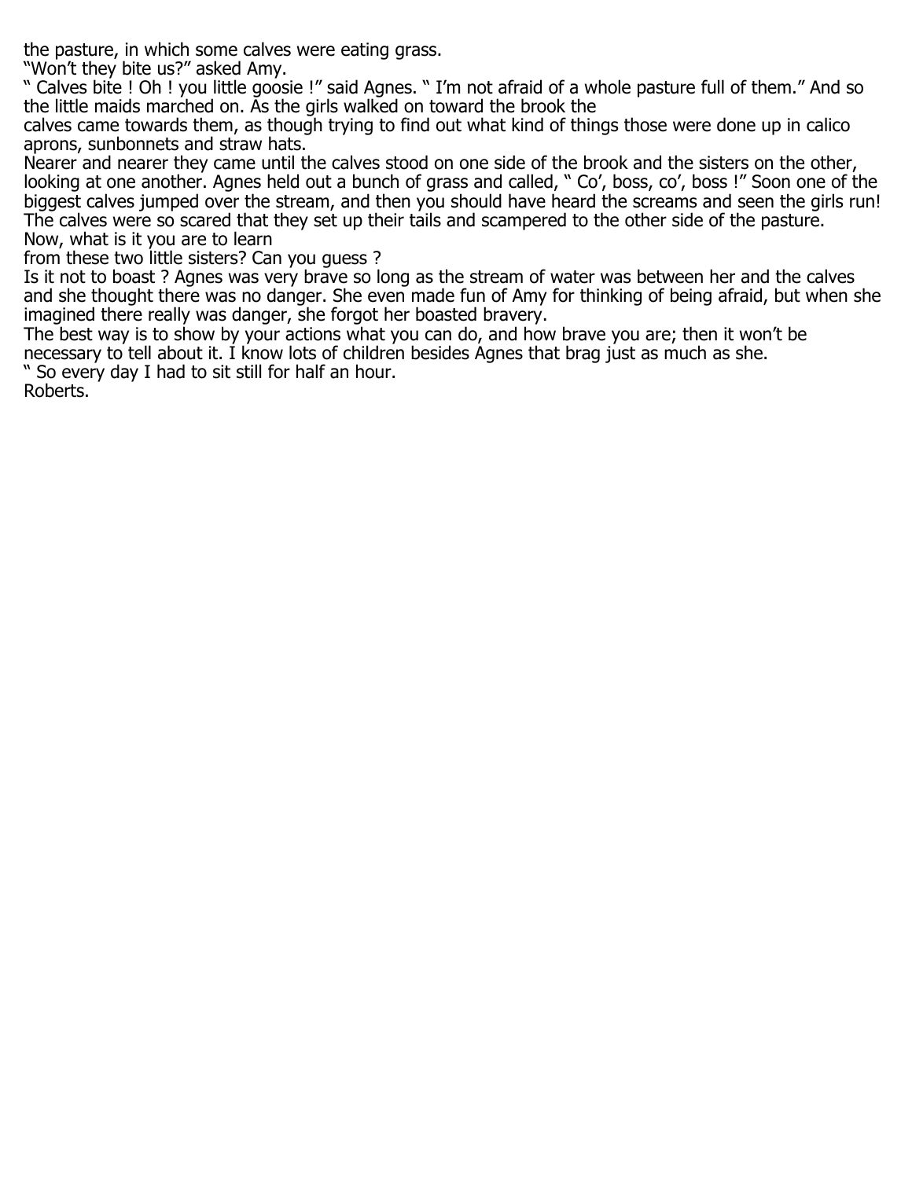the pasture, in which some calves were eating grass.

"Won't they bite us?" asked Amy.

" Calves bite ! Oh ! you little goosie !" said Agnes. " I'm not afraid of a whole pasture full of them." And so the little maids marched on. As the girls walked on toward the brook the calves came towards them, as though trying to find out what kind of things those were done up in calico aprons, sunbonnets and straw hats.

Nearer and nearer they came until the calves stood on one side of the brook and the sisters on the other, looking at one another. Agnes held out a bunch of grass and called, " Co', boss, co', boss !" Soon one of the biggest calves jumped over the stream, and then you should have heard the screams and seen the girls run! The calves were so scared that they set up their tails and scampered to the other side of the pasture.

Now, what is it you are to learn from these two little sisters? Can you guess ?

Is it not to boast ? Agnes was very brave so long as the stream of water was between her and the calves and she thought there was no danger. She even made fun of Amy for thinking of being afraid, but when she imagined there really was danger, she forgot her boasted bravery.

The best way is to show by your actions what you can do, and how brave you are; then it won't be necessary to tell about it. I know lots of children besides Agnes that brag just as much as she.

" So every day I had to sit still for half an hour.

Roberts.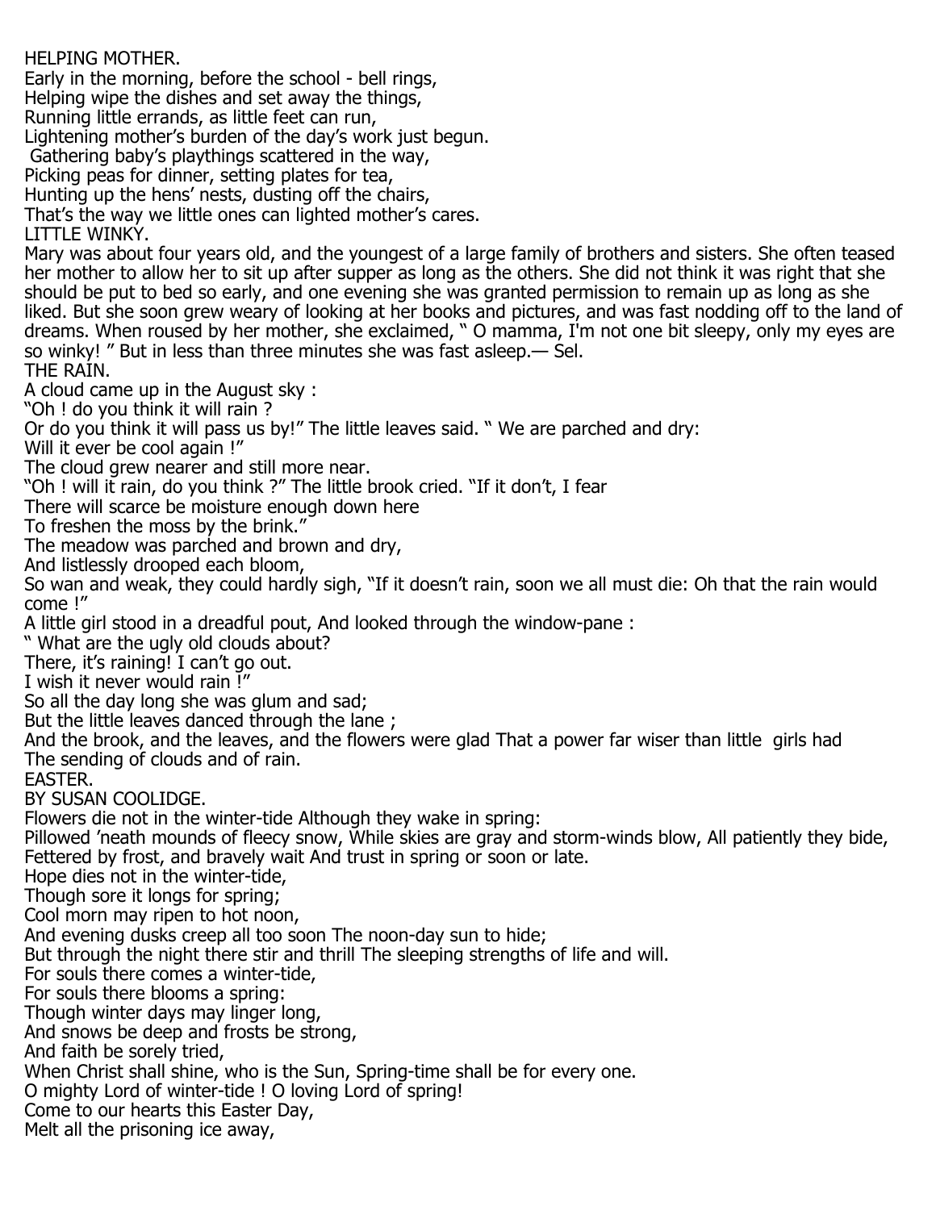## HELPING MOTHER.

Early in the morning, before the school - bell rings,
Helping wipe the dishes and set away the things,
Running little errands, as little feet can run,
Lightening mother's burden of the day's work just begun.
Gathering baby's playthings scattered in the way,
Picking peas for dinner, setting plates for tea,
Hunting up the hens' nests, dusting off the chairs,
That's the way we little ones can lighted mother's cares.

## LITTLE WINKY.

Mary was about four years old, and the youngest of a large family of brothers and sisters. She often teased her mother to allow her to sit up after supper as long as the others. She did not think it was right that she should be put to bed so early, and one evening she was granted permission to remain up as long as she liked. But she soon grew weary of looking at her books and pictures, and was fast nodding off to the land of dreams. When roused by her mother, she exclaimed, " O mamma, I'm not one bit sleepy, only my eyes are so winky! " But in less than three minutes she was fast asleep.— Sel.

## THE RAIN.

A cloud came up in the August sky :
"Oh ! do you think it will rain ?
Or do you think it will pass us by!" The little leaves said. " We are parched and dry:
Will it ever be cool again !"
The cloud grew nearer and still more near.
"Oh ! will it rain, do you think ?" The little brook cried. "If it don't, I fear
There will scarce be moisture enough down here
To freshen the moss by the brink."
The meadow was parched and brown and dry,
And listlessly drooped each bloom,
So wan and weak, they could hardly sigh, "If it doesn't rain, soon we all must die: Oh that the rain would come !"
A little girl stood in a dreadful pout, And looked through the window-pane :
" What are the ugly old clouds about?
There, it's raining! I can't go out.
I wish it never would rain !"
So all the day long she was glum and sad;
But the little leaves danced through the lane ;
And the brook, and the leaves, and the flowers were glad That a power far wiser than little girls had
The sending of clouds and of rain.

## EASTER.

BY SUSAN COOLIDGE.

Flowers die not in the winter-tide Although they wake in spring:
Pillowed 'neath mounds of fleecy snow, While skies are gray and storm-winds blow, All patiently they bide,
Fettered by frost, and bravely wait And trust in spring or soon or late.
Hope dies not in the winter-tide,
Though sore it longs for spring;
Cool morn may ripen to hot noon,
And evening dusks creep all too soon The noon-day sun to hide;
But through the night there stir and thrill The sleeping strengths of life and will.
For souls there comes a winter-tide,
For souls there blooms a spring:
Though winter days may linger long,
And snows be deep and frosts be strong,
And faith be sorely tried,
When Christ shall shine, who is the Sun, Spring-time shall be for every one.
O mighty Lord of winter-tide ! O loving Lord of spring!
Come to our hearts this Easter Day,
Melt all the prisoning ice away,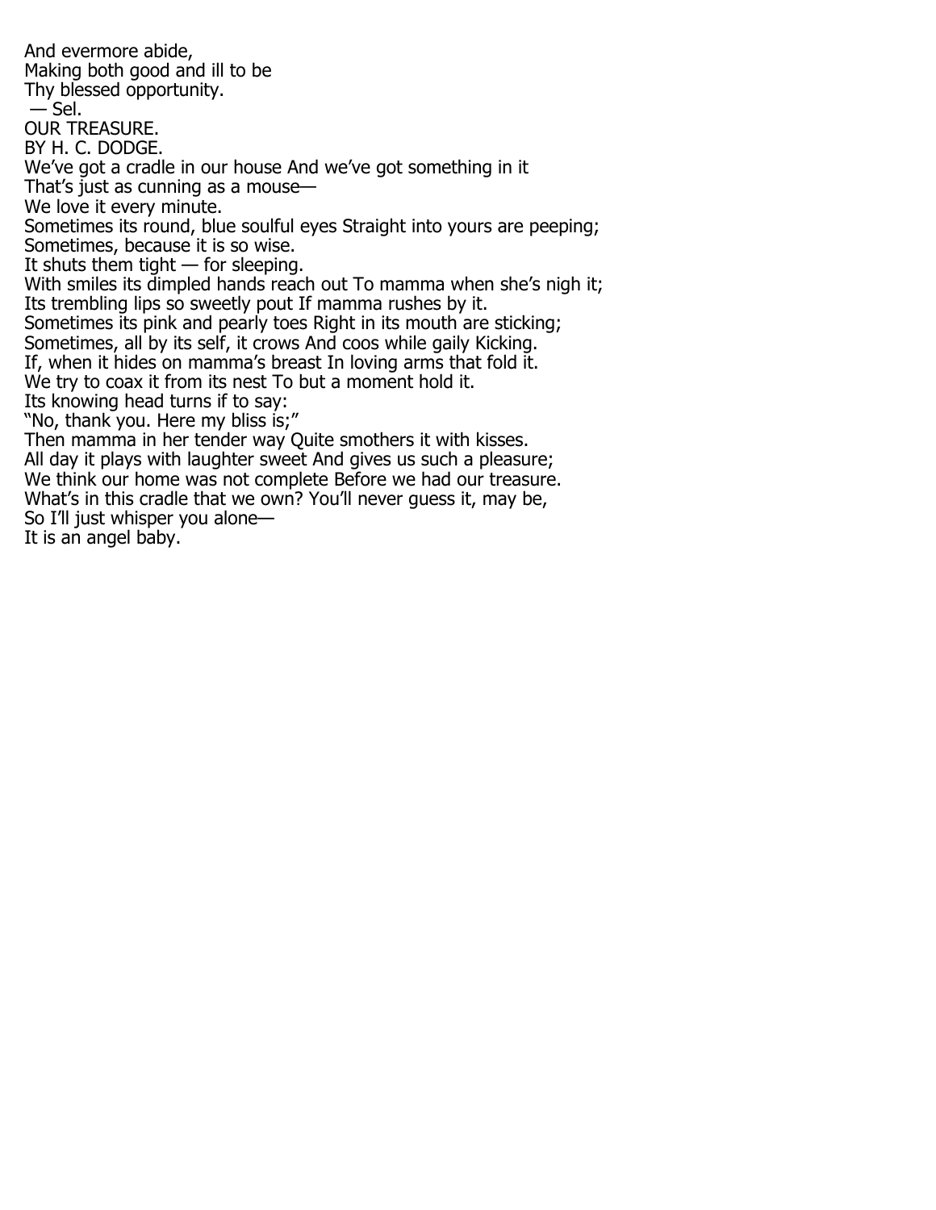And evermore abide,
Making both good and ill to be
Thy blessed opportunity.
— Sel.

## OUR TREASURE.

BY H. C. DODGE.

We've got a cradle in our house And we've got something in it
That's just as cunning as a mouse—
We love it every minute.
Sometimes its round, blue soulful eyes Straight into yours are peeping;
Sometimes, because it is so wise.
It shuts them tight — for sleeping.
With smiles its dimpled hands reach out To mamma when she's nigh it;
Its trembling lips so sweetly pout If mamma rushes by it.
Sometimes its pink and pearly toes Right in its mouth are sticking;
Sometimes, all by its self, it crows And coos while gaily Kicking.
If, when it hides on mamma's breast In loving arms that fold it.
We try to coax it from its nest To but a moment hold it.
Its knowing head turns if to say:
"No, thank you. Here my bliss is;"
Then mamma in her tender way Quite smothers it with kisses.
All day it plays with laughter sweet And gives us such a pleasure;
We think our home was not complete Before we had our treasure.
What's in this cradle that we own? You'll never guess it, may be,
So I'll just whisper you alone—
It is an angel baby.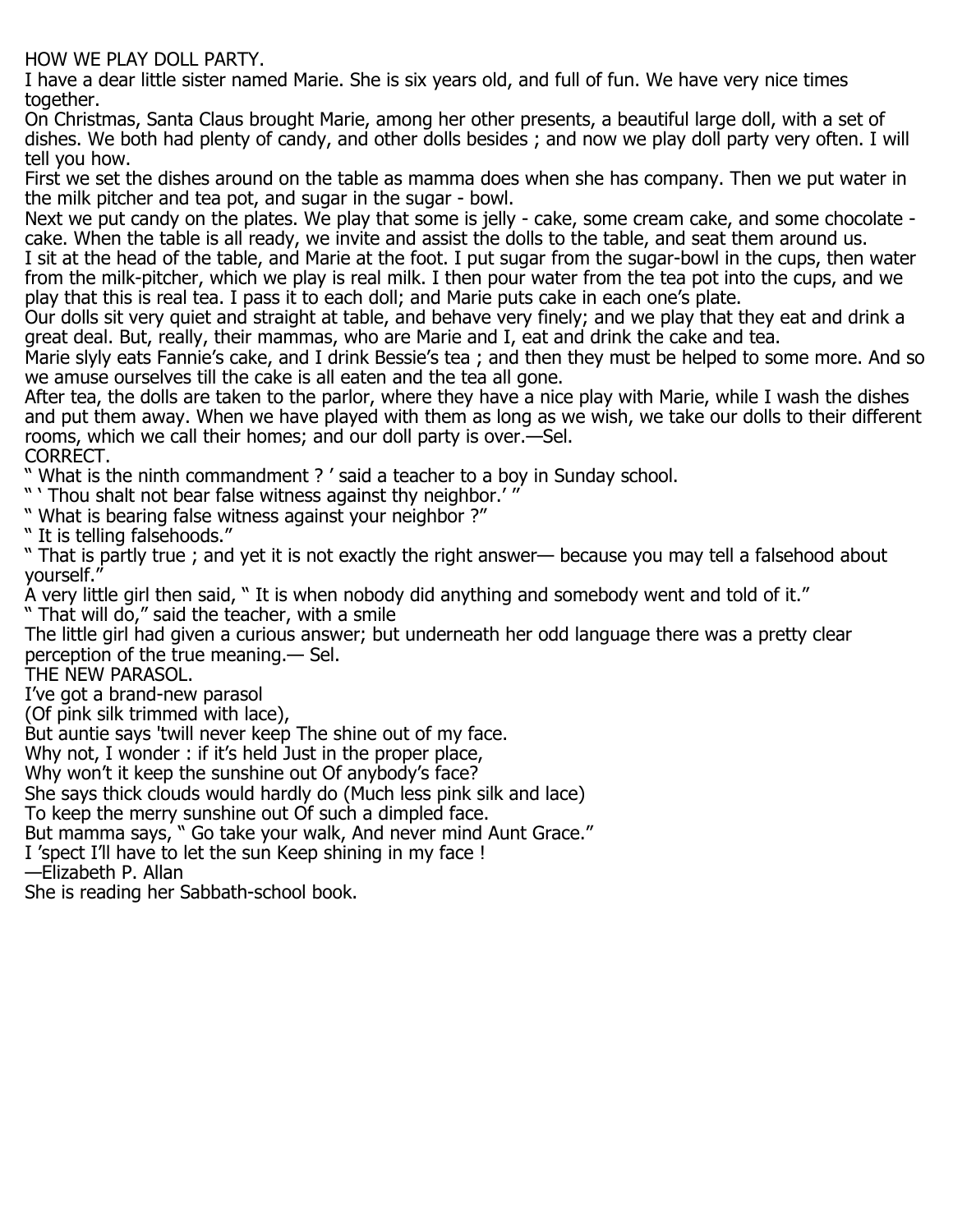## HOW WE PLAY DOLL PARTY.

I have a dear little sister named Marie. She is six years old, and full of fun. We have very nice times together.

On Christmas, Santa Claus brought Marie, among her other presents, a beautiful large doll, with a set of dishes. We both had plenty of candy, and other dolls besides ; and now we play doll party very often. I will tell you how.

First we set the dishes around on the table as mamma does when she has company. Then we put water in the milk pitcher and tea pot, and sugar in the sugar - bowl.

Next we put candy on the plates. We play that some is jelly - cake, some cream cake, and some chocolate - cake. When the table is all ready, we invite and assist the dolls to the table, and seat them around us.

I sit at the head of the table, and Marie at the foot. I put sugar from the sugar-bowl in the cups, then water from the milk-pitcher, which we play is real milk. I then pour water from the tea pot into the cups, and we play that this is real tea. I pass it to each doll; and Marie puts cake in each one's plate.

Our dolls sit very quiet and straight at table, and behave very finely; and we play that they eat and drink a great deal. But, really, their mammas, who are Marie and I, eat and drink the cake and tea.

Marie slyly eats Fannie's cake, and I drink Bessie's tea ; and then they must be helped to some more. And so we amuse ourselves till the cake is all eaten and the tea all gone.

After tea, the dolls are taken to the parlor, where they have a nice play with Marie, while I wash the dishes and put them away. When we have played with them as long as we wish, we take our dolls to their different rooms, which we call their homes; and our doll party is over.—Sel.

## CORRECT.

" What is the ninth commandment ? ' said a teacher to a boy in Sunday school.

" ' Thou shalt not bear false witness against thy neighbor.' "

" What is bearing false witness against your neighbor ?"

" It is telling falsehoods."

" That is partly true ; and yet it is not exactly the right answer— because you may tell a falsehood about yourself."

A very little girl then said, " It is when nobody did anything and somebody went and told of it."

" That will do," said the teacher, with a smile

The little girl had given a curious answer; but underneath her odd language there was a pretty clear perception of the true meaning.— Sel.

## THE NEW PARASOL.

I've got a brand-new parasol
(Of pink silk trimmed with lace),
But auntie says 'twill never keep The shine out of my face.
Why not, I wonder : if it's held Just in the proper place,
Why won't it keep the sunshine out Of anybody's face?
She says thick clouds would hardly do (Much less pink silk and lace)
To keep the merry sunshine out Of such a dimpled face.
But mamma says, " Go take your walk, And never mind Aunt Grace."
I 'spect I'll have to let the sun Keep shining in my face !

—Elizabeth P. Allan

She is reading her Sabbath-school book.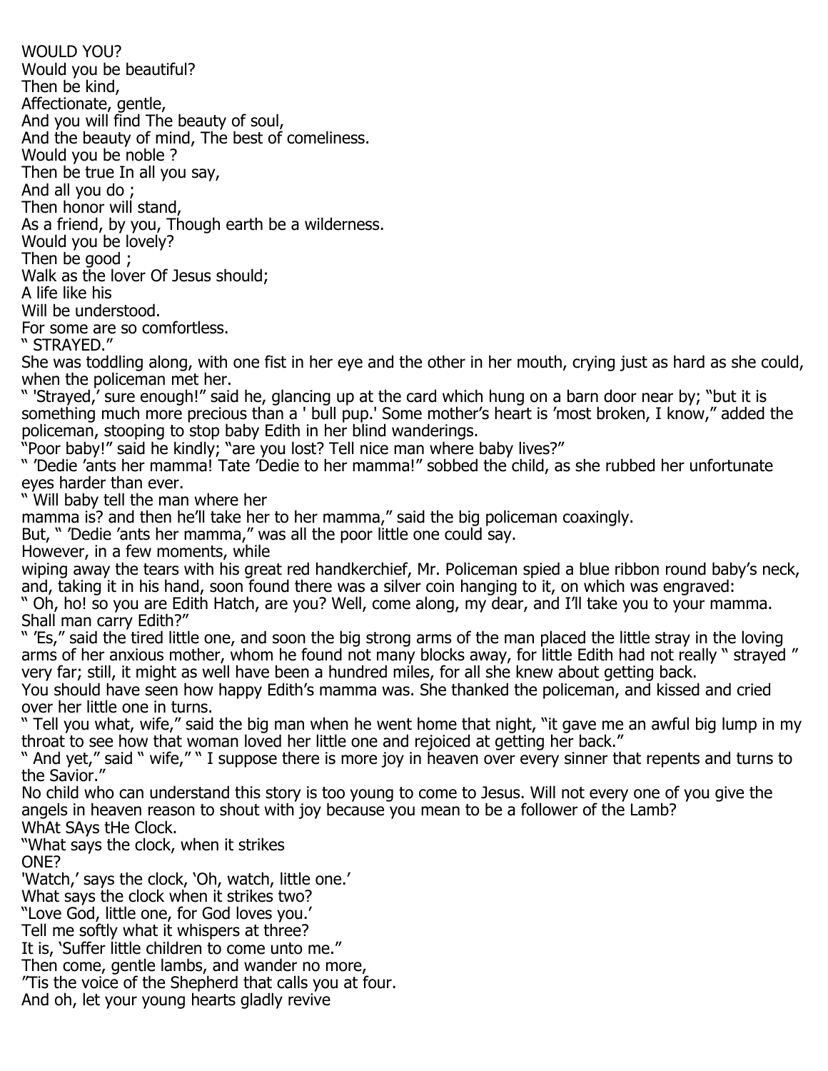## WOULD YOU?

Would you be beautiful?
Then be kind,
Affectionate, gentle,
And you will find The beauty of soul,
And the beauty of mind, The best of comeliness.
Would you be noble ?
Then be true In all you say,
And all you do ;
Then honor will stand,
As a friend, by you, Though earth be a wilderness.
Would you be lovely?
Then be good ;
Walk as the lover Of Jesus should;
A life like his
Will be understood.
For some are so comfortless.

## " STRAYED."

She was toddling along, with one fist in her eye and the other in her mouth, crying just as hard as she could, when the policeman met her.

" 'Strayed,' sure enough!" said he, glancing up at the card which hung on a barn door near by; "but it is something much more precious than a ' bull pup.' Some mother's heart is 'most broken, I know," added the policeman, stooping to stop baby Edith in her blind wanderings.

"Poor baby!" said he kindly; "are you lost? Tell nice man where baby lives?"

" 'Dedie 'ants her mamma! Tate 'Dedie to her mamma!" sobbed the child, as she rubbed her unfortunate eyes harder than ever.

" Will baby tell the man where her mamma is? and then he'll take her to her mamma," said the big policeman coaxingly.

But, " 'Dedie 'ants her mamma," was all the poor little one could say.

However, in a few moments, while wiping away the tears with his great red handkerchief, Mr. Policeman spied a blue ribbon round baby's neck, and, taking it in his hand, soon found there was a silver coin hanging to it, on which was engraved:

" Oh, ho! so you are Edith Hatch, are you? Well, come along, my dear, and I'll take you to your mamma. Shall man carry Edith?"

" 'Es," said the tired little one, and soon the big strong arms of the man placed the little stray in the loving arms of her anxious mother, whom he found not many blocks away, for little Edith had not really " strayed " very far; still, it might as well have been a hundred miles, for all she knew about getting back.

You should have seen how happy Edith's mamma was. She thanked the policeman, and kissed and cried over her little one in turns.

" Tell you what, wife," said the big man when he went home that night, "it gave me an awful big lump in my throat to see how that woman loved her little one and rejoiced at getting her back."

" And yet," said " wife," " I suppose there is more joy in heaven over every sinner that repents and turns to the Savior."

No child who can understand this story is too young to come to Jesus. Will not every one of you give the angels in heaven reason to shout with joy because you mean to be a follower of the Lamb?

## WhAt SAys tHe Clock.

"What says the clock, when it strikes ONE?
'Watch,' says the clock, 'Oh, watch, little one.'
What says the clock when it strikes two?
"Love God, little one, for God loves you.'
Tell me softly what it whispers at three?
It is, 'Suffer little children to come unto me."
Then come, gentle lambs, and wander no more,
'Tis the voice of the Shepherd that calls you at four.
And oh, let your young hearts gladly revive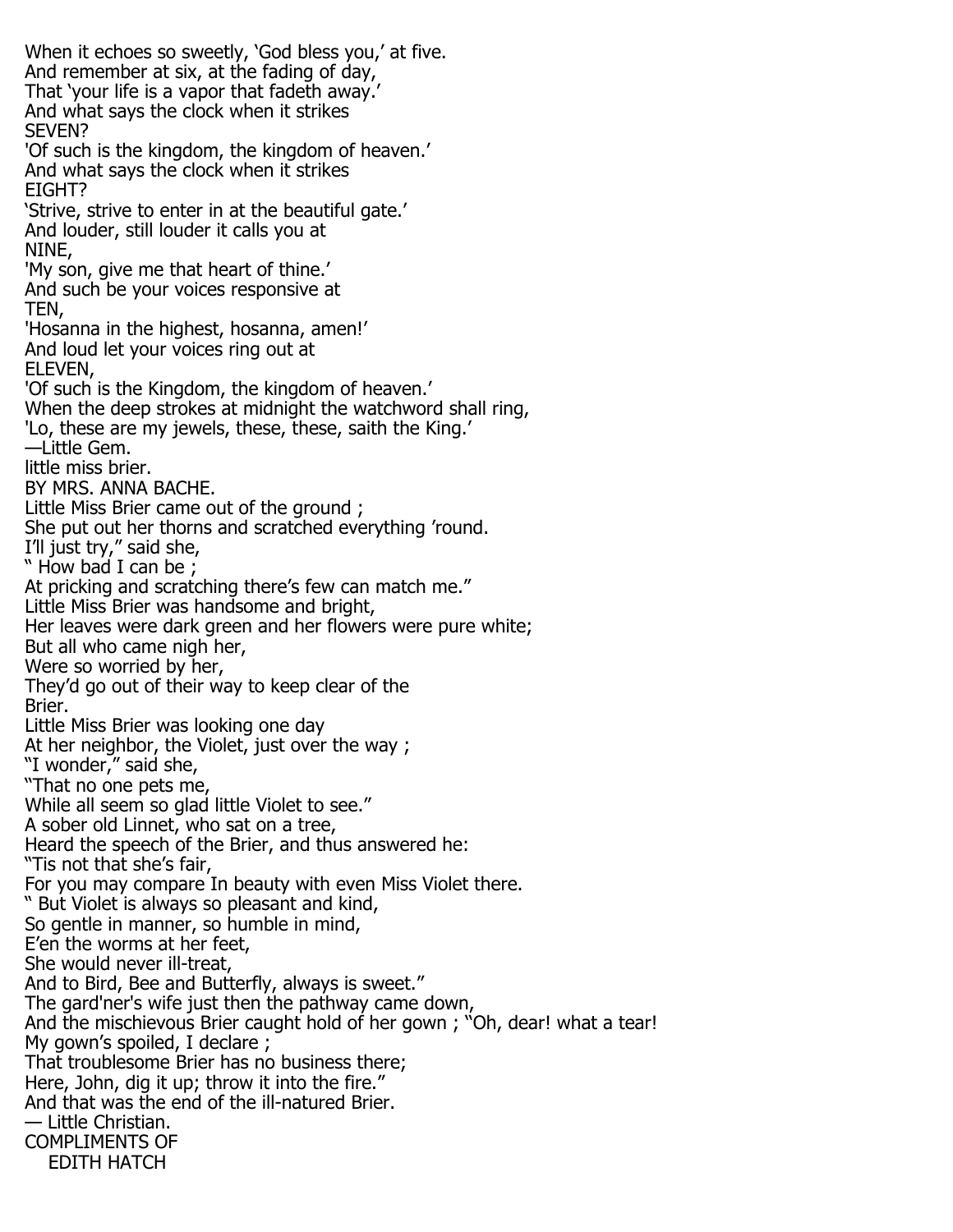When it echoes so sweetly, 'God bless you,' at five.
And remember at six, at the fading of day,
That 'your life is a vapor that fadeth away.'
And what says the clock when it strikes
SEVEN?
'Of such is the kingdom, the kingdom of heaven.'
And what says the clock when it strikes
EIGHT?
'Strive, strive to enter in at the beautiful gate.'
And louder, still louder it calls you at
NINE,
'My son, give me that heart of thine.'
And such be your voices responsive at
TEN,
'Hosanna in the highest, hosanna, amen!'
And loud let your voices ring out at
ELEVEN,
'Of such is the Kingdom, the kingdom of heaven.'
When the deep strokes at midnight the watchword shall ring,
'Lo, these are my jewels, these, these, saith the King.'
—Little Gem.

## little miss brier.

BY MRS. ANNA BACHE.

Little Miss Brier came out of the ground ;
She put out her thorns and scratched everything 'round.
I'll just try," said she,
" How bad I can be ;
At pricking and scratching there's few can match me."
Little Miss Brier was handsome and bright,
Her leaves were dark green and her flowers were pure white;
But all who came nigh her,
Were so worried by her,
They'd go out of their way to keep clear of the
Brier.
Little Miss Brier was looking one day
At her neighbor, the Violet, just over the way ;
"I wonder," said she,
"That no one pets me,
While all seem so glad little Violet to see."
A sober old Linnet, who sat on a tree,
Heard the speech of the Brier, and thus answered he:
"Tis not that she's fair,
For you may compare In beauty with even Miss Violet there.
" But Violet is always so pleasant and kind,
So gentle in manner, so humble in mind,
E'en the worms at her feet,
She would never ill-treat,
And to Bird, Bee and Butterfly, always is sweet."
The gard'ner's wife just then the pathway came down,
And the mischievous Brier caught hold of her gown ; "Oh, dear! what a tear!
My gown's spoiled, I declare ;
That troublesome Brier has no business there;
Here, John, dig it up; throw it into the fire."
And that was the end of the ill-natured Brier.
— Little Christian.

COMPLIMENTS OF
EDITH HATCH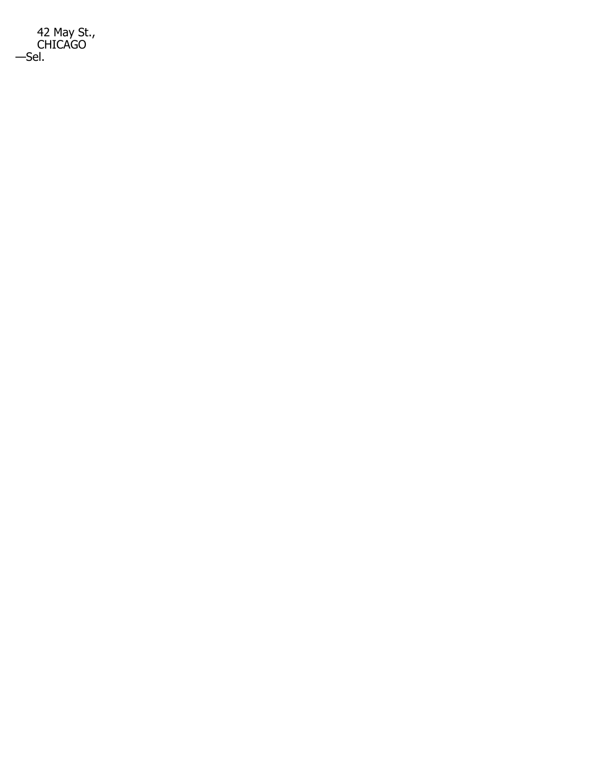42 May St.,  
CHICAGO

—Sel.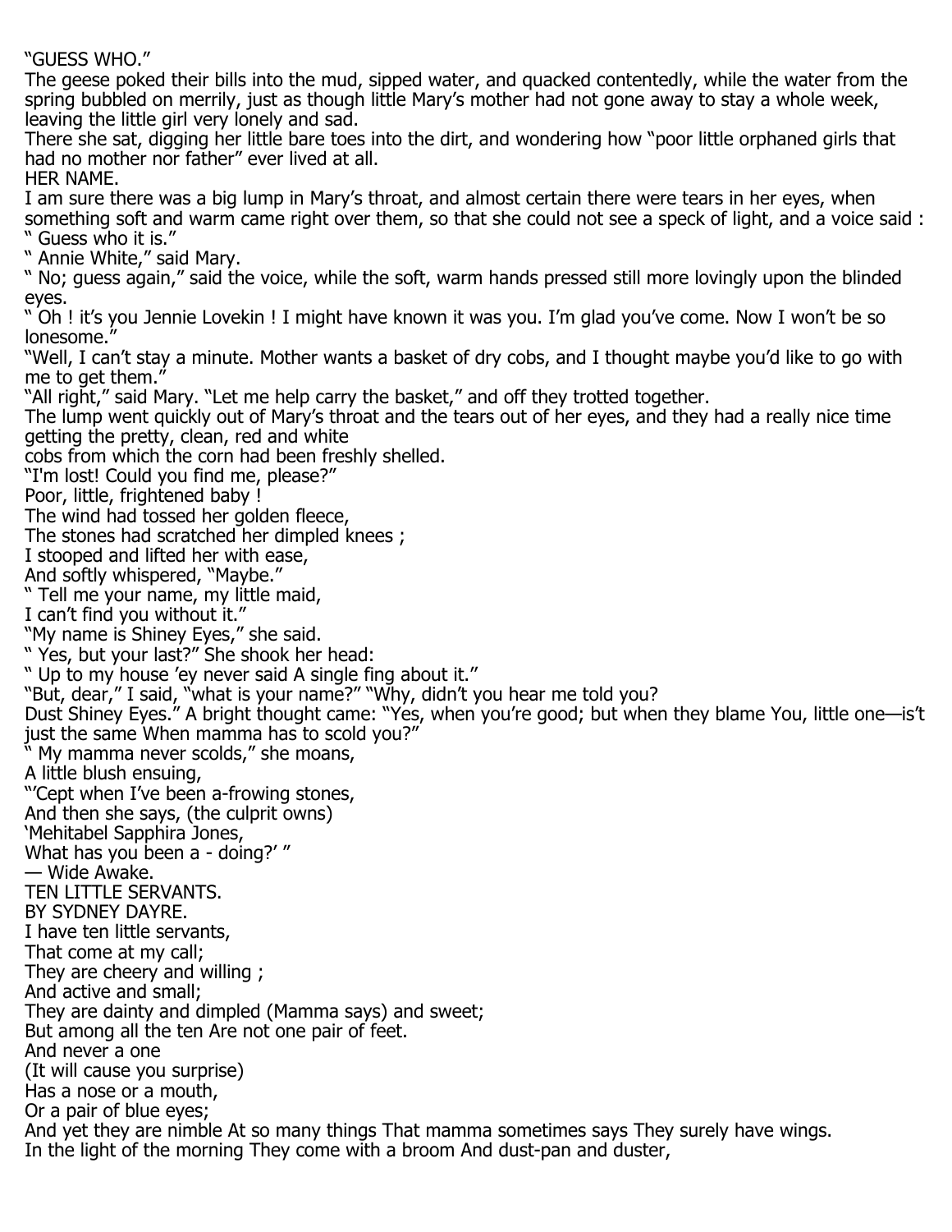"GUESS WHO."

The geese poked their bills into the mud, sipped water, and quacked contentedly, while the water from the spring bubbled on merrily, just as though little Mary's mother had not gone away to stay a whole week, leaving the little girl very lonely and sad.

There she sat, digging her little bare toes into the dirt, and wondering how "poor little orphaned girls that had no mother nor father" ever lived at all.

HER NAME.

I am sure there was a big lump in Mary's throat, and almost certain there were tears in her eyes, when something soft and warm came right over them, so that she could not see a speck of light, and a voice said : " Guess who it is."

" Annie White," said Mary.

" No; guess again," said the voice, while the soft, warm hands pressed still more lovingly upon the blinded eyes.

" Oh ! it's you Jennie Lovekin ! I might have known it was you. I'm glad you've come. Now I won't be so lonesome."

"Well, I can't stay a minute. Mother wants a basket of dry cobs, and I thought maybe you'd like to go with me to get them."

"All right," said Mary. "Let me help carry the basket," and off they trotted together.

The lump went quickly out of Mary's throat and the tears out of her eyes, and they had a really nice time getting the pretty, clean, red and white
cobs from which the corn had been freshly shelled.

"I'm lost! Could you find me, please?"
Poor, little, frightened baby !
The wind had tossed her golden fleece,
The stones had scratched her dimpled knees ;
I stooped and lifted her with ease,
And softly whispered, "Maybe."
" Tell me your name, my little maid,
I can't find you without it."
"My name is Shiney Eyes," she said.
" Yes, but your last?" She shook her head:
" Up to my house 'ey never said A single fing about it."
"But, dear," I said, "what is your name?" "Why, didn't you hear me told you?
Dust Shiney Eyes." A bright thought came: "Yes, when you're good; but when they blame You, little one—is't just the same When mamma has to scold you?"
" My mamma never scolds," she moans,
A little blush ensuing,
"'Cept when I've been a-frowing stones,
And then she says, (the culprit owns)
'Mehitabel Sapphira Jones,
What has you been a - doing?' "
— Wide Awake.

TEN LITTLE SERVANTS.

BY SYDNEY DAYRE.

I have ten little servants,
That come at my call;
They are cheery and willing ;
And active and small;
They are dainty and dimpled (Mamma says) and sweet;
But among all the ten Are not one pair of feet.
And never a one
(It will cause you surprise)
Has a nose or a mouth,
Or a pair of blue eyes;
And yet they are nimble At so many things That mamma sometimes says They surely have wings.
In the light of the morning They come with a broom And dust-pan and duster,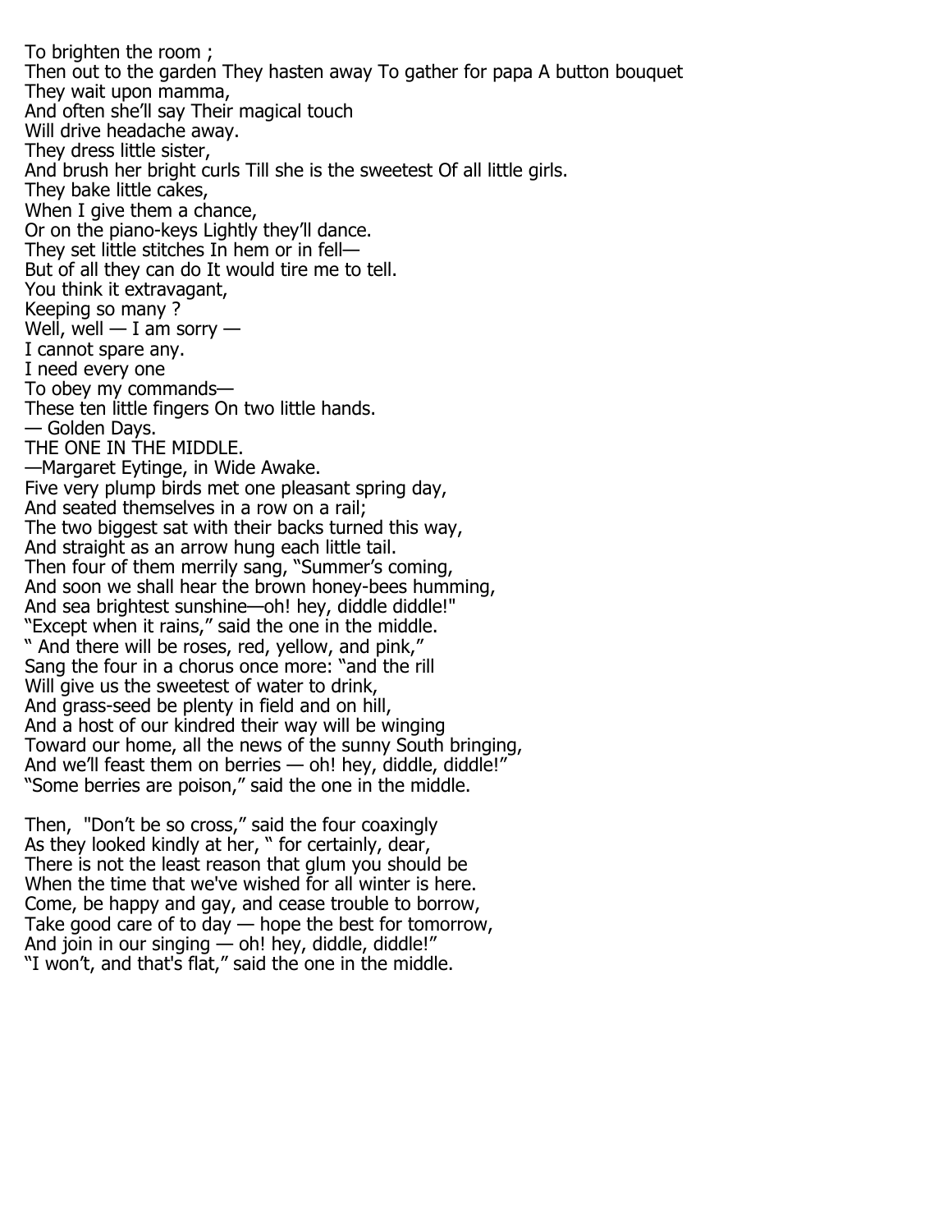To brighten the room ;
Then out to the garden They hasten away To gather for papa A button bouquet
They wait upon mamma,
And often she'll say Their magical touch
Will drive headache away.
They dress little sister,
And brush her bright curls Till she is the sweetest Of all little girls.
They bake little cakes,
When I give them a chance,
Or on the piano-keys Lightly they'll dance.
They set little stitches In hem or in fell—
But of all they can do It would tire me to tell.
You think it extravagant,
Keeping so many ?
Well, well — I am sorry —
I cannot spare any.
I need every one
To obey my commands—
These ten little fingers On two little hands.
— Golden Days.

## THE ONE IN THE MIDDLE.

—Margaret Eytinge, in Wide Awake.

Five very plump birds met one pleasant spring day,
And seated themselves in a row on a rail;
The two biggest sat with their backs turned this way,
And straight as an arrow hung each little tail.
Then four of them merrily sang, "Summer's coming,
And soon we shall hear the brown honey-bees humming,
And sea brightest sunshine—oh! hey, diddle diddle!"
"Except when it rains," said the one in the middle.
" And there will be roses, red, yellow, and pink,"
Sang the four in a chorus once more: "and the rill
Will give us the sweetest of water to drink,
And grass-seed be plenty in field and on hill,
And a host of our kindred their way will be winging
Toward our home, all the news of the sunny South bringing,
And we'll feast them on berries — oh! hey, diddle, diddle!"
"Some berries are poison," said the one in the middle.

Then, "Don't be so cross," said the four coaxingly
As they looked kindly at her, " for certainly, dear,
There is not the least reason that glum you should be
When the time that we've wished for all winter is here.
Come, be happy and gay, and cease trouble to borrow,
Take good care of to day — hope the best for tomorrow,
And join in our singing — oh! hey, diddle, diddle!"
"I won't, and that's flat," said the one in the middle.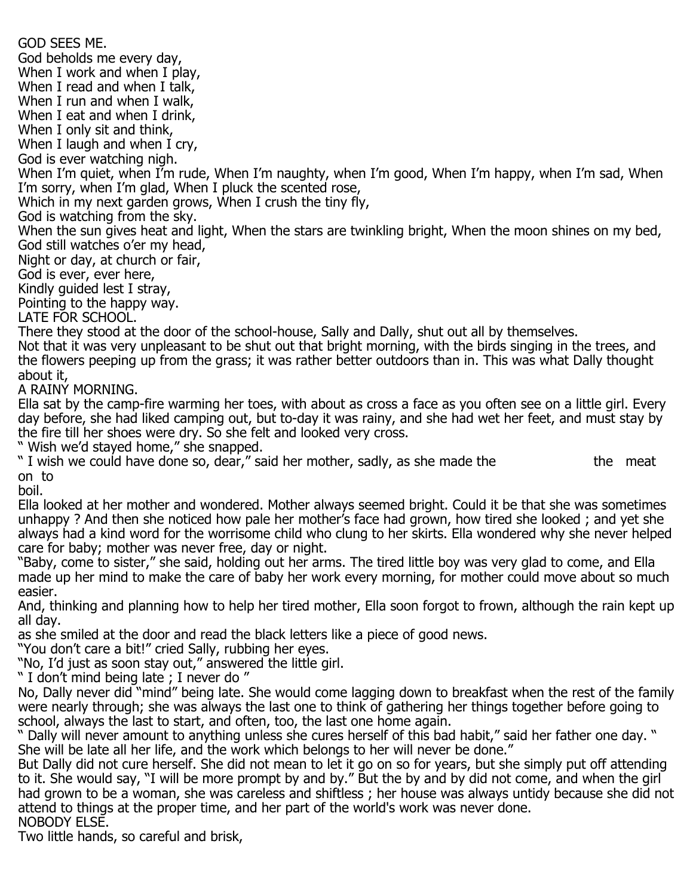## GOD SEES ME.

God beholds me every day,
When I work and when I play,
When I read and when I talk,
When I run and when I walk,
When I eat and when I drink,
When I only sit and think,
When I laugh and when I cry,
God is ever watching nigh.

When I'm quiet, when I'm rude, When I'm naughty, when I'm good, When I'm happy, when I'm sad, When I'm sorry, when I'm glad, When I pluck the scented rose,
Which in my next garden grows, When I crush the tiny fly,
God is watching from the sky.

When the sun gives heat and light, When the stars are twinkling bright, When the moon shines on my bed, God still watches o'er my head,
Night or day, at church or fair,
God is ever, ever here,
Kindly guided lest I stray,
Pointing to the happy way.

## LATE FOR SCHOOL.

There they stood at the door of the school-house, Sally and Dally, shut out all by themselves.

Not that it was very unpleasant to be shut out that bright morning, with the birds singing in the trees, and the flowers peeping up from the grass; it was rather better outdoors than in. This was what Dally thought about it,

## A RAINY MORNING.

Ella sat by the camp-fire warming her toes, with about as cross a face as you often see on a little girl. Every day before, she had liked camping out, but to-day it was rainy, and she had wet her feet, and must stay by the fire till her shoes were dry. So she felt and looked very cross.

" Wish we'd stayed home," she snapped.

" I wish we could have done so, dear," said her mother, sadly, as she made the the meat on to boil.

Ella looked at her mother and wondered. Mother always seemed bright. Could it be that she was sometimes unhappy ? And then she noticed how pale her mother's face had grown, how tired she looked ; and yet she always had a kind word for the worrisome child who clung to her skirts. Ella wondered why she never helped care for baby; mother was never free, day or night.

"Baby, come to sister," she said, holding out her arms. The tired little boy was very glad to come, and Ella made up her mind to make the care of baby her work every morning, for mother could move about so much easier.

And, thinking and planning how to help her tired mother, Ella soon forgot to frown, although the rain kept up all day.

as she smiled at the door and read the black letters like a piece of good news.

"You don't care a bit!" cried Sally, rubbing her eyes.

"No, I'd just as soon stay out," answered the little girl.

" I don't mind being late ; I never do "

No, Dally never did "mind" being late. She would come lagging down to breakfast when the rest of the family were nearly through; she was always the last one to think of gathering her things together before going to school, always the last to start, and often, too, the last one home again.

" Dally will never amount to anything unless she cures herself of this bad habit," said her father one day. " She will be late all her life, and the work which belongs to her will never be done."

But Dally did not cure herself. She did not mean to let it go on so for years, but she simply put off attending to it. She would say, "I will be more prompt by and by." But the by and by did not come, and when the girl had grown to be a woman, she was careless and shiftless ; her house was always untidy because she did not attend to things at the proper time, and her part of the world's work was never done.

## NOBODY ELSE.

Two little hands, so careful and brisk,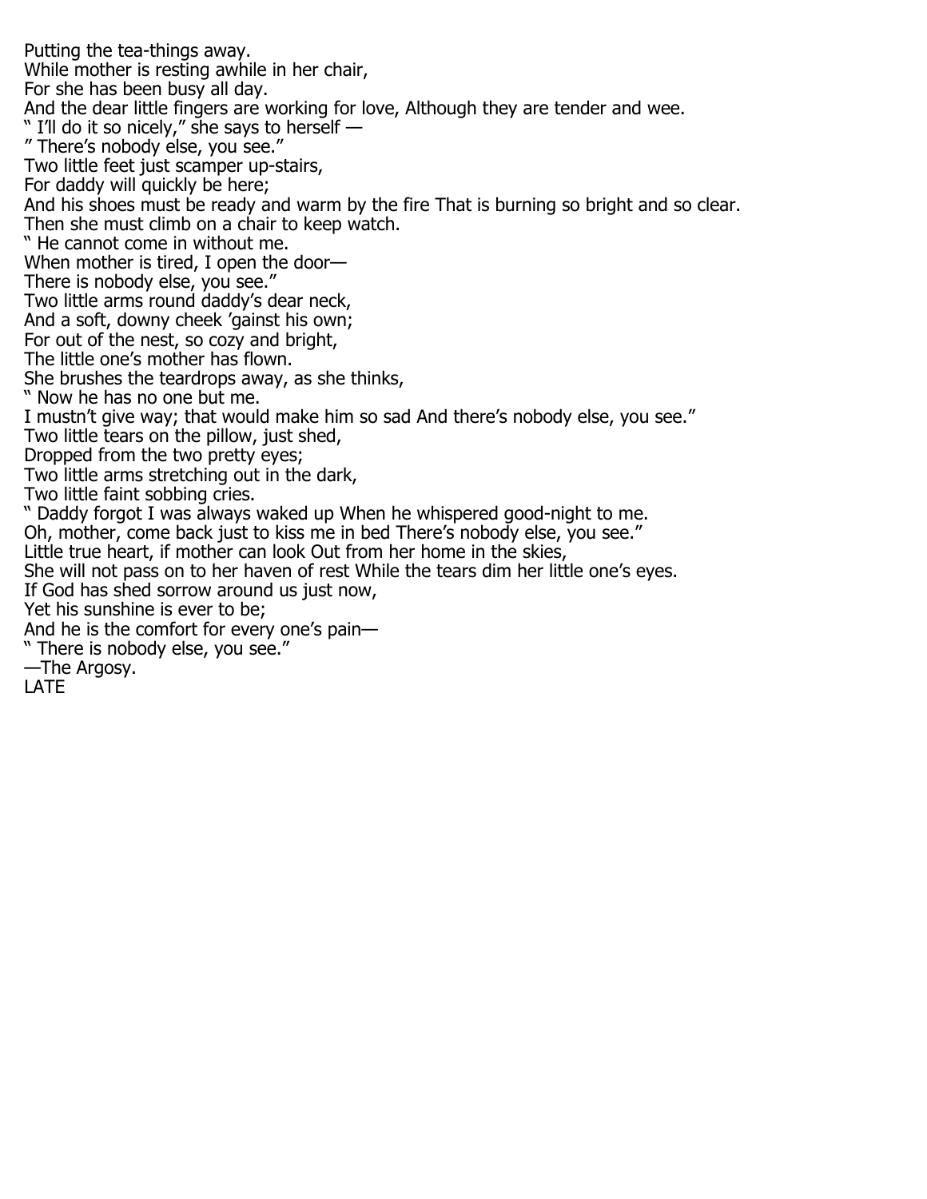Putting the tea-things away.
While mother is resting awhile in her chair,
For she has been busy all day.
And the dear little fingers are working for love, Although they are tender and wee.
" I'll do it so nicely," she says to herself —
" There's nobody else, you see."
Two little feet just scamper up-stairs,
For daddy will quickly be here;
And his shoes must be ready and warm by the fire That is burning so bright and so clear.
Then she must climb on a chair to keep watch.
" He cannot come in without me.
When mother is tired, I open the door—
There is nobody else, you see."
Two little arms round daddy's dear neck,
And a soft, downy cheek 'gainst his own;
For out of the nest, so cozy and bright,
The little one's mother has flown.
She brushes the teardrops away, as she thinks,
" Now he has no one but me.
I mustn't give way; that would make him so sad And there's nobody else, you see."
Two little tears on the pillow, just shed,
Dropped from the two pretty eyes;
Two little arms stretching out in the dark,
Two little faint sobbing cries.
" Daddy forgot I was always waked up When he whispered good-night to me.
Oh, mother, come back just to kiss me in bed There's nobody else, you see."
Little true heart, if mother can look Out from her home in the skies,
She will not pass on to her haven of rest While the tears dim her little one's eyes.
If God has shed sorrow around us just now,
Yet his sunshine is ever to be;
And he is the comfort for every one's pain—
" There is nobody else, you see."
—The Argosy.
LATE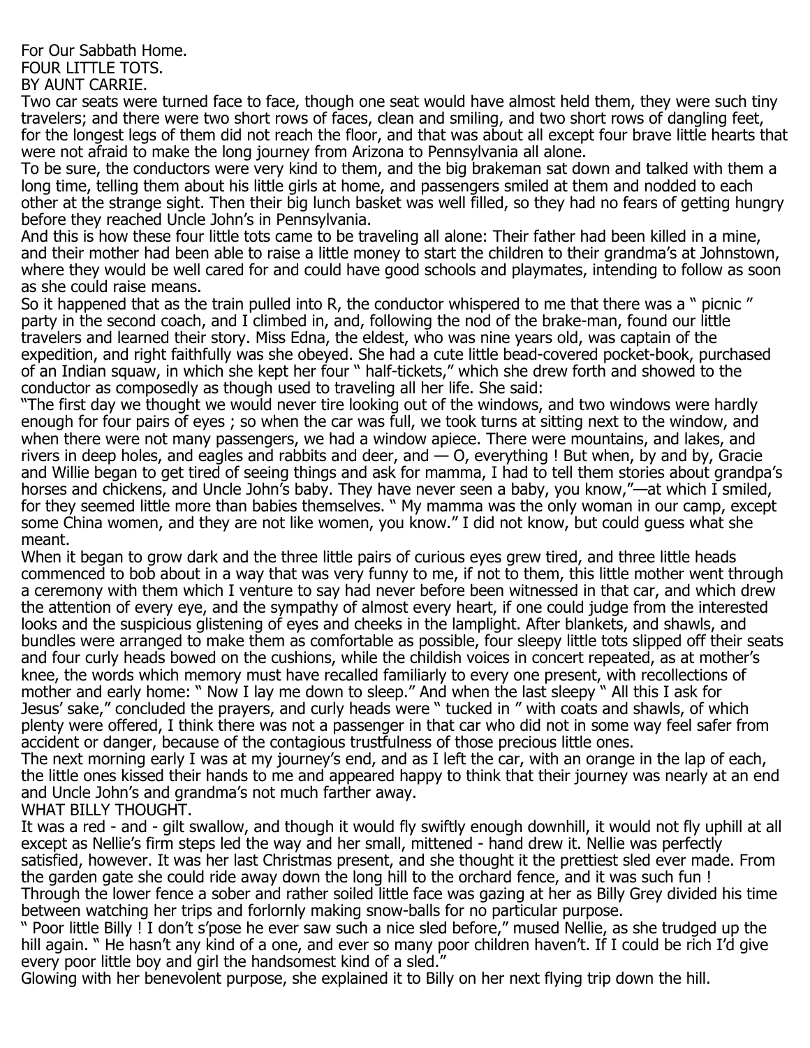For Our Sabbath Home.

# FOUR LITTLE TOTS.

BY AUNT CARRIE.

Two car seats were turned face to face, though one seat would have almost held them, they were such tiny travelers; and there were two short rows of faces, clean and smiling, and two short rows of dangling feet, for the longest legs of them did not reach the floor, and that was about all except four brave little hearts that were not afraid to make the long journey from Arizona to Pennsylvania all alone.

To be sure, the conductors were very kind to them, and the big brakeman sat down and talked with them a long time, telling them about his little girls at home, and passengers smiled at them and nodded to each other at the strange sight. Then their big lunch basket was well filled, so they had no fears of getting hungry before they reached Uncle John's in Pennsylvania.

And this is how these four little tots came to be traveling all alone: Their father had been killed in a mine, and their mother had been able to raise a little money to start the children to their grandma's at Johnstown, where they would be well cared for and could have good schools and playmates, intending to follow as soon as she could raise means.

So it happened that as the train pulled into R, the conductor whispered to me that there was a " picnic " party in the second coach, and I climbed in, and, following the nod of the brake-man, found our little travelers and learned their story. Miss Edna, the eldest, who was nine years old, was captain of the expedition, and right faithfully was she obeyed. She had a cute little bead-covered pocket-book, purchased of an Indian squaw, in which she kept her four " half-tickets," which she drew forth and showed to the conductor as composedly as though used to traveling all her life. She said:

"The first day we thought we would never tire looking out of the windows, and two windows were hardly enough for four pairs of eyes ; so when the car was full, we took turns at sitting next to the window, and when there were not many passengers, we had a window apiece. There were mountains, and lakes, and rivers in deep holes, and eagles and rabbits and deer, and — O, everything ! But when, by and by, Gracie and Willie began to get tired of seeing things and ask for mamma, I had to tell them stories about grandpa's horses and chickens, and Uncle John's baby. They have never seen a baby, you know,"—at which I smiled, for they seemed little more than babies themselves. " My mamma was the only woman in our camp, except some China women, and they are not like women, you know." I did not know, but could guess what she meant.

When it began to grow dark and the three little pairs of curious eyes grew tired, and three little heads commenced to bob about in a way that was very funny to me, if not to them, this little mother went through a ceremony with them which I venture to say had never before been witnessed in that car, and which drew the attention of every eye, and the sympathy of almost every heart, if one could judge from the interested looks and the suspicious glistening of eyes and cheeks in the lamplight. After blankets, and shawls, and bundles were arranged to make them as comfortable as possible, four sleepy little tots slipped off their seats and four curly heads bowed on the cushions, while the childish voices in concert repeated, as at mother's knee, the words which memory must have recalled familiarly to every one present, with recollections of mother and early home: " Now I lay me down to sleep." And when the last sleepy " All this I ask for Jesus' sake," concluded the prayers, and curly heads were " tucked in " with coats and shawls, of which plenty were offered, I think there was not a passenger in that car who did not in some way feel safer from accident or danger, because of the contagious trustfulness of those precious little ones.

The next morning early I was at my journey's end, and as I left the car, with an orange in the lap of each, the little ones kissed their hands to me and appeared happy to think that their journey was nearly at an end and Uncle John's and grandma's not much farther away.

# WHAT BILLY THOUGHT.

It was a red - and - gilt swallow, and though it would fly swiftly enough downhill, it would not fly uphill at all except as Nellie's firm steps led the way and her small, mittened - hand drew it. Nellie was perfectly satisfied, however. It was her last Christmas present, and she thought it the prettiest sled ever made. From the garden gate she could ride away down the long hill to the orchard fence, and it was such fun !

Through the lower fence a sober and rather soiled little face was gazing at her as Billy Grey divided his time between watching her trips and forlornly making snow-balls for no particular purpose.

" Poor little Billy ! I don't s'pose he ever saw such a nice sled before," mused Nellie, as she trudged up the hill again. " He hasn't any kind of a one, and ever so many poor children haven't. If I could be rich I'd give every poor little boy and girl the handsomest kind of a sled."

Glowing with her benevolent purpose, she explained it to Billy on her next flying trip down the hill.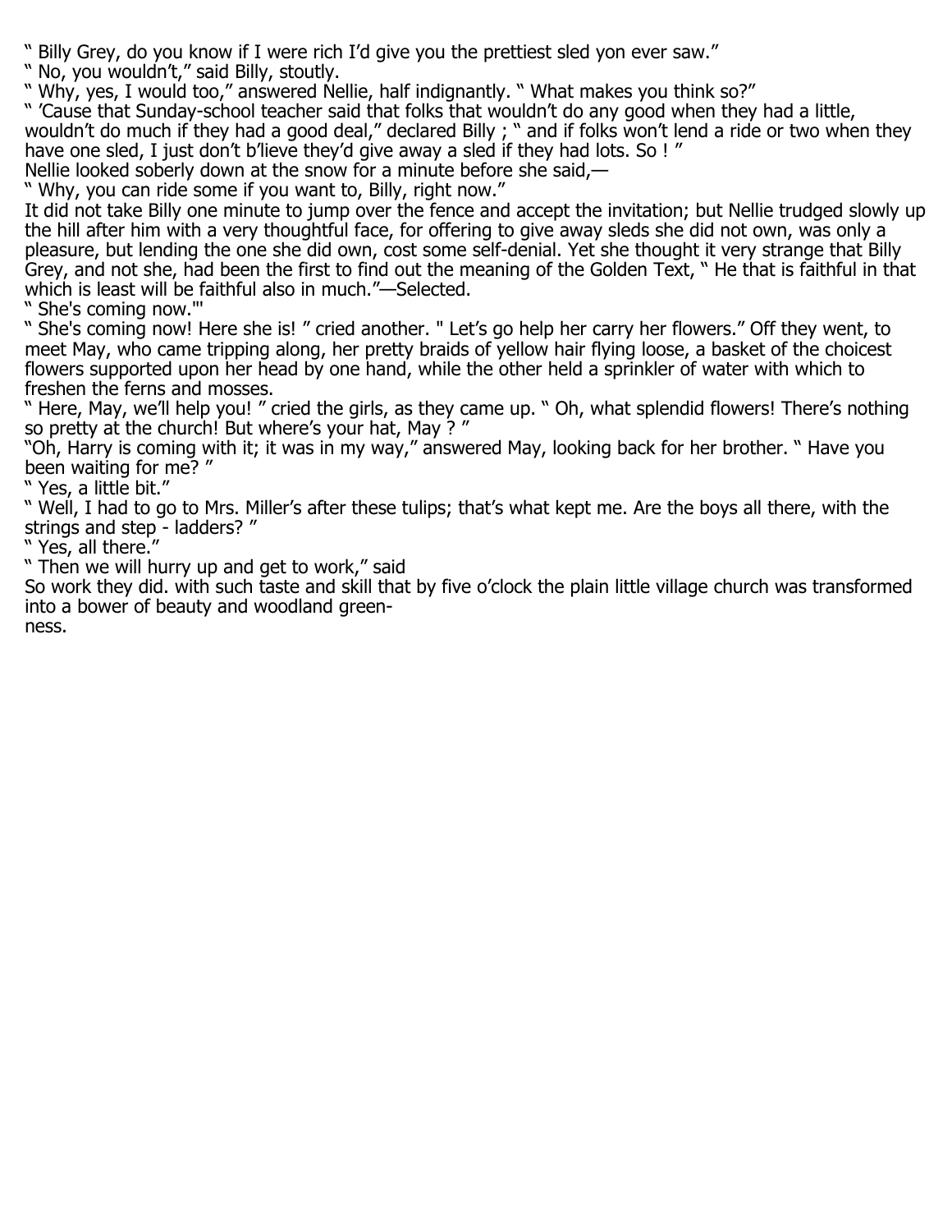" Billy Grey, do you know if I were rich I'd give you the prettiest sled yon ever saw."

" No, you wouldn't," said Billy, stoutly.

" Why, yes, I would too," answered Nellie, half indignantly. " What makes you think so?"

" 'Cause that Sunday-school teacher said that folks that wouldn't do any good when they had a little, wouldn't do much if they had a good deal," declared Billy ; " and if folks won't lend a ride or two when they have one sled, I just don't b'lieve they'd give away a sled if they had lots. So ! "

Nellie looked soberly down at the snow for a minute before she said,—

" Why, you can ride some if you want to, Billy, right now."

It did not take Billy one minute to jump over the fence and accept the invitation; but Nellie trudged slowly up the hill after him with a very thoughtful face, for offering to give away sleds she did not own, was only a pleasure, but lending the one she did own, cost some self-denial. Yet she thought it very strange that Billy Grey, and not she, had been the first to find out the meaning of the Golden Text, " He that is faithful in that which is least will be faithful also in much."—Selected.

" She's coming now."'

" She's coming now! Here she is! " cried another. " Let's go help her carry her flowers." Off they went, to meet May, who came tripping along, her pretty braids of yellow hair flying loose, a basket of the choicest flowers supported upon her head by one hand, while the other held a sprinkler of water with which to freshen the ferns and mosses.

" Here, May, we'll help you! " cried the girls, as they came up. " Oh, what splendid flowers! There's nothing so pretty at the church! But where's your hat, May ? "

"Oh, Harry is coming with it; it was in my way," answered May, looking back for her brother. " Have you been waiting for me? "

" Yes, a little bit."

" Well, I had to go to Mrs. Miller's after these tulips; that's what kept me. Are the boys all there, with the strings and step - ladders? "

" Yes, all there."

" Then we will hurry up and get to work," said

So work they did. with such taste and skill that by five o'clock the plain little village church was transformed into a bower of beauty and woodland greenness.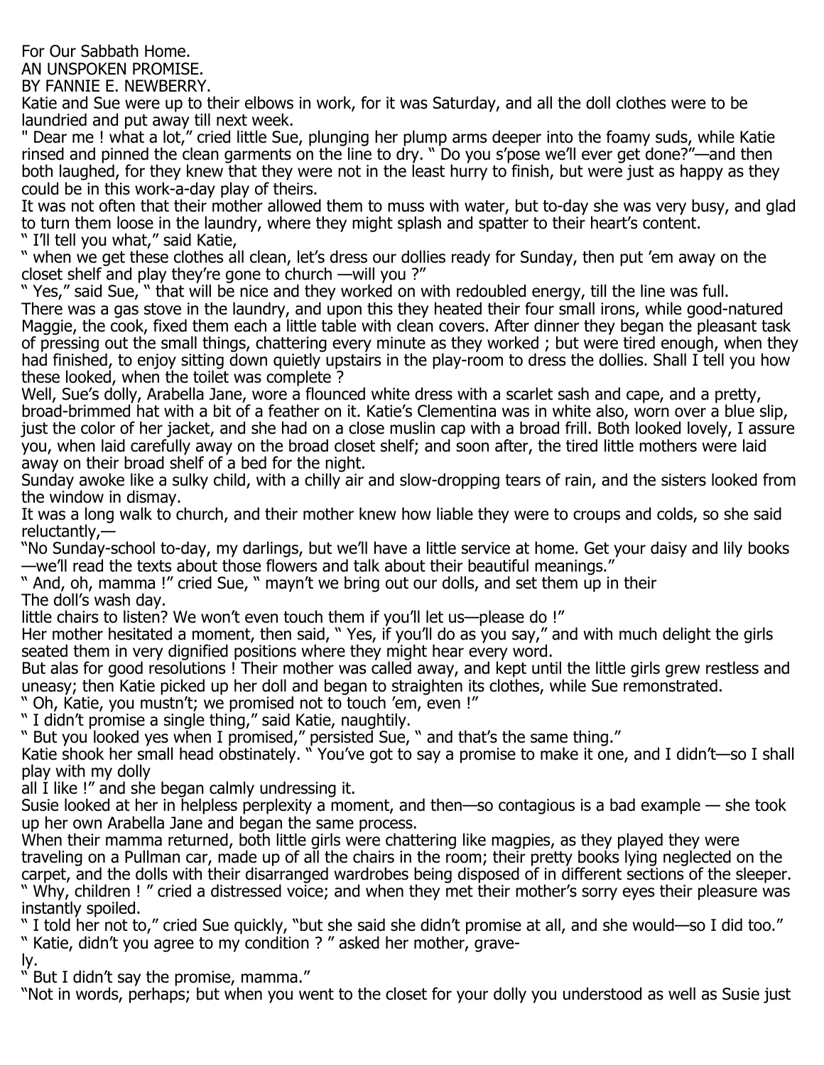For Our Sabbath Home.

## AN UNSPOKEN PROMISE.

BY FANNIE E. NEWBERRY.

Katie and Sue were up to their elbows in work, for it was Saturday, and all the doll clothes were to be laundried and put away till next week.

" Dear me ! what a lot," cried little Sue, plunging her plump arms deeper into the foamy suds, while Katie rinsed and pinned the clean garments on the line to dry. " Do you s'pose we'll ever get done?"—and then both laughed, for they knew that they were not in the least hurry to finish, but were just as happy as they could be in this work-a-day play of theirs.

It was not often that their mother allowed them to muss with water, but to-day she was very busy, and glad to turn them loose in the laundry, where they might splash and spatter to their heart's content.

" I'll tell you what," said Katie,
" when we get these clothes all clean, let's dress our dollies ready for Sunday, then put 'em away on the closet shelf and play they're gone to church —will you ?"

" Yes," said Sue, " that will be nice and they worked on with redoubled energy, till the line was full.

There was a gas stove in the laundry, and upon this they heated their four small irons, while good-natured Maggie, the cook, fixed them each a little table with clean covers. After dinner they began the pleasant task of pressing out the small things, chattering every minute as they worked ; but were tired enough, when they had finished, to enjoy sitting down quietly upstairs in the play-room to dress the dollies. Shall I tell you how these looked, when the toilet was complete ?

Well, Sue's dolly, Arabella Jane, wore a flounced white dress with a scarlet sash and cape, and a pretty, broad-brimmed hat with a bit of a feather on it. Katie's Clementina was in white also, worn over a blue slip, just the color of her jacket, and she had on a close muslin cap with a broad frill. Both looked lovely, I assure you, when laid carefully away on the broad closet shelf; and soon after, the tired little mothers were laid away on their broad shelf of a bed for the night.

Sunday awoke like a sulky child, with a chilly air and slow-dropping tears of rain, and the sisters looked from the window in dismay.

It was a long walk to church, and their mother knew how liable they were to croups and colds, so she said reluctantly,—

"No Sunday-school to-day, my darlings, but we'll have a little service at home. Get your daisy and lily books —we'll read the texts about those flowers and talk about their beautiful meanings."

" And, oh, mamma !" cried Sue, " mayn't we bring out our dolls, and set them up in their little chairs to listen? We won't even touch them if you'll let us—please do !"

The doll's wash day.

Her mother hesitated a moment, then said, " Yes, if you'll do as you say," and with much delight the girls seated them in very dignified positions where they might hear every word.

But alas for good resolutions ! Their mother was called away, and kept until the little girls grew restless and uneasy; then Katie picked up her doll and began to straighten its clothes, while Sue remonstrated.

" Oh, Katie, you mustn't; we promised not to touch 'em, even !"

" I didn't promise a single thing," said Katie, naughtily.

" But you looked yes when I promised," persisted Sue, " and that's the same thing."

Katie shook her small head obstinately. " You've got to say a promise to make it one, and I didn't—so I shall play with my dolly all I like !" and she began calmly undressing it.

Susie looked at her in helpless perplexity a moment, and then—so contagious is a bad example — she took up her own Arabella Jane and began the same process.

When their mamma returned, both little girls were chattering like magpies, as they played they were traveling on a Pullman car, made up of all the chairs in the room; their pretty books lying neglected on the carpet, and the dolls with their disarranged wardrobes being disposed of in different sections of the sleeper.

" Why, children ! " cried a distressed voice; and when they met their mother's sorry eyes their pleasure was instantly spoiled.

" I told her not to," cried Sue quickly, "but she said she didn't promise at all, and she would—so I did too."

" Katie, didn't you agree to my condition ? " asked her mother, gravely.

" But I didn't say the promise, mamma."

"Not in words, perhaps; but when you went to the closet for your dolly you understood as well as Susie just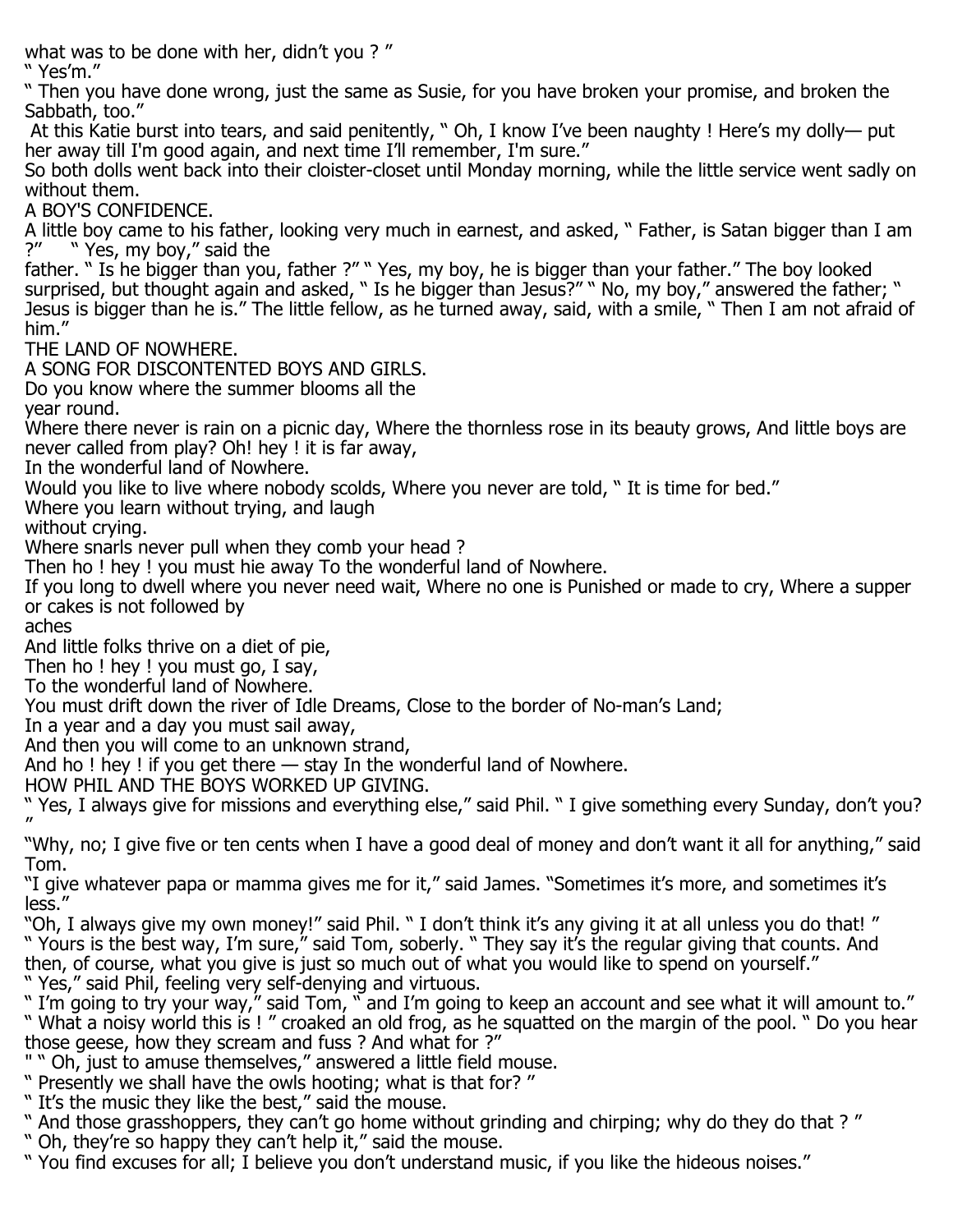what was to be done with her, didn't you ? "

" Yes'm."

" Then you have done wrong, just the same as Susie, for you have broken your promise, and broken the Sabbath, too."

At this Katie burst into tears, and said penitently, " Oh, I know I've been naughty ! Here's my dolly— put her away till I'm good again, and next time I'll remember, I'm sure."

So both dolls went back into their cloister-closet until Monday morning, while the little service went sadly on without them.

## A BOY'S CONFIDENCE.

A little boy came to his father, looking very much in earnest, and asked, " Father, is Satan bigger than I am ?" " Yes, my boy," said the father. " Is he bigger than you, father ?" " Yes, my boy, he is bigger than your father." The boy looked surprised, but thought again and asked, " Is he bigger than Jesus?" " No, my boy," answered the father; " Jesus is bigger than he is." The little fellow, as he turned away, said, with a smile, " Then I am not afraid of him."

## THE LAND OF NOWHERE.

### A SONG FOR DISCONTENTED BOYS AND GIRLS.

Do you know where the summer blooms all the year round.
Where there never is rain on a picnic day, Where the thornless rose in its beauty grows, And little boys are never called from play? Oh! hey ! it is far away,
In the wonderful land of Nowhere.

Would you like to live where nobody scolds, Where you never are told, " It is time for bed."
Where you learn without trying, and laugh without crying.
Where snarls never pull when they comb your head ?
Then ho ! hey ! you must hie away To the wonderful land of Nowhere.

If you long to dwell where you never need wait, Where no one is Punished or made to cry, Where a supper or cakes is not followed by aches
And little folks thrive on a diet of pie,
Then ho ! hey ! you must go, I say,
To the wonderful land of Nowhere.

You must drift down the river of Idle Dreams, Close to the border of No-man's Land;
In a year and a day you must sail away,
And then you will come to an unknown strand,
And ho ! hey ! if you get there — stay In the wonderful land of Nowhere.

## HOW PHIL AND THE BOYS WORKED UP GIVING.

" Yes, I always give for missions and everything else," said Phil. " I give something every Sunday, don't you? "

"Why, no; I give five or ten cents when I have a good deal of money and don't want it all for anything," said Tom.

"I give whatever papa or mamma gives me for it," said James. "Sometimes it's more, and sometimes it's less."

"Oh, I always give my own money!" said Phil. " I don't think it's any giving it at all unless you do that! "

" Yours is the best way, I'm sure," said Tom, soberly. " They say it's the regular giving that counts. And then, of course, what you give is just so much out of what you would like to spend on yourself."

" Yes," said Phil, feeling very self-denying and virtuous.

" I'm going to try your way," said Tom, " and I'm going to keep an account and see what it will amount to."

" What a noisy world this is ! " croaked an old frog, as he squatted on the margin of the pool. " Do you hear those geese, how they scream and fuss ? And what for ?"

" " Oh, just to amuse themselves," answered a little field mouse.

" Presently we shall have the owls hooting; what is that for? "

" It's the music they like the best," said the mouse.

" And those grasshoppers, they can't go home without grinding and chirping; why do they do that ? "

" Oh, they're so happy they can't help it," said the mouse.

" You find excuses for all; I believe you don't understand music, if you like the hideous noises."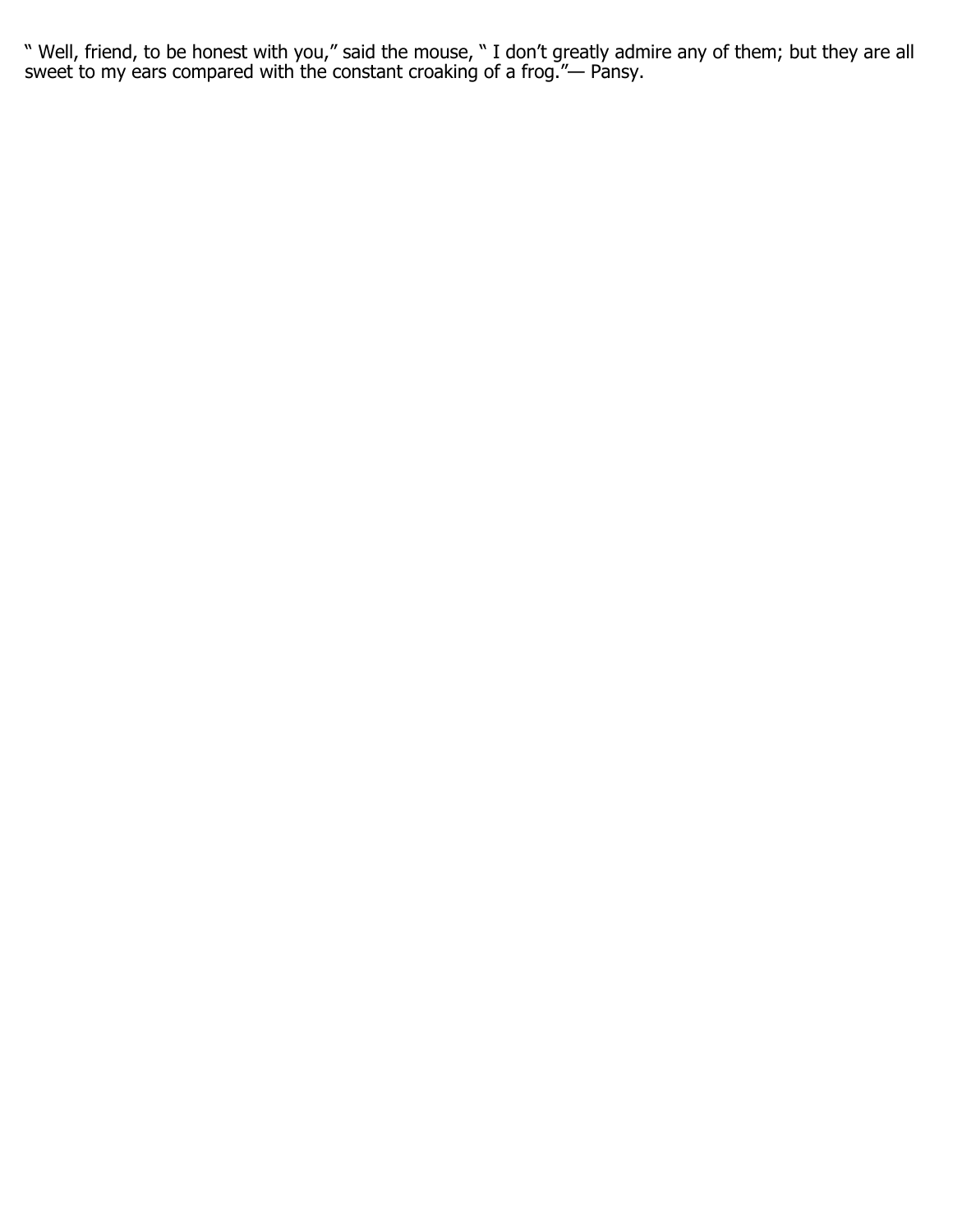" Well, friend, to be honest with you," said the mouse, " I don't greatly admire any of them; but they are all sweet to my ears compared with the constant croaking of a frog."— Pansy.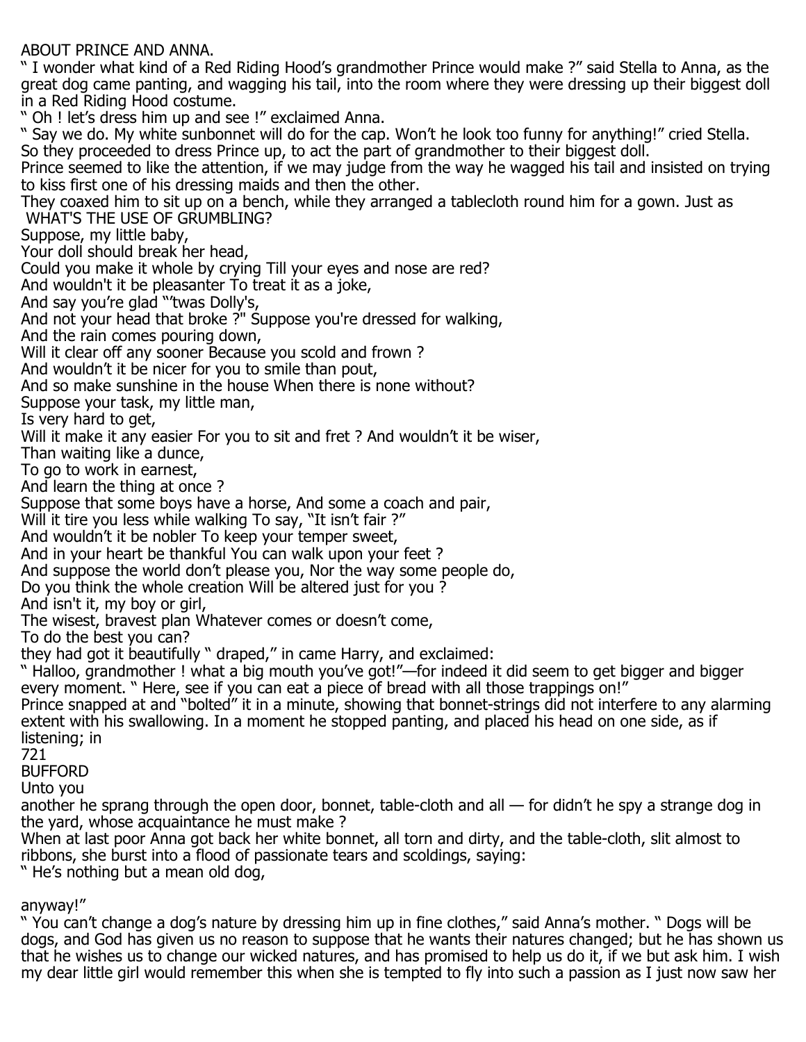## ABOUT PRINCE AND ANNA.

" I wonder what kind of a Red Riding Hood's grandmother Prince would make ?" said Stella to Anna, as the great dog came panting, and wagging his tail, into the room where they were dressing up their biggest doll in a Red Riding Hood costume.

" Oh ! let's dress him up and see !" exclaimed Anna.

" Say we do. My white sunbonnet will do for the cap. Won't he look too funny for anything!" cried Stella.

So they proceeded to dress Prince up, to act the part of grandmother to their biggest doll.

Prince seemed to like the attention, if we may judge from the way he wagged his tail and insisted on trying to kiss first one of his dressing maids and then the other.

They coaxed him to sit up on a bench, while they arranged a tablecloth round him for a gown. Just as

## WHAT'S THE USE OF GRUMBLING?

Suppose, my little baby,
Your doll should break her head,
Could you make it whole by crying Till your eyes and nose are red?
And wouldn't it be pleasanter To treat it as a joke,
And say you're glad "'twas Dolly's,
And not your head that broke ?" Suppose you're dressed for walking,
And the rain comes pouring down,
Will it clear off any sooner Because you scold and frown ?
And wouldn't it be nicer for you to smile than pout,
And so make sunshine in the house When there is none without?
Suppose your task, my little man,
Is very hard to get,
Will it make it any easier For you to sit and fret ? And wouldn't it be wiser,
Than waiting like a dunce,
To go to work in earnest,
And learn the thing at once ?
Suppose that some boys have a horse, And some a coach and pair,
Will it tire you less while walking To say, "It isn't fair ?"
And wouldn't it be nobler To keep your temper sweet,
And in your heart be thankful You can walk upon your feet ?
And suppose the world don't please you, Nor the way some people do,
Do you think the whole creation Will be altered just for you ?
And isn't it, my boy or girl,
The wisest, bravest plan Whatever comes or doesn't come,
To do the best you can?

they had got it beautifully " draped," in came Harry, and exclaimed:

" Halloo, grandmother ! what a big mouth you've got!"—for indeed it did seem to get bigger and bigger every moment. " Here, see if you can eat a piece of bread with all those trappings on!"

Prince snapped at and "bolted" it in a minute, showing that bonnet-strings did not interfere to any alarming extent with his swallowing. In a moment he stopped panting, and placed his head on one side, as if listening; in

BUFFORD

Unto you

another he sprang through the open door, bonnet, table-cloth and all — for didn't he spy a strange dog in the yard, whose acquaintance he must make ?

When at last poor Anna got back her white bonnet, all torn and dirty, and the table-cloth, slit almost to ribbons, she burst into a flood of passionate tears and scoldings, saying:

" He's nothing but a mean old dog,

anyway!"

" You can't change a dog's nature by dressing him up in fine clothes," said Anna's mother. " Dogs will be dogs, and God has given us no reason to suppose that he wants their natures changed; but he has shown us that he wishes us to change our wicked natures, and has promised to help us do it, if we but ask him. I wish my dear little girl would remember this when she is tempted to fly into such a passion as I just now saw her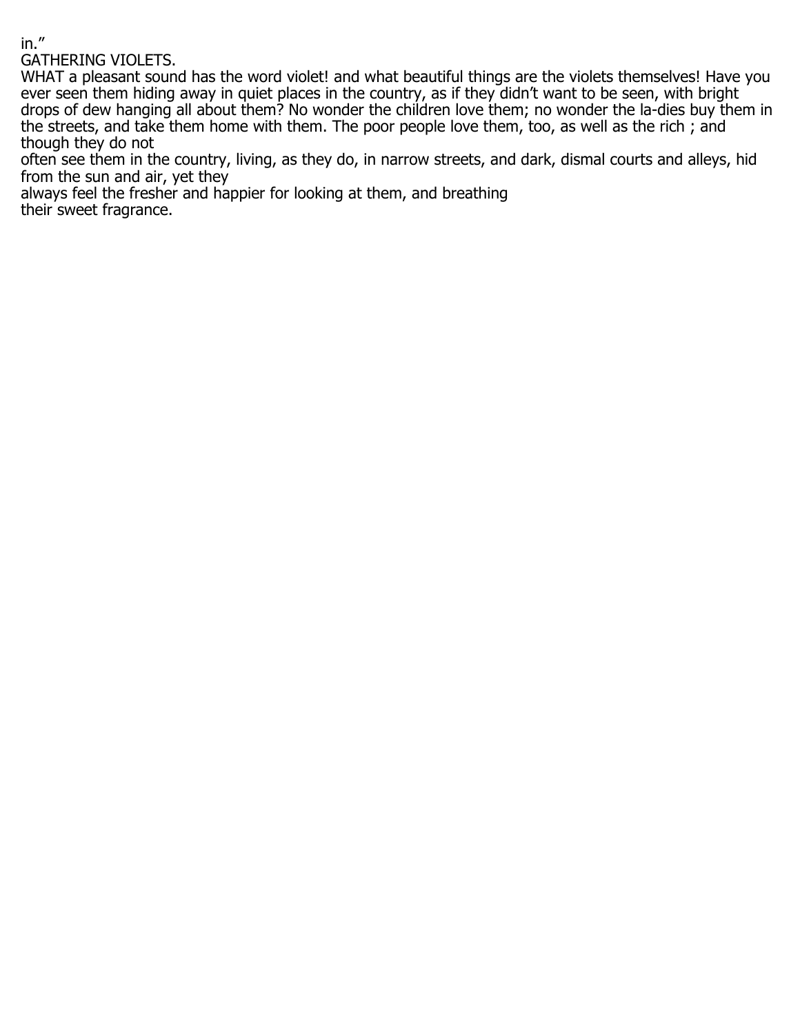in."

## GATHERING VIOLETS.

WHAT a pleasant sound has the word violet! and what beautiful things are the violets themselves! Have you ever seen them hiding away in quiet places in the country, as if they didn't want to be seen, with bright drops of dew hanging all about them? No wonder the children love them; no wonder the la-dies buy them in the streets, and take them home with them. The poor people love them, too, as well as the rich ; and though they do not often see them in the country, living, as they do, in narrow streets, and dark, dismal courts and alleys, hid from the sun and air, yet they always feel the fresher and happier for looking at them, and breathing their sweet fragrance.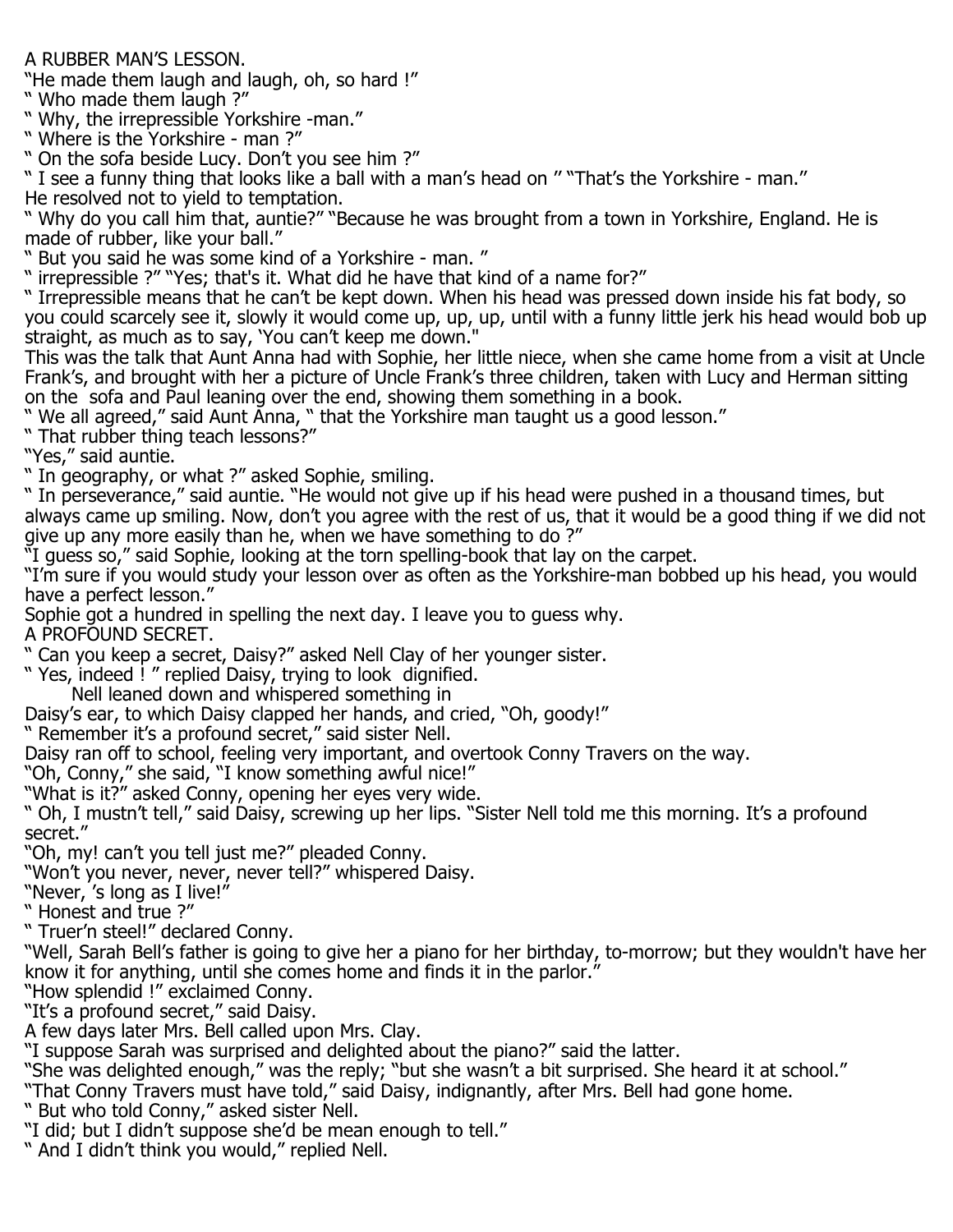## A RUBBER MAN'S LESSON.

"He made them laugh and laugh, oh, so hard !"

" Who made them laugh ?"

" Why, the irrepressible Yorkshire -man."

" Where is the Yorkshire - man ?"

" On the sofa beside Lucy. Don't you see him ?"

" I see a funny thing that looks like a ball with a man's head on " "That's the Yorkshire - man."

He resolved not to yield to temptation.

" Why do you call him that, auntie?" "Because he was brought from a town in Yorkshire, England. He is made of rubber, like your ball."

" But you said he was some kind of a Yorkshire - man. "

" irrepressible ?" "Yes; that's it. What did he have that kind of a name for?"

" Irrepressible means that he can't be kept down. When his head was pressed down inside his fat body, so you could scarcely see it, slowly it would come up, up, up, until with a funny little jerk his head would bob up straight, as much as to say, 'You can't keep me down."

This was the talk that Aunt Anna had with Sophie, her little niece, when she came home from a visit at Uncle Frank's, and brought with her a picture of Uncle Frank's three children, taken with Lucy and Herman sitting on the sofa and Paul leaning over the end, showing them something in a book.

" We all agreed," said Aunt Anna, " that the Yorkshire man taught us a good lesson."

" That rubber thing teach lessons?"

"Yes," said auntie.

" In geography, or what ?" asked Sophie, smiling.

" In perseverance," said auntie. "He would not give up if his head were pushed in a thousand times, but always came up smiling. Now, don't you agree with the rest of us, that it would be a good thing if we did not give up any more easily than he, when we have something to do ?"

"I guess so," said Sophie, looking at the torn spelling-book that lay on the carpet.

"I'm sure if you would study your lesson over as often as the Yorkshire-man bobbed up his head, you would have a perfect lesson."

Sophie got a hundred in spelling the next day. I leave you to guess why.

## A PROFOUND SECRET.

" Can you keep a secret, Daisy?" asked Nell Clay of her younger sister.

" Yes, indeed ! " replied Daisy, trying to look dignified.

Nell leaned down and whispered something in Daisy's ear, to which Daisy clapped her hands, and cried, "Oh, goody!"

" Remember it's a profound secret," said sister Nell.

Daisy ran off to school, feeling very important, and overtook Conny Travers on the way.

"Oh, Conny," she said, "I know something awful nice!"

"What is it?" asked Conny, opening her eyes very wide.

" Oh, I mustn't tell," said Daisy, screwing up her lips. "Sister Nell told me this morning. It's a profound secret."

"Oh, my! can't you tell just me?" pleaded Conny.

"Won't you never, never, never tell?" whispered Daisy.

"Never, 's long as I live!"

" Honest and true ?"

" Truer'n steel!" declared Conny.

"Well, Sarah Bell's father is going to give her a piano for her birthday, to-morrow; but they wouldn't have her know it for anything, until she comes home and finds it in the parlor."

"How splendid !" exclaimed Conny.

"It's a profound secret," said Daisy.

A few days later Mrs. Bell called upon Mrs. Clay.

"I suppose Sarah was surprised and delighted about the piano?" said the latter.

"She was delighted enough," was the reply; "but she wasn't a bit surprised. She heard it at school."

"That Conny Travers must have told," said Daisy, indignantly, after Mrs. Bell had gone home.

" But who told Conny," asked sister Nell.

"I did; but I didn't suppose she'd be mean enough to tell."

" And I didn't think you would," replied Nell.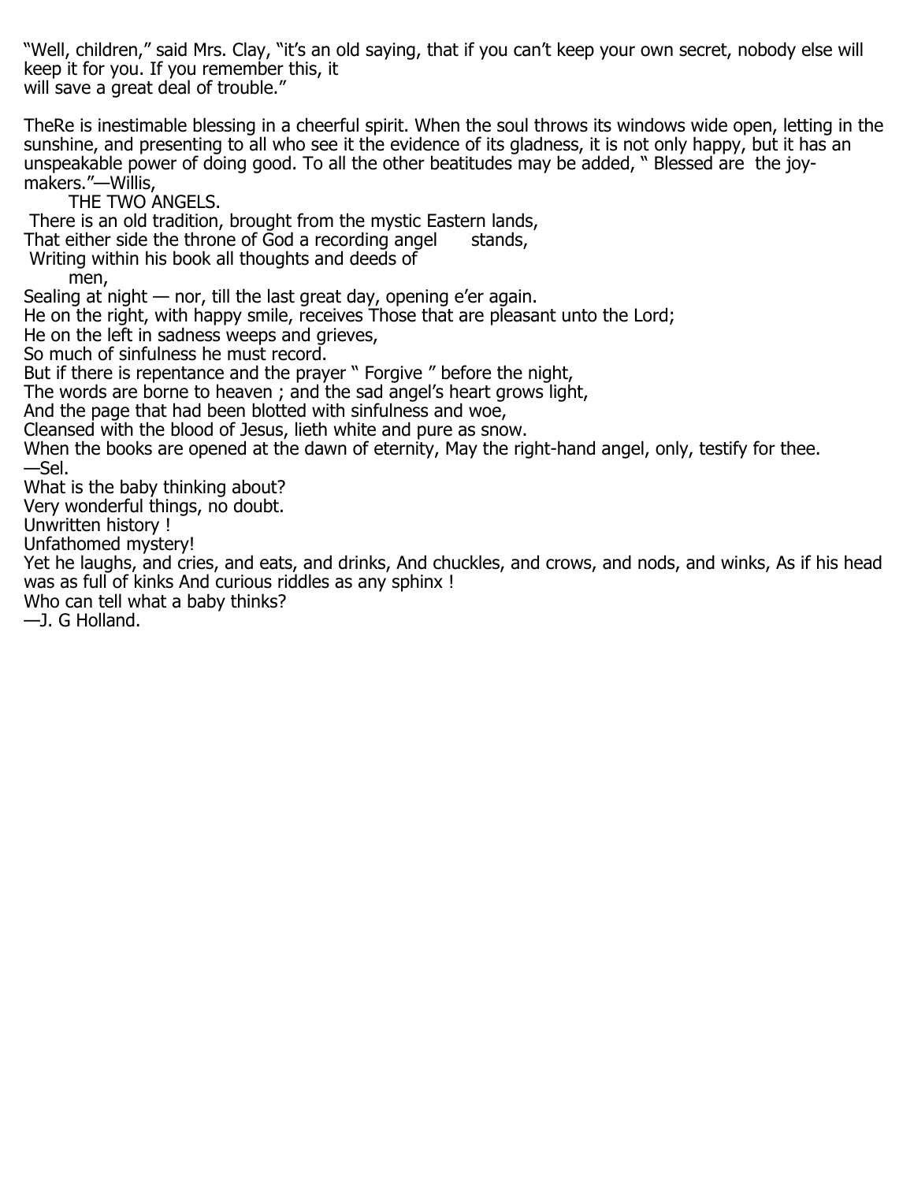"Well, children," said Mrs. Clay, "it's an old saying, that if you can't keep your own secret, nobody else will keep it for you. If you remember this, it will save a great deal of trouble."

TheRe is inestimable blessing in a cheerful spirit. When the soul throws its windows wide open, letting in the sunshine, and presenting to all who see it the evidence of its gladness, it is not only happy, but it has an unspeakable power of doing good. To all the other beatitudes may be added, " Blessed are the joy-makers."—Willis,

### THE TWO ANGELS.

There is an old tradition, brought from the mystic Eastern lands,
That either side the throne of God a recording angel stands,
Writing within his book all thoughts and deeds of men,
Sealing at night — nor, till the last great day, opening e'er again.
He on the right, with happy smile, receives Those that are pleasant unto the Lord;
He on the left in sadness weeps and grieves,
So much of sinfulness he must record.
But if there is repentance and the prayer " Forgive " before the night,
The words are borne to heaven ; and the sad angel's heart grows light,
And the page that had been blotted with sinfulness and woe,
Cleansed with the blood of Jesus, lieth white and pure as snow.
When the books are opened at the dawn of eternity, May the right-hand angel, only, testify for thee.
—Sel.

What is the baby thinking about?
Very wonderful things, no doubt.
Unwritten history !
Unfathomed mystery!
Yet he laughs, and cries, and eats, and drinks, And chuckles, and crows, and nods, and winks, As if his head was as full of kinks And curious riddles as any sphinx !
Who can tell what a baby thinks?
—J. G Holland.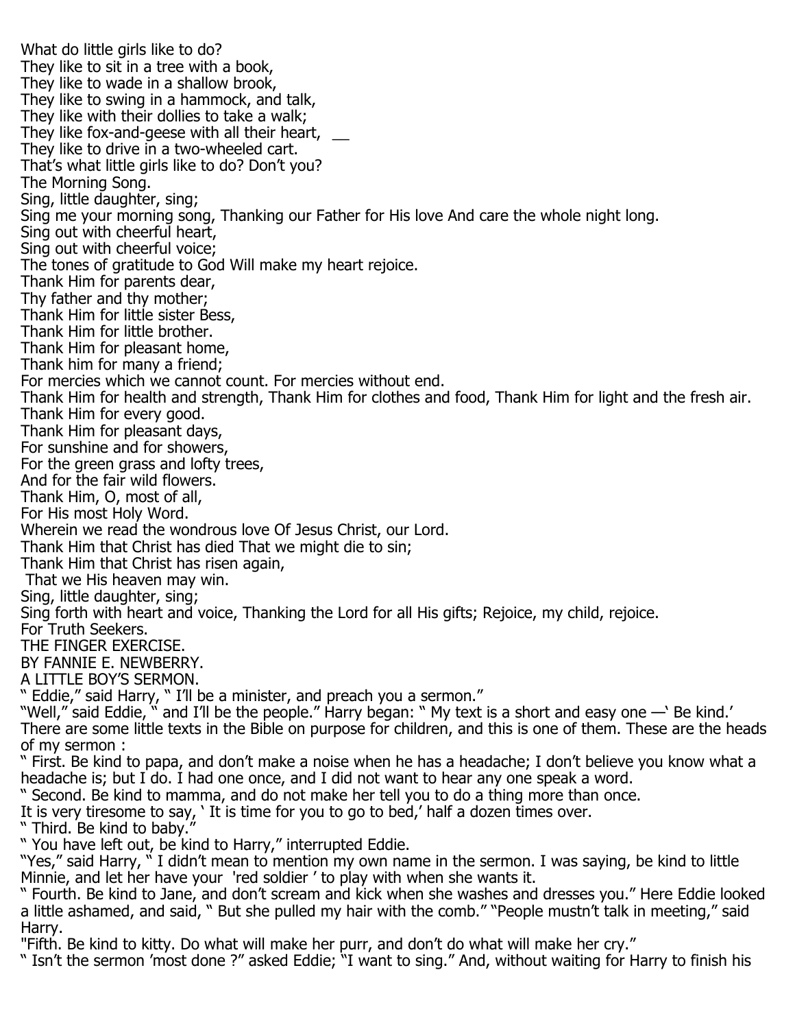What do little girls like to do?
They like to sit in a tree with a book,
They like to wade in a shallow brook,
They like to swing in a hammock, and talk,
They like with their dollies to take a walk;
They like fox-and-geese with all their heart, __
They like to drive in a two-wheeled cart.
That's what little girls like to do? Don't you?

## The Morning Song.

Sing, little daughter, sing;
Sing me your morning song, Thanking our Father for His love And care the whole night long.
Sing out with cheerful heart,
Sing out with cheerful voice;
The tones of gratitude to God Will make my heart rejoice.
Thank Him for parents dear,
Thy father and thy mother;
Thank Him for little sister Bess,
Thank Him for little brother.
Thank Him for pleasant home,
Thank him for many a friend;
For mercies which we cannot count. For mercies without end.
Thank Him for health and strength, Thank Him for clothes and food, Thank Him for light and the fresh air.
Thank Him for every good.
Thank Him for pleasant days,
For sunshine and for showers,
For the green grass and lofty trees,
And for the fair wild flowers.
Thank Him, O, most of all,
For His most Holy Word.
Wherein we read the wondrous love Of Jesus Christ, our Lord.
Thank Him that Christ has died That we might die to sin;
Thank Him that Christ has risen again,
That we His heaven may win.
Sing, little daughter, sing;
Sing forth with heart and voice, Thanking the Lord for all His gifts; Rejoice, my child, rejoice.

## For Truth Seekers.

### THE FINGER EXERCISE.

BY FANNIE E. NEWBERRY.

### A LITTLE BOY'S SERMON.

" Eddie," said Harry, " I'll be a minister, and preach you a sermon."
"Well," said Eddie, " and I'll be the people." Harry began: " My text is a short and easy one —' Be kind.' There are some little texts in the Bible on purpose for children, and this is one of them. These are the heads of my sermon :
" First. Be kind to papa, and don't make a noise when he has a headache; I don't believe you know what a headache is; but I do. I had one once, and I did not want to hear any one speak a word.
" Second. Be kind to mamma, and do not make her tell you to do a thing more than once.
It is very tiresome to say, ' It is time for you to go to bed,' half a dozen times over.
" Third. Be kind to baby."
" You have left out, be kind to Harry," interrupted Eddie.
"Yes," said Harry, " I didn't mean to mention my own name in the sermon. I was saying, be kind to little Minnie, and let her have your 'red soldier ' to play with when she wants it.
" Fourth. Be kind to Jane, and don't scream and kick when she washes and dresses you." Here Eddie looked a little ashamed, and said, " But she pulled my hair with the comb." "People mustn't talk in meeting," said Harry.
"Fifth. Be kind to kitty. Do what will make her purr, and don't do what will make her cry."
" Isn't the sermon 'most done ?" asked Eddie; "I want to sing." And, without waiting for Harry to finish his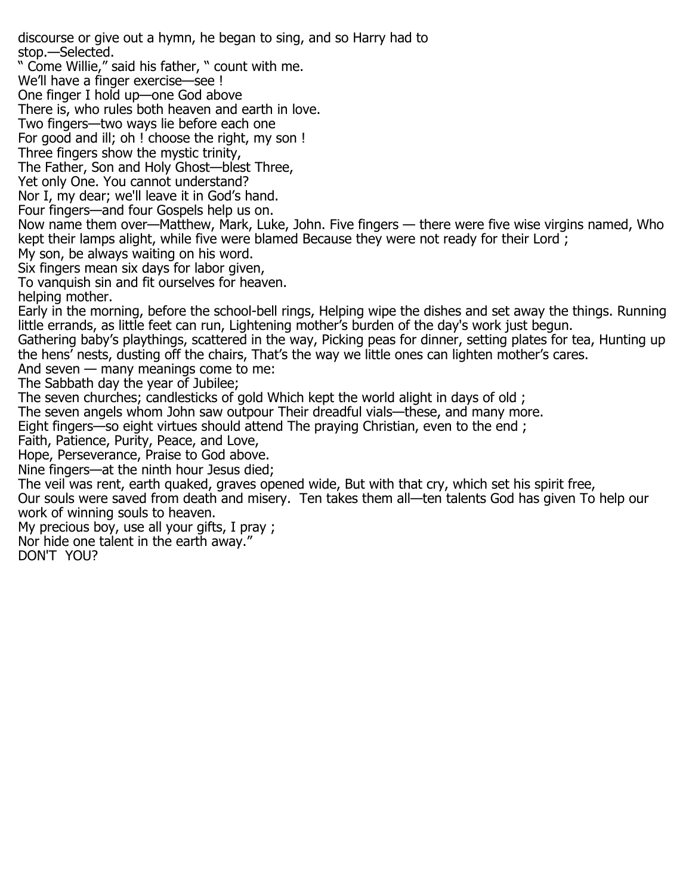discourse or give out a hymn, he began to sing, and so Harry had to stop.—Selected.

" Come Willie," said his father, " count with me.
We'll have a finger exercise—see !
One finger I hold up—one God above
There is, who rules both heaven and earth in love.
Two fingers—two ways lie before each one
For good and ill; oh ! choose the right, my son !
Three fingers show the mystic trinity,
The Father, Son and Holy Ghost—blest Three,
Yet only One. You cannot understand?
Nor I, my dear; we'll leave it in God's hand.
Four fingers—and four Gospels help us on.
Now name them over—Matthew, Mark, Luke, John. Five fingers — there were five wise virgins named, Who kept their lamps alight, while five were blamed Because they were not ready for their Lord ;
My son, be always waiting on his word.
Six fingers mean six days for labor given,
To vanquish sin and fit ourselves for heaven.

helping mother.

Early in the morning, before the school-bell rings, Helping wipe the dishes and set away the things. Running little errands, as little feet can run, Lightening mother's burden of the day's work just begun.
Gathering baby's playthings, scattered in the way, Picking peas for dinner, setting plates for tea, Hunting up the hens' nests, dusting off the chairs, That's the way we little ones can lighten mother's cares.

And seven — many meanings come to me:
The Sabbath day the year of Jubilee;
The seven churches; candlesticks of gold Which kept the world alight in days of old ;
The seven angels whom John saw outpour Their dreadful vials—these, and many more.
Eight fingers—so eight virtues should attend The praying Christian, even to the end ;
Faith, Patience, Purity, Peace, and Love,
Hope, Perseverance, Praise to God above.
Nine fingers—at the ninth hour Jesus died;
The veil was rent, earth quaked, graves opened wide, But with that cry, which set his spirit free,
Our souls were saved from death and misery. Ten takes them all—ten talents God has given To help our work of winning souls to heaven.
My precious boy, use all your gifts, I pray ;
Nor hide one talent in the earth away."

DON'T YOU?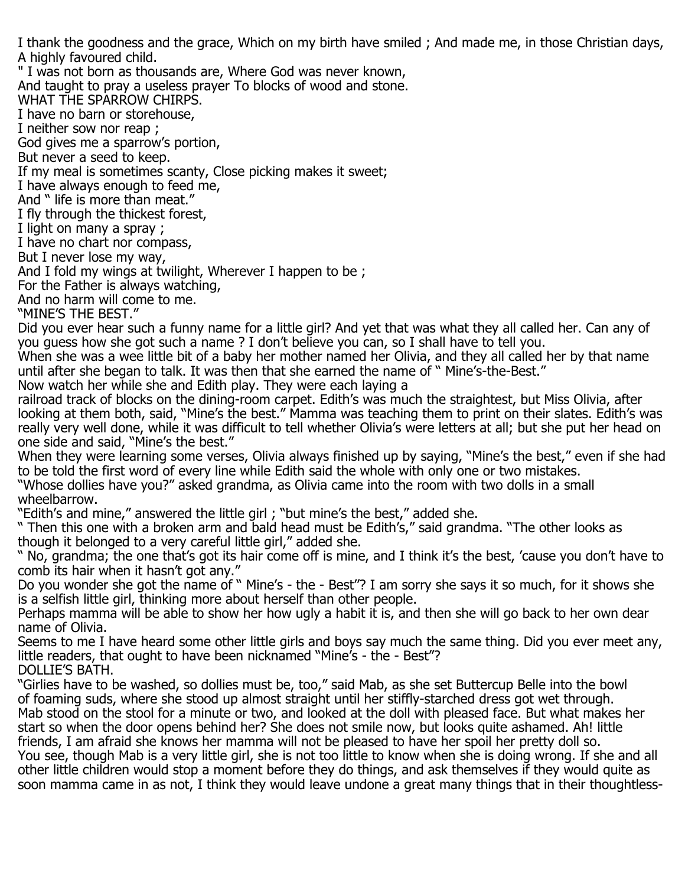I thank the goodness and the grace, Which on my birth have smiled ; And made me, in those Christian days, A highly favoured child.

" I was not born as thousands are, Where God was never known,
And taught to pray a useless prayer To blocks of wood and stone.

## WHAT THE SPARROW CHIRPS.

I have no barn or storehouse,
I neither sow nor reap ;
God gives me a sparrow's portion,
But never a seed to keep.
If my meal is sometimes scanty, Close picking makes it sweet;
I have always enough to feed me,
And " life is more than meat."
I fly through the thickest forest,
I light on many a spray ;
I have no chart nor compass,
But I never lose my way,
And I fold my wings at twilight, Wherever I happen to be ;
For the Father is always watching,
And no harm will come to me.

## "MINE'S THE BEST."

Did you ever hear such a funny name for a little girl? And yet that was what they all called her. Can any of you guess how she got such a name ? I don't believe you can, so I shall have to tell you.

When she was a wee little bit of a baby her mother named her Olivia, and they all called her by that name until after she began to talk. It was then that she earned the name of " Mine's-the-Best."

Now watch her while she and Edith play. They were each laying a railroad track of blocks on the dining-room carpet. Edith's was much the straightest, but Miss Olivia, after looking at them both, said, "Mine's the best." Mamma was teaching them to print on their slates. Edith's was really very well done, while it was difficult to tell whether Olivia's were letters at all; but she put her head on one side and said, "Mine's the best."

When they were learning some verses, Olivia always finished up by saying, "Mine's the best," even if she had to be told the first word of every line while Edith said the whole with only one or two mistakes.

"Whose dollies have you?" asked grandma, as Olivia came into the room with two dolls in a small wheelbarrow.

"Edith's and mine," answered the little girl ; "but mine's the best," added she.

" Then this one with a broken arm and bald head must be Edith's," said grandma. "The other looks as though it belonged to a very careful little girl," added she.

" No, grandma; the one that's got its hair come off is mine, and I think it's the best, 'cause you don't have to comb its hair when it hasn't got any."

Do you wonder she got the name of " Mine's - the - Best"? I am sorry she says it so much, for it shows she is a selfish little girl, thinking more about herself than other people.

Perhaps mamma will be able to show her how ugly a habit it is, and then she will go back to her own dear name of Olivia.

Seems to me I have heard some other little girls and boys say much the same thing. Did you ever meet any, little readers, that ought to have been nicknamed "Mine's - the - Best"?

## DOLLIE'S BATH.

"Girlies have to be washed, so dollies must be, too," said Mab, as she set Buttercup Belle into the bowl of foaming suds, where she stood up almost straight until her stiffly-starched dress got wet through.

Mab stood on the stool for a minute or two, and looked at the doll with pleased face. But what makes her start so when the door opens behind her? She does not smile now, but looks quite ashamed. Ah! little friends, I am afraid she knows her mamma will not be pleased to have her spoil her pretty doll so.

You see, though Mab is a very little girl, she is not too little to know when she is doing wrong. If she and all other little children would stop a moment before they do things, and ask themselves if they would quite as soon mamma came in as not, I think they would leave undone a great many things that in their thoughtless-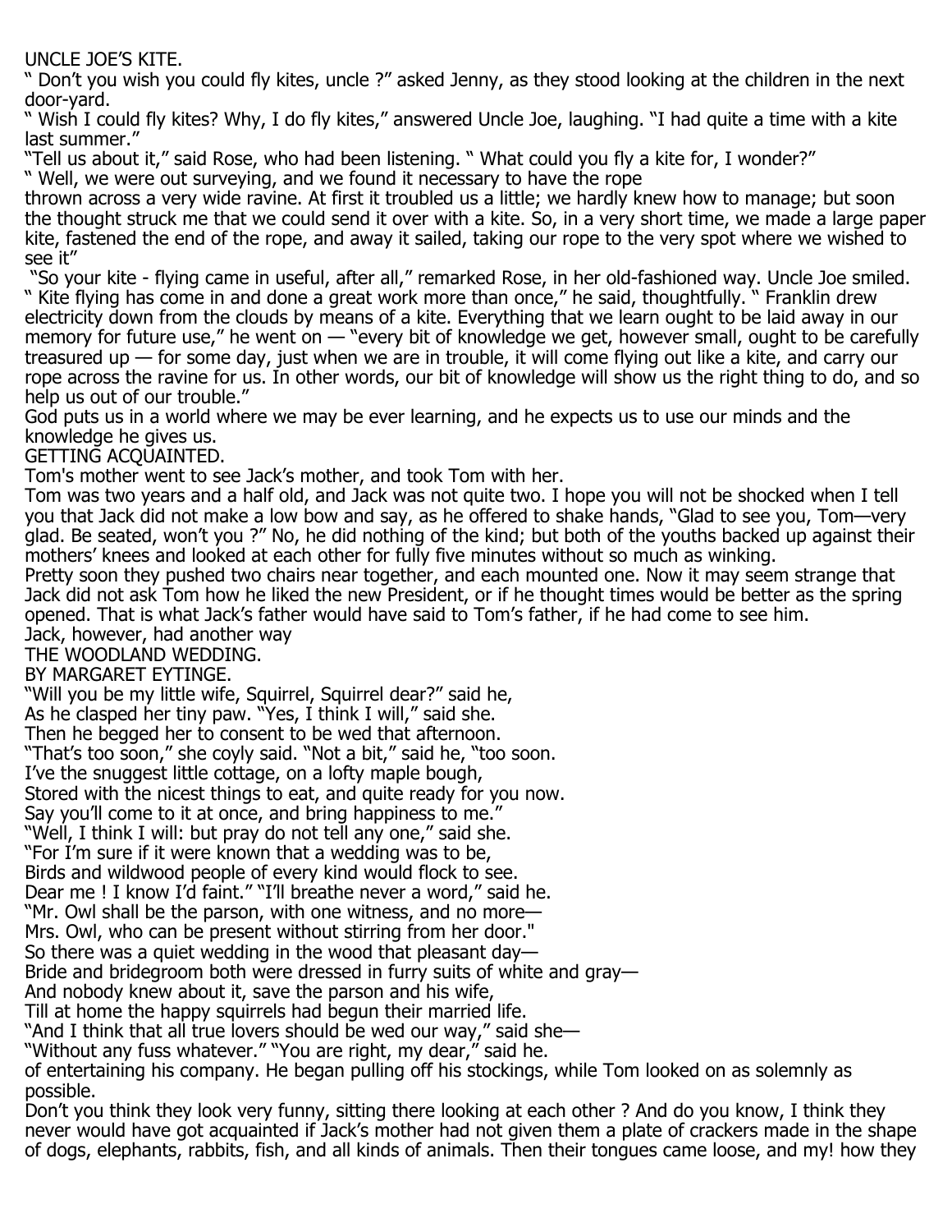## UNCLE JOE'S KITE.

" Don't you wish you could fly kites, uncle ?" asked Jenny, as they stood looking at the children in the next door-yard.

" Wish I could fly kites? Why, I do fly kites," answered Uncle Joe, laughing. "I had quite a time with a kite last summer."

"Tell us about it," said Rose, who had been listening. " What could you fly a kite for, I wonder?"

" Well, we were out surveying, and we found it necessary to have the rope thrown across a very wide ravine. At first it troubled us a little; we hardly knew how to manage; but soon the thought struck me that we could send it over with a kite. So, in a very short time, we made a large paper kite, fastened the end of the rope, and away it sailed, taking our rope to the very spot where we wished to see it"

"So your kite - flying came in useful, after all," remarked Rose, in her old-fashioned way. Uncle Joe smiled. " Kite flying has come in and done a great work more than once," he said, thoughtfully. " Franklin drew electricity down from the clouds by means of a kite. Everything that we learn ought to be laid away in our memory for future use," he went on — "every bit of knowledge we get, however small, ought to be carefully treasured up — for some day, just when we are in trouble, it will come flying out like a kite, and carry our rope across the ravine for us. In other words, our bit of knowledge will show us the right thing to do, and so help us out of our trouble."

God puts us in a world where we may be ever learning, and he expects us to use our minds and the knowledge he gives us.

## GETTING ACQUAINTED.

Tom's mother went to see Jack's mother, and took Tom with her.

Tom was two years and a half old, and Jack was not quite two. I hope you will not be shocked when I tell you that Jack did not make a low bow and say, as he offered to shake hands, "Glad to see you, Tom—very glad. Be seated, won't you ?" No, he did nothing of the kind; but both of the youths backed up against their mothers' knees and looked at each other for fully five minutes without so much as winking.

Pretty soon they pushed two chairs near together, and each mounted one. Now it may seem strange that Jack did not ask Tom how he liked the new President, or if he thought times would be better as the spring opened. That is what Jack's father would have said to Tom's father, if he had come to see him.

Jack, however, had another way of entertaining his company. He began pulling off his stockings, while Tom looked on as solemnly as possible.

Don't you think they look very funny, sitting there looking at each other ? And do you know, I think they never would have got acquainted if Jack's mother had not given them a plate of crackers made in the shape of dogs, elephants, rabbits, fish, and all kinds of animals. Then their tongues came loose, and my! how they

## THE WOODLAND WEDDING.

BY MARGARET EYTINGE.

"Will you be my little wife, Squirrel, Squirrel dear?" said he,  
As he clasped her tiny paw. "Yes, I think I will," said she.  
Then he begged her to consent to be wed that afternoon.  
"That's too soon," she coyly said. "Not a bit," said he, "too soon.  
I've the snuggest little cottage, on a lofty maple bough,  
Stored with the nicest things to eat, and quite ready for you now.  
Say you'll come to it at once, and bring happiness to me."  
"Well, I think I will: but pray do not tell any one," said she.  
"For I'm sure if it were known that a wedding was to be,  
Birds and wildwood people of every kind would flock to see.  
Dear me ! I know I'd faint." "I'll breathe never a word," said he.  
"Mr. Owl shall be the parson, with one witness, and no more—  
Mrs. Owl, who can be present without stirring from her door."  
So there was a quiet wedding in the wood that pleasant day—  
Bride and bridegroom both were dressed in furry suits of white and gray—  
And nobody knew about it, save the parson and his wife,  
Till at home the happy squirrels had begun their married life.  
"And I think that all true lovers should be wed our way," said she—  
"Without any fuss whatever." "You are right, my dear," said he.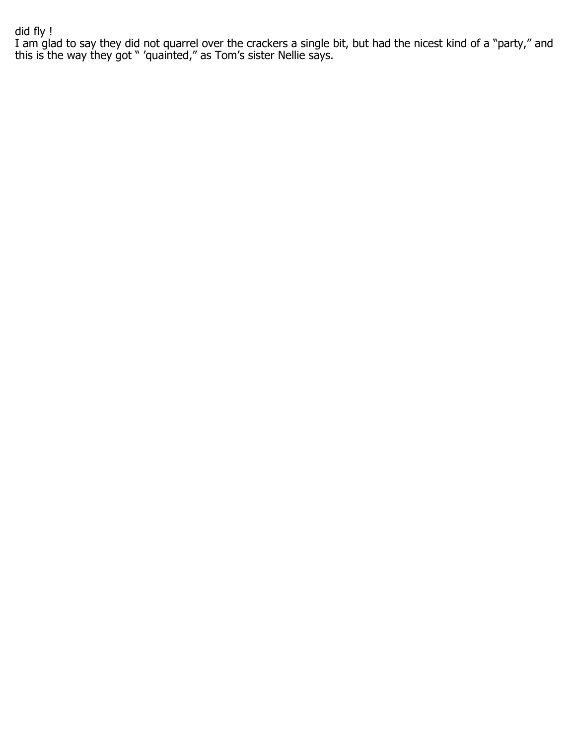did fly !

I am glad to say they did not quarrel over the crackers a single bit, but had the nicest kind of a “party,” and this is the way they got “ ’quainted,” as Tom’s sister Nellie says.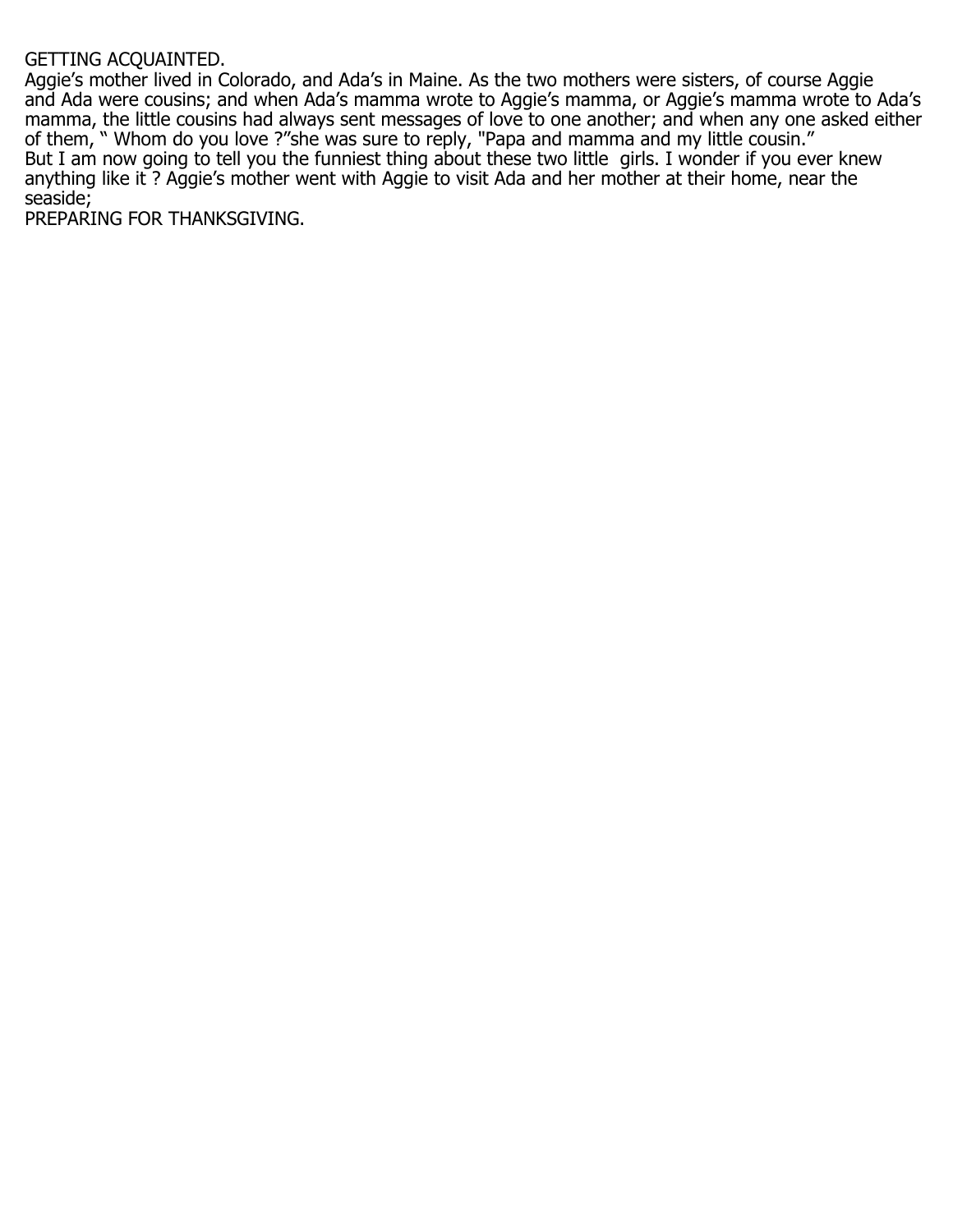## GETTING ACQUAINTED.

Aggie's mother lived in Colorado, and Ada's in Maine. As the two mothers were sisters, of course Aggie and Ada were cousins; and when Ada's mamma wrote to Aggie's mamma, or Aggie's mamma wrote to Ada's mamma, the little cousins had always sent messages of love to one another; and when any one asked either of them, " Whom do you love ?"she was sure to reply, "Papa and mamma and my little cousin."

But I am now going to tell you the funniest thing about these two little girls. I wonder if you ever knew anything like it ? Aggie's mother went with Aggie to visit Ada and her mother at their home, near the seaside;

## PREPARING FOR THANKSGIVING.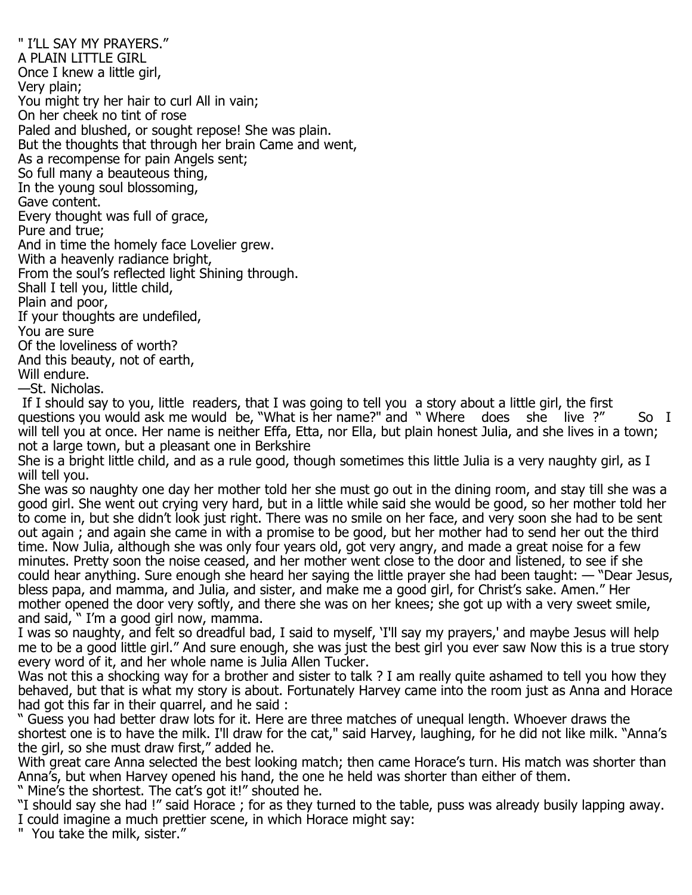" I'LL SAY MY PRAYERS."

A PLAIN LITTLE GIRL

Once I knew a little girl,
Very plain;
You might try her hair to curl All in vain;
On her cheek no tint of rose
Paled and blushed, or sought repose! She was plain.
But the thoughts that through her brain Came and went,
As a recompense for pain Angels sent;
So full many a beauteous thing,
In the young soul blossoming,
Gave content.
Every thought was full of grace,
Pure and true;
And in time the homely face Lovelier grew.
With a heavenly radiance bright,
From the soul's reflected light Shining through.
Shall I tell you, little child,
Plain and poor,
If your thoughts are undefiled,
You are sure
Of the loveliness of worth?
And this beauty, not of earth,
Will endure.
—St. Nicholas.

If I should say to you, little readers, that I was going to tell you a story about a little girl, the first questions you would ask me would be, "What is her name?" and " Where does she live ?" So I will tell you at once. Her name is neither Effa, Etta, nor Ella, but plain honest Julia, and she lives in a town; not a large town, but a pleasant one in Berkshire

She is a bright little child, and as a rule good, though sometimes this little Julia is a very naughty girl, as I will tell you.

She was so naughty one day her mother told her she must go out in the dining room, and stay till she was a good girl. She went out crying very hard, but in a little while said she would be good, so her mother told her to come in, but she didn't look just right. There was no smile on her face, and very soon she had to be sent out again ; and again she came in with a promise to be good, but her mother had to send her out the third time. Now Julia, although she was only four years old, got very angry, and made a great noise for a few minutes. Pretty soon the noise ceased, and her mother went close to the door and listened, to see if she could hear anything. Sure enough she heard her saying the little prayer she had been taught: — "Dear Jesus, bless papa, and mamma, and Julia, and sister, and make me a good girl, for Christ's sake. Amen." Her mother opened the door very softly, and there she was on her knees; she got up with a very sweet smile, and said, " I'm a good girl now, mamma.

I was so naughty, and felt so dreadful bad, I said to myself, 'I'll say my prayers,' and maybe Jesus will help me to be a good little girl." And sure enough, she was just the best girl you ever saw Now this is a true story every word of it, and her whole name is Julia Allen Tucker.

Was not this a shocking way for a brother and sister to talk ? I am really quite ashamed to tell you how they behaved, but that is what my story is about. Fortunately Harvey came into the room just as Anna and Horace had got this far in their quarrel, and he said :

" Guess you had better draw lots for it. Here are three matches of unequal length. Whoever draws the shortest one is to have the milk. I'll draw for the cat," said Harvey, laughing, for he did not like milk. "Anna's the girl, so she must draw first," added he.

With great care Anna selected the best looking match; then came Horace's turn. His match was shorter than Anna's, but when Harvey opened his hand, the one he held was shorter than either of them.

" Mine's the shortest. The cat's got it!" shouted he.

"I should say she had !" said Horace ; for as they turned to the table, puss was already busily lapping away. I could imagine a much prettier scene, in which Horace might say:

" You take the milk, sister."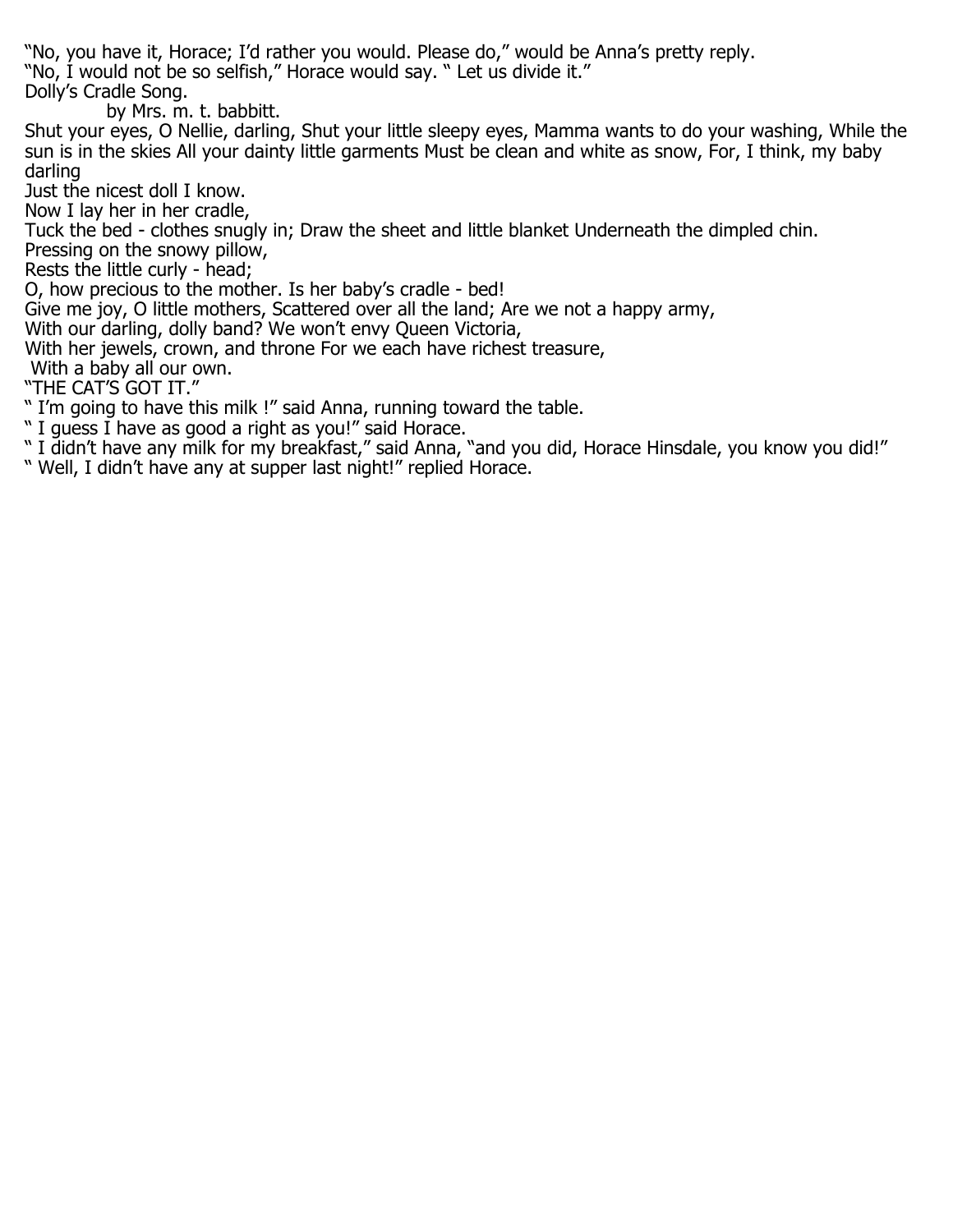"No, you have it, Horace; I'd rather you would. Please do," would be Anna's pretty reply.

"No, I would not be so selfish," Horace would say. " Let us divide it."

## Dolly's Cradle Song.

by Mrs. m. t. babbitt.

Shut your eyes, O Nellie, darling, Shut your little sleepy eyes, Mamma wants to do your washing, While the sun is in the skies All your dainty little garments Must be clean and white as snow, For, I think, my baby darling
Just the nicest doll I know.

Now I lay her in her cradle,
Tuck the bed - clothes snugly in; Draw the sheet and little blanket Underneath the dimpled chin.
Pressing on the snowy pillow,
Rests the little curly - head;
O, how precious to the mother. Is her baby's cradle - bed!

Give me joy, O little mothers, Scattered over all the land; Are we not a happy army,
With our darling, dolly band? We won't envy Queen Victoria,
With her jewels, crown, and throne For we each have richest treasure,
With a baby all our own.

## "THE CAT'S GOT IT."

" I'm going to have this milk !" said Anna, running toward the table.

" I guess I have as good a right as you!" said Horace.

" I didn't have any milk for my breakfast," said Anna, "and you did, Horace Hinsdale, you know you did!"

" Well, I didn't have any at supper last night!" replied Horace.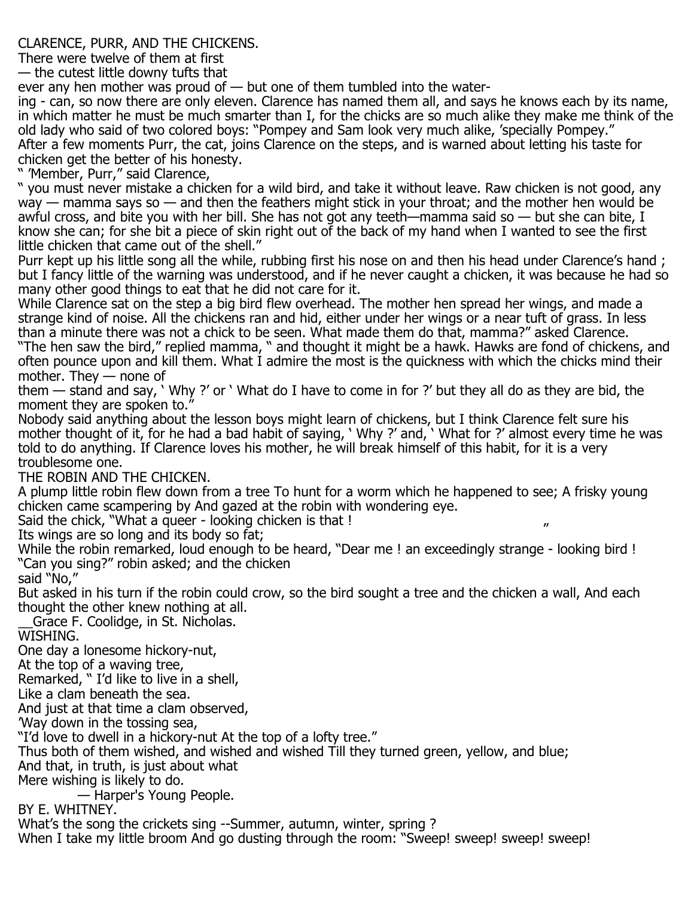## CLARENCE, PURR, AND THE CHICKENS.

There were twelve of them at first — the cutest little downy tufts that ever any hen mother was proud of — but one of them tumbled into the watering - can, so now there are only eleven. Clarence has named them all, and says he knows each by its name, in which matter he must be much smarter than I, for the chicks are so much alike they make me think of the old lady who said of two colored boys: "Pompey and Sam look very much alike, 'specially Pompey."

After a few moments Purr, the cat, joins Clarence on the steps, and is warned about letting his taste for chicken get the better of his honesty.

" 'Member, Purr," said Clarence,

" you must never mistake a chicken for a wild bird, and take it without leave. Raw chicken is not good, any way — mamma says so — and then the feathers might stick in your throat; and the mother hen would be awful cross, and bite you with her bill. She has not got any teeth—mamma said so — but she can bite, I know she can; for she bit a piece of skin right out of the back of my hand when I wanted to see the first little chicken that came out of the shell."

Purr kept up his little song all the while, rubbing first his nose on and then his head under Clarence's hand ; but I fancy little of the warning was understood, and if he never caught a chicken, it was because he had so many other good things to eat that he did not care for it.

While Clarence sat on the step a big bird flew overhead. The mother hen spread her wings, and made a strange kind of noise. All the chickens ran and hid, either under her wings or a near tuft of grass. In less than a minute there was not a chick to be seen. What made them do that, mamma?" asked Clarence.

"The hen saw the bird," replied mamma, " and thought it might be a hawk. Hawks are fond of chickens, and often pounce upon and kill them. What I admire the most is the quickness with which the chicks mind their mother. They — none of them — stand and say, ' Why ?' or ' What do I have to come in for ?' but they all do as they are bid, the moment they are spoken to."

Nobody said anything about the lesson boys might learn of chickens, but I think Clarence felt sure his mother thought of it, for he had a bad habit of saying, ' Why ?' and, ' What for ?' almost every time he was told to do anything. If Clarence loves his mother, he will break himself of this habit, for it is a very troublesome one.

## THE ROBIN AND THE CHICKEN.

A plump little robin flew down from a tree To hunt for a worm which he happened to see; A frisky young chicken came scampering by And gazed at the robin with wondering eye.

Said the chick, "What a queer - looking chicken is that ! Its wings are so long and its body so fat;"

While the robin remarked, loud enough to be heard, "Dear me ! an exceedingly strange - looking bird !

"Can you sing?" robin asked; and the chicken said "No,"

But asked in his turn if the robin could crow, so the bird sought a tree and the chicken a wall, And each thought the other knew nothing at all.

__Grace F. Coolidge, in St. Nicholas.

## WISHING.

One day a lonesome hickory-nut,
At the top of a waving tree,
Remarked, " I'd like to live in a shell,
Like a clam beneath the sea.
And just at that time a clam observed,
'Way down in the tossing sea,
"I'd love to dwell in a hickory-nut At the top of a lofty tree."
Thus both of them wished, and wished and wished Till they turned green, yellow, and blue;
And that, in truth, is just about what
Mere wishing is likely to do.

— Harper's Young People.

BY E. WHITNEY.

What's the song the crickets sing --Summer, autumn, winter, spring ?
When I take my little broom And go dusting through the room: "Sweep! sweep! sweep! sweep!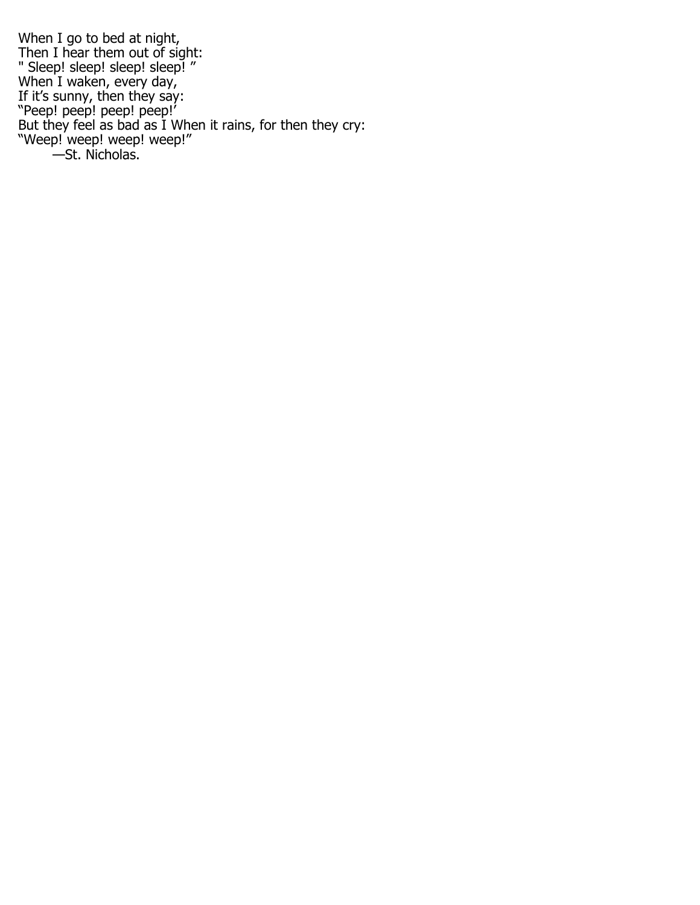When I go to bed at night,  
Then I hear them out of sight:  
" Sleep! sleep! sleep! sleep! "  
When I waken, every day,  
If it's sunny, then they say:  
"Peep! peep! peep! peep!'  
But they feel as bad as I When it rains, for then they cry:  
"Weep! weep! weep! weep!"

—St. Nicholas.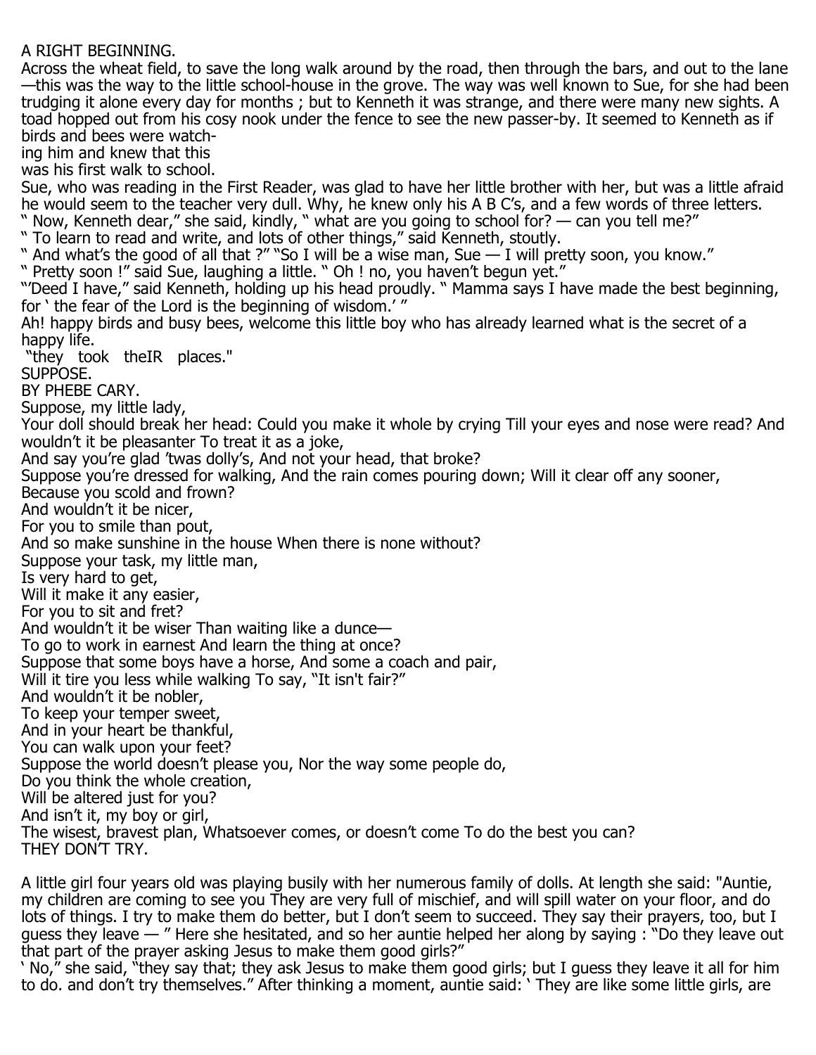## A RIGHT BEGINNING.

Across the wheat field, to save the long walk around by the road, then through the bars, and out to the lane—this was the way to the little school-house in the grove. The way was well known to Sue, for she had been trudging it alone every day for months ; but to Kenneth it was strange, and there were many new sights. A toad hopped out from his cosy nook under the fence to see the new passer-by. It seemed to Kenneth as if birds and bees were watching him and knew that this was his first walk to school.

Sue, who was reading in the First Reader, was glad to have her little brother with her, but was a little afraid he would seem to the teacher very dull. Why, he knew only his A B C's, and a few words of three letters.

" Now, Kenneth dear," she said, kindly, " what are you going to school for? — can you tell me?"

" To learn to read and write, and lots of other things," said Kenneth, stoutly.

" And what's the good of all that ?" "So I will be a wise man, Sue — I will pretty soon, you know."

" Pretty soon !" said Sue, laughing a little. " Oh ! no, you haven't begun yet."

"'Deed I have," said Kenneth, holding up his head proudly. " Mamma says I have made the best beginning, for ' the fear of the Lord is the beginning of wisdom.' "

Ah! happy birds and busy bees, welcome this little boy who has already learned what is the secret of a happy life.

"they took theIR places."

## SUPPOSE.

BY PHEBE CARY.

Suppose, my little lady,
Your doll should break her head: Could you make it whole by crying Till your eyes and nose were read? And wouldn't it be pleasanter To treat it as a joke,
And say you're glad 'twas dolly's, And not your head, that broke?
Suppose you're dressed for walking, And the rain comes pouring down; Will it clear off any sooner,
Because you scold and frown?
And wouldn't it be nicer,
For you to smile than pout,
And so make sunshine in the house When there is none without?
Suppose your task, my little man,
Is very hard to get,
Will it make it any easier,
For you to sit and fret?
And wouldn't it be wiser Than waiting like a dunce—
To go to work in earnest And learn the thing at once?
Suppose that some boys have a horse, And some a coach and pair,
Will it tire you less while walking To say, "It isn't fair?"
And wouldn't it be nobler,
To keep your temper sweet,
And in your heart be thankful,
You can walk upon your feet?
Suppose the world doesn't please you, Nor the way some people do,
Do you think the whole creation,
Will be altered just for you?
And isn't it, my boy or girl,
The wisest, bravest plan, Whatsoever comes, or doesn't come To do the best you can?

## THEY DON'T TRY.

A little girl four years old was playing busily with her numerous family of dolls. At length she said: "Auntie, my children are coming to see you They are very full of mischief, and will spill water on your floor, and do lots of things. I try to make them do better, but I don't seem to succeed. They say their prayers, too, but I guess they leave — " Here she hesitated, and so her auntie helped her along by saying : "Do they leave out that part of the prayer asking Jesus to make them good girls?"

' No," she said, "they say that; they ask Jesus to make them good girls; but I guess they leave it all for him to do. and don't try themselves." After thinking a moment, auntie said: ' They are like some little girls, are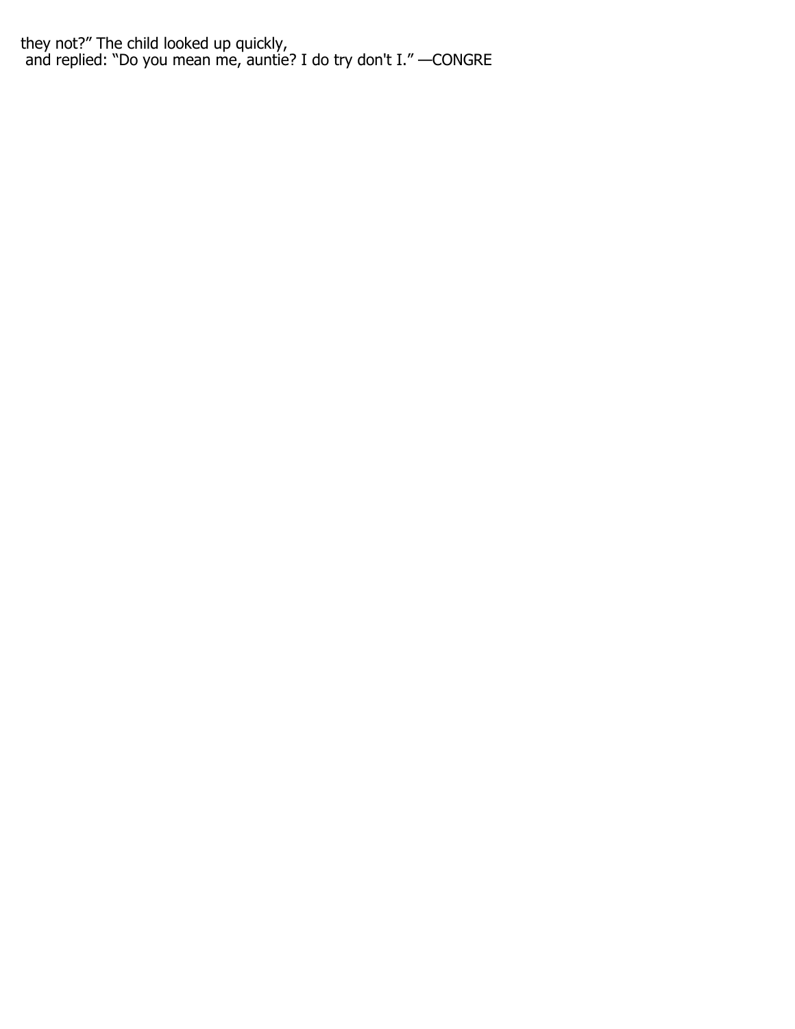they not?” The child looked up quickly, and replied: “Do you mean me, auntie? I do try don't I.” —CONGRE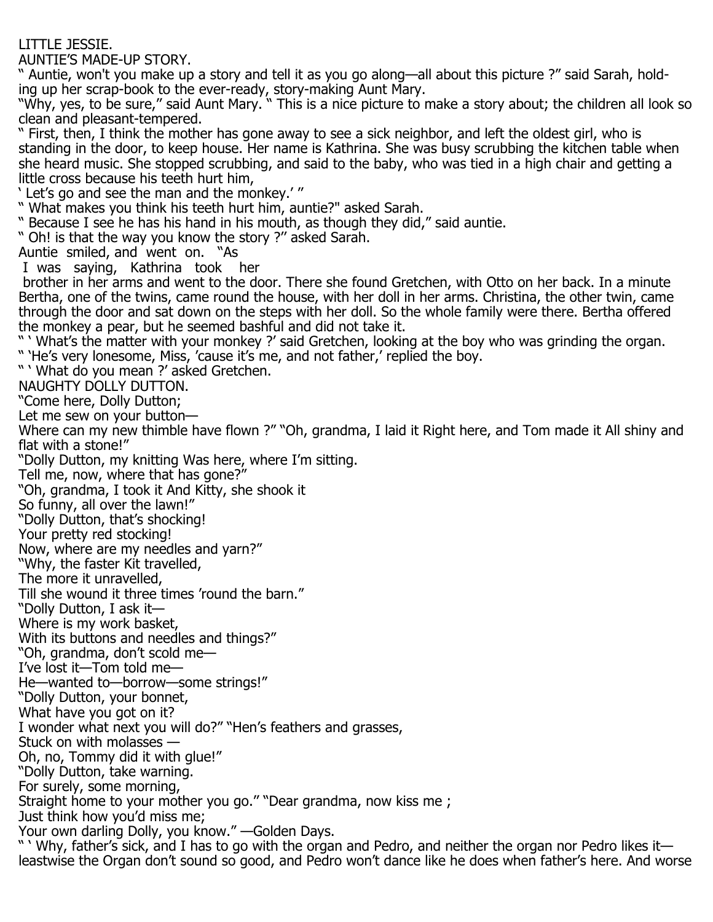LITTLE JESSIE.

AUNTIE'S MADE-UP STORY.

" Auntie, won't you make up a story and tell it as you go along—all about this picture ?" said Sarah, holding up her scrap-book to the ever-ready, story-making Aunt Mary.

"Why, yes, to be sure," said Aunt Mary. " This is a nice picture to make a story about; the children all look so clean and pleasant-tempered.

" First, then, I think the mother has gone away to see a sick neighbor, and left the oldest girl, who is standing in the door, to keep house. Her name is Kathrina. She was busy scrubbing the kitchen table when she heard music. She stopped scrubbing, and said to the baby, who was tied in a high chair and getting a little cross because his teeth hurt him,

' Let's go and see the man and the monkey.' "

" What makes you think his teeth hurt him, auntie?" asked Sarah.

" Because I see he has his hand in his mouth, as though they did," said auntie.

" Oh! is that the way you know the story ?" asked Sarah.

Auntie smiled, and went on. "As I was saying, Kathrina took her brother in her arms and went to the door. There she found Gretchen, with Otto on her back. In a minute Bertha, one of the twins, came round the house, with her doll in her arms. Christina, the other twin, came through the door and sat down on the steps with her doll. So the whole family were there. Bertha offered the monkey a pear, but he seemed bashful and did not take it.

" ' What's the matter with your monkey ?' said Gretchen, looking at the boy who was grinding the organ.

" 'He's very lonesome, Miss, 'cause it's me, and not father,' replied the boy.

" ' What do you mean ?' asked Gretchen.

NAUGHTY DOLLY DUTTON.

"Come here, Dolly Dutton;
Let me sew on your button—
Where can my new thimble have flown ?" "Oh, grandma, I laid it Right here, and Tom made it All shiny and flat with a stone!"

"Dolly Dutton, my knitting Was here, where I'm sitting.
Tell me, now, where that has gone?"
"Oh, grandma, I took it And Kitty, she shook it
So funny, all over the lawn!"

"Dolly Dutton, that's shocking!
Your pretty red stocking!
Now, where are my needles and yarn?"
"Why, the faster Kit travelled,
The more it unravelled,
Till she wound it three times 'round the barn."

"Dolly Dutton, I ask it—
Where is my work basket,
With its buttons and needles and things?"
"Oh, grandma, don't scold me—
I've lost it—Tom told me—
He—wanted to—borrow—some strings!"

"Dolly Dutton, your bonnet,
What have you got on it?
I wonder what next you will do?" "Hen's feathers and grasses,
Stuck on with molasses —
Oh, no, Tommy did it with glue!"

"Dolly Dutton, take warning.
For surely, some morning,
Straight home to your mother you go." "Dear grandma, now kiss me ;
Just think how you'd miss me;
Your own darling Dolly, you know." —Golden Days.

" ' Why, father's sick, and I has to go with the organ and Pedro, and neither the organ nor Pedro likes it—leastwise the Organ don't sound so good, and Pedro won't dance like he does when father's here. And worse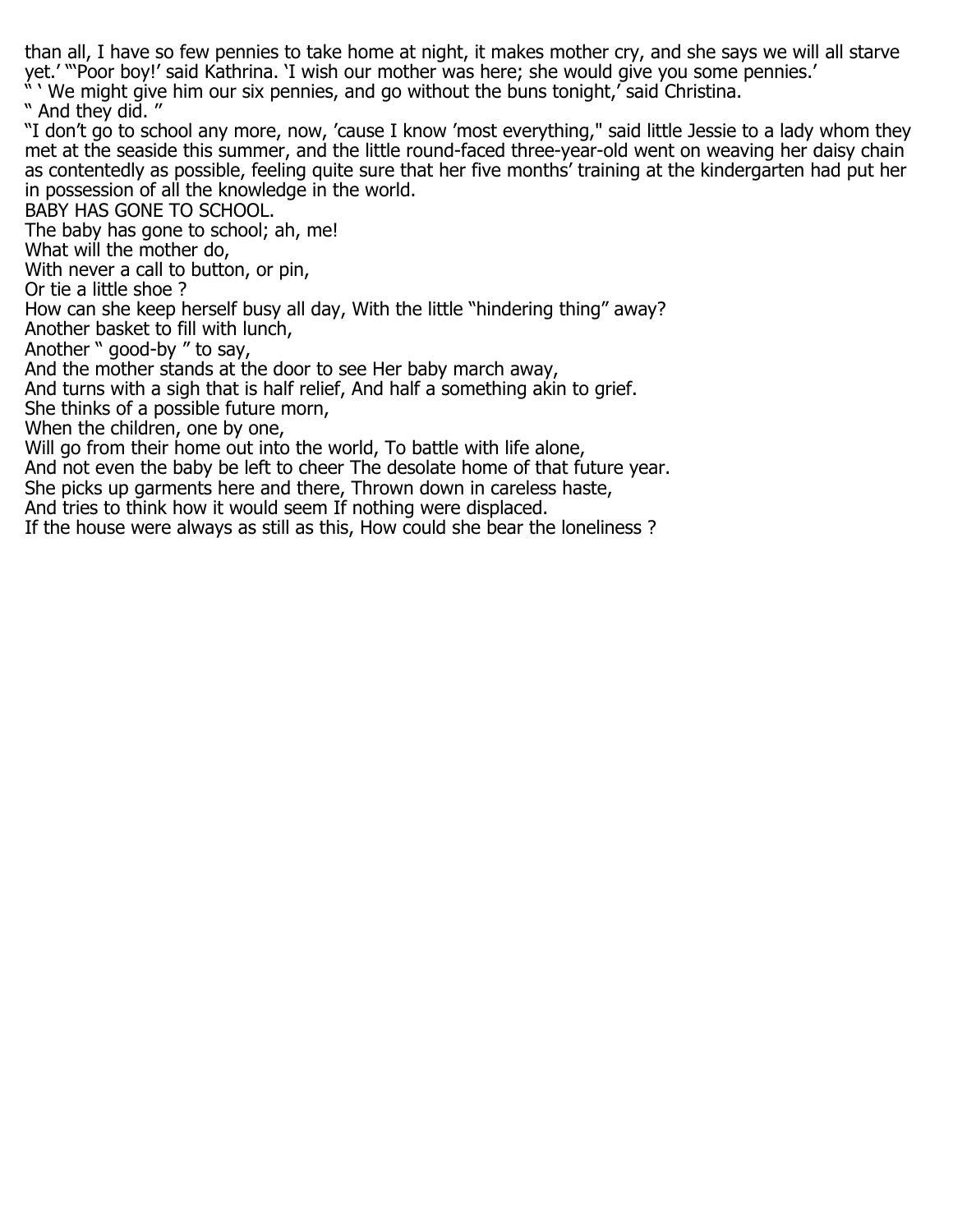than all, I have so few pennies to take home at night, it makes mother cry, and she says we will all starve yet.' "'Poor boy!' said Kathrina. 'I wish our mother was here; she would give you some pennies.'

" ' We might give him our six pennies, and go without the buns tonight,' said Christina.

" And they did. "

"I don't go to school any more, now, 'cause I know 'most everything," said little Jessie to a lady whom they met at the seaside this summer, and the little round-faced three-year-old went on weaving her daisy chain as contentedly as possible, feeling quite sure that her five months' training at the kindergarten had put her in possession of all the knowledge in the world.

## BABY HAS GONE TO SCHOOL.

The baby has gone to school; ah, me!
What will the mother do,
With never a call to button, or pin,
Or tie a little shoe ?
How can she keep herself busy all day, With the little "hindering thing" away?
Another basket to fill with lunch,
Another " good-by " to say,
And the mother stands at the door to see Her baby march away,
And turns with a sigh that is half relief, And half a something akin to grief.
She thinks of a possible future morn,
When the children, one by one,
Will go from their home out into the world, To battle with life alone,
And not even the baby be left to cheer The desolate home of that future year.
She picks up garments here and there, Thrown down in careless haste,
And tries to think how it would seem If nothing were displaced.
If the house were always as still as this, How could she bear the loneliness ?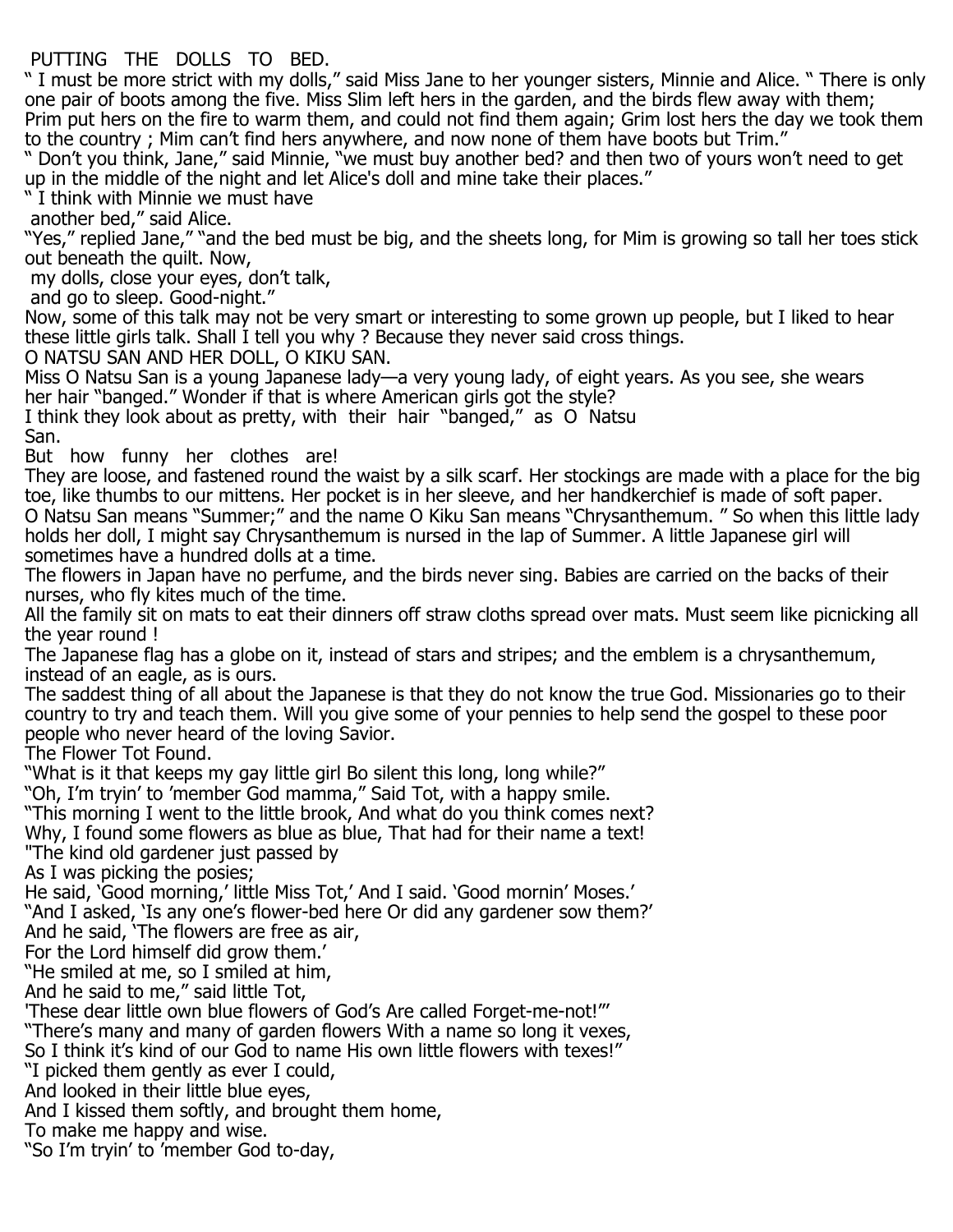## PUTTING THE DOLLS TO BED.

" I must be more strict with my dolls," said Miss Jane to her younger sisters, Minnie and Alice. " There is only one pair of boots among the five. Miss Slim left hers in the garden, and the birds flew away with them; Prim put hers on the fire to warm them, and could not find them again; Grim lost hers the day we took them to the country ; Mim can't find hers anywhere, and now none of them have boots but Trim."

" Don't you think, Jane," said Minnie, "we must buy another bed? and then two of yours won't need to get up in the middle of the night and let Alice's doll and mine take their places."

" I think with Minnie we must have another bed," said Alice.

"Yes," replied Jane," "and the bed must be big, and the sheets long, for Mim is growing so tall her toes stick out beneath the quilt. Now, my dolls, close your eyes, don't talk, and go to sleep. Good-night."

Now, some of this talk may not be very smart or interesting to some grown up people, but I liked to hear these little girls talk. Shall I tell you why ? Because they never said cross things.

## O NATSU SAN AND HER DOLL, O KIKU SAN.

Miss O Natsu San is a young Japanese lady—a very young lady, of eight years. As you see, she wears her hair "banged." Wonder if that is where American girls got the style?

I think they look about as pretty, with their hair "banged," as O Natsu San.

But how funny her clothes are!

They are loose, and fastened round the waist by a silk scarf. Her stockings are made with a place for the big toe, like thumbs to our mittens. Her pocket is in her sleeve, and her handkerchief is made of soft paper.

O Natsu San means "Summer;" and the name O Kiku San means "Chrysanthemum. " So when this little lady holds her doll, I might say Chrysanthemum is nursed in the lap of Summer. A little Japanese girl will sometimes have a hundred dolls at a time.

The flowers in Japan have no perfume, and the birds never sing. Babies are carried on the backs of their nurses, who fly kites much of the time.

All the family sit on mats to eat their dinners off straw cloths spread over mats. Must seem like picnicking all the year round !

The Japanese flag has a globe on it, instead of stars and stripes; and the emblem is a chrysanthemum, instead of an eagle, as is ours.

The saddest thing of all about the Japanese is that they do not know the true God. Missionaries go to their country to try and teach them. Will you give some of your pennies to help send the gospel to these poor people who never heard of the loving Savior.

## The Flower Tot Found.

"What is it that keeps my gay little girl Bo silent this long, long while?"

"Oh, I'm tryin' to 'member God mamma," Said Tot, with a happy smile.

"This morning I went to the little brook, And what do you think comes next?

Why, I found some flowers as blue as blue, That had for their name a text!

"The kind old gardener just passed by
As I was picking the posies;
He said, 'Good morning,' little Miss Tot,' And I said. 'Good mornin' Moses.'

"And I asked, 'Is any one's flower-bed here Or did any gardener sow them?'
And he said, 'The flowers are free as air,
For the Lord himself did grow them.'

"He smiled at me, so I smiled at him,
And he said to me," said little Tot,
'These dear little own blue flowers of God's Are called Forget-me-not!"'

"There's many and many of garden flowers With a name so long it vexes,
So I think it's kind of our God to name His own little flowers with texes!"

"I picked them gently as ever I could,
And looked in their little blue eyes,
And I kissed them softly, and brought them home,
To make me happy and wise.

"So I'm tryin' to 'member God to-day,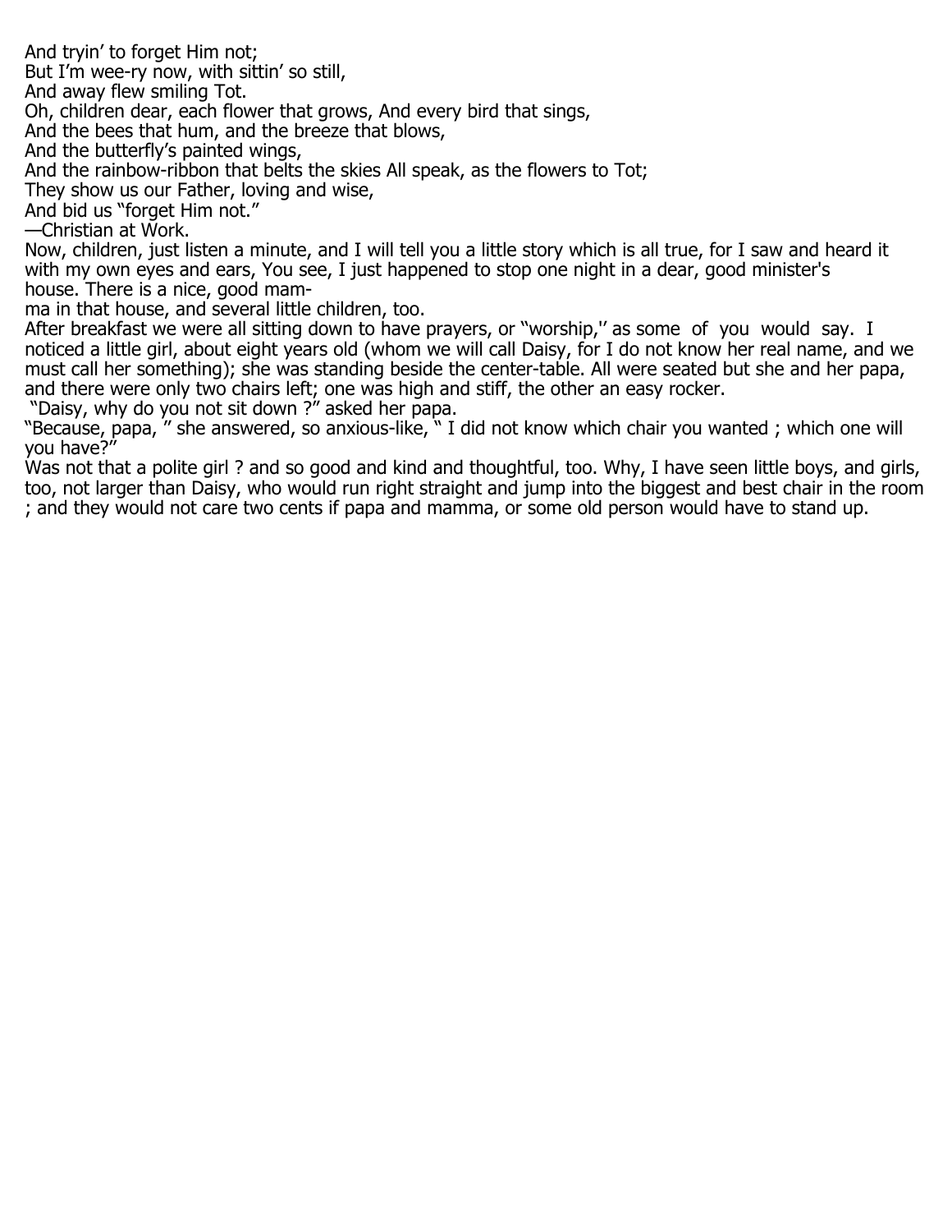And tryin' to forget Him not;
But I'm wee-ry now, with sittin' so still,
And away flew smiling Tot.
Oh, children dear, each flower that grows, And every bird that sings,
And the bees that hum, and the breeze that blows,
And the butterfly's painted wings,
And the rainbow-ribbon that belts the skies All speak, as the flowers to Tot;
They show us our Father, loving and wise,
And bid us "forget Him not."
—Christian at Work.

Now, children, just listen a minute, and I will tell you a little story which is all true, for I saw and heard it with my own eyes and ears, You see, I just happened to stop one night in a dear, good minister's house. There is a nice, good mamma in that house, and several little children, too.

After breakfast we were all sitting down to have prayers, or "worship,'' as some of you would say. I noticed a little girl, about eight years old (whom we will call Daisy, for I do not know her real name, and we must call her something); she was standing beside the center-table. All were seated but she and her papa, and there were only two chairs left; one was high and stiff, the other an easy rocker.

"Daisy, why do you not sit down ?" asked her papa.

"Because, papa, " she answered, so anxious-like, " I did not know which chair you wanted ; which one will you have?"

Was not that a polite girl ? and so good and kind and thoughtful, too. Why, I have seen little boys, and girls, too, not larger than Daisy, who would run right straight and jump into the biggest and best chair in the room ; and they would not care two cents if papa and mamma, or some old person would have to stand up.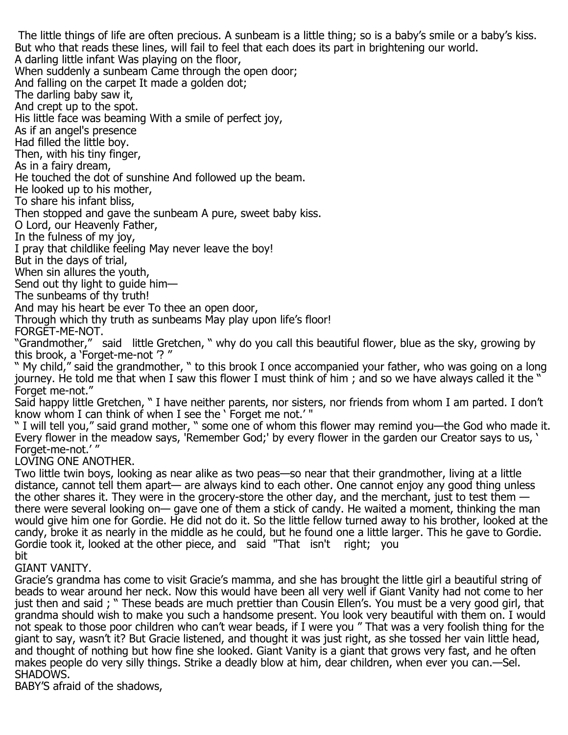The little things of life are often precious. A sunbeam is a little thing; so is a baby's smile or a baby's kiss. But who that reads these lines, will fail to feel that each does its part in brightening our world.

A darling little infant Was playing on the floor,
When suddenly a sunbeam Came through the open door;
And falling on the carpet It made a golden dot;
The darling baby saw it,
And crept up to the spot.
His little face was beaming With a smile of perfect joy,
As if an angel's presence
Had filled the little boy.
Then, with his tiny finger,
As in a fairy dream,
He touched the dot of sunshine And followed up the beam.
He looked up to his mother,
To share his infant bliss,
Then stopped and gave the sunbeam A pure, sweet baby kiss.
O Lord, our Heavenly Father,
In the fulness of my joy,
I pray that childlike feeling May never leave the boy!
But in the days of trial,
When sin allures the youth,
Send out thy light to guide him—
The sunbeams of thy truth!
And may his heart be ever To thee an open door,
Through which thy truth as sunbeams May play upon life's floor!

## FORGET-ME-NOT.

"Grandmother," said little Gretchen, " why do you call this beautiful flower, blue as the sky, growing by this brook, a 'Forget-me-not '? "

" My child," said the grandmother, " to this brook I once accompanied your father, who was going on a long journey. He told me that when I saw this flower I must think of him ; and so we have always called it the " Forget me-not."

Said happy little Gretchen, " I have neither parents, nor sisters, nor friends from whom I am parted. I don't know whom I can think of when I see the ' Forget me not.' "

" I will tell you," said grand mother, " some one of whom this flower may remind you—the God who made it. Every flower in the meadow says, 'Remember God;' by every flower in the garden our Creator says to us, ' Forget-me-not.' "

## LOVING ONE ANOTHER.

Two little twin boys, looking as near alike as two peas—so near that their grandmother, living at a little distance, cannot tell them apart— are always kind to each other. One cannot enjoy any good thing unless the other shares it. They were in the grocery-store the other day, and the merchant, just to test them —there were several looking on— gave one of them a stick of candy. He waited a moment, thinking the man would give him one for Gordie. He did not do it. So the little fellow turned away to his brother, looked at the candy, broke it as nearly in the middle as he could, but he found one a little larger. This he gave to Gordie. Gordie took it, looked at the other piece, and said "That isn't right; you
bit

## GIANT VANITY.

Gracie's grandma has come to visit Gracie's mamma, and she has brought the little girl a beautiful string of beads to wear around her neck. Now this would have been all very well if Giant Vanity had not come to her just then and said ; " These beads are much prettier than Cousin Ellen's. You must be a very good girl, that grandma should wish to make you such a handsome present. You look very beautiful with them on. I would not speak to those poor children who can't wear beads, if I were you " That was a very foolish thing for the giant to say, wasn't it? But Gracie listened, and thought it was just right, as she tossed her vain little head, and thought of nothing but how fine she looked. Giant Vanity is a giant that grows very fast, and he often makes people do very silly things. Strike a deadly blow at him, dear children, when ever you can.—Sel.

## SHADOWS.

BABY'S afraid of the shadows,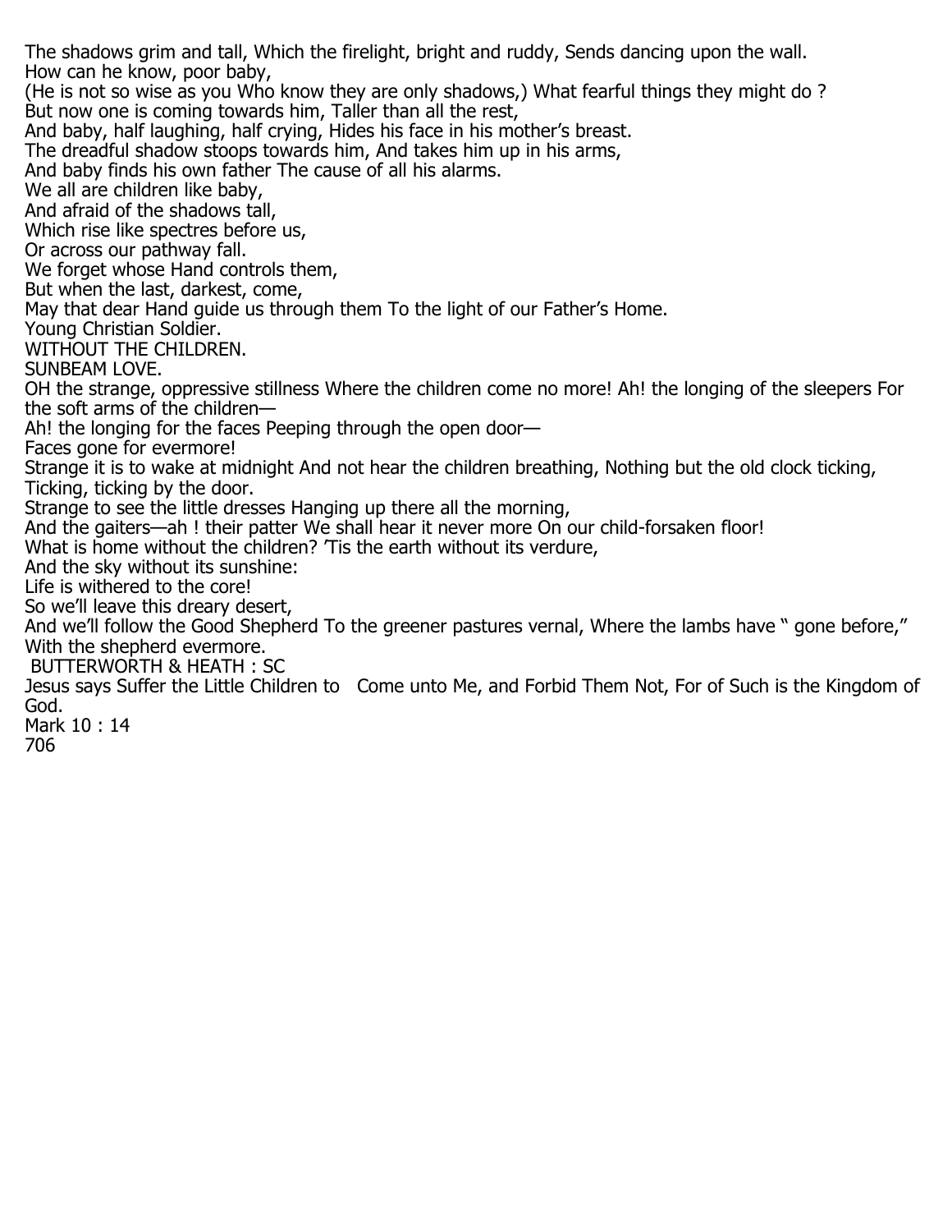The shadows grim and tall, Which the firelight, bright and ruddy, Sends dancing upon the wall.
How can he know, poor baby,
(He is not so wise as you Who know they are only shadows,) What fearful things they might do ?
But now one is coming towards him, Taller than all the rest,
And baby, half laughing, half crying, Hides his face in his mother's breast.
The dreadful shadow stoops towards him, And takes him up in his arms,
And baby finds his own father The cause of all his alarms.
We all are children like baby,
And afraid of the shadows tall,
Which rise like spectres before us,
Or across our pathway fall.
We forget whose Hand controls them,
But when the last, darkest, come,
May that dear Hand guide us through them To the light of our Father's Home.
Young Christian Soldier.

WITHOUT THE CHILDREN.

SUNBEAM LOVE.

OH the strange, oppressive stillness Where the children come no more! Ah! the longing of the sleepers For the soft arms of the children—
Ah! the longing for the faces Peeping through the open door—
Faces gone for evermore!
Strange it is to wake at midnight And not hear the children breathing, Nothing but the old clock ticking, Ticking, ticking by the door.
Strange to see the little dresses Hanging up there all the morning,
And the gaiters—ah ! their patter We shall hear it never more On our child-forsaken floor!
What is home without the children? 'Tis the earth without its verdure,
And the sky without its sunshine:
Life is withered to the core!
So we'll leave this dreary desert,
And we'll follow the Good Shepherd To the greener pastures vernal, Where the lambs have " gone before,"
With the shepherd evermore.

BUTTERWORTH & HEATH : SC

Jesus says Suffer the Little Children to Come unto Me, and Forbid Them Not, For of Such is the Kingdom of God.
Mark 10 : 14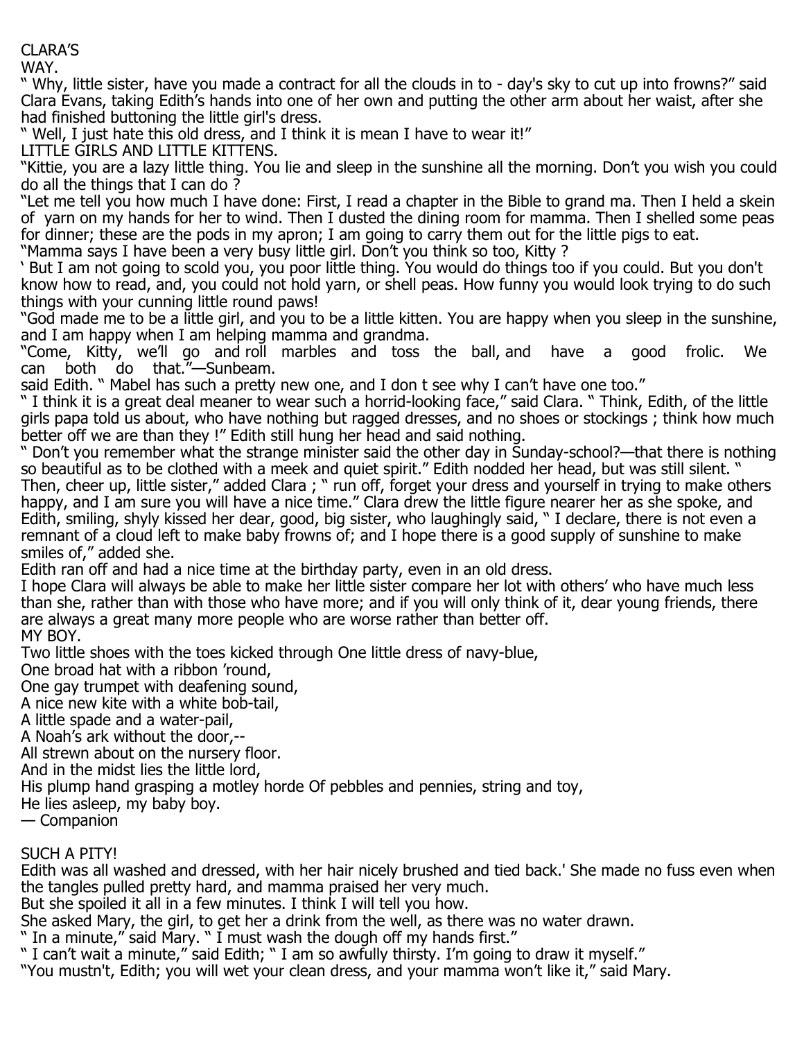## CLARA'S WAY.

" Why, little sister, have you made a contract for all the clouds in to - day's sky to cut up into frowns?" said Clara Evans, taking Edith's hands into one of her own and putting the other arm about her waist, after she had finished buttoning the little girl's dress.

" Well, I just hate this old dress, and I think it is mean I have to wear it!"

## LITTLE GIRLS AND LITTLE KITTENS.

"Kittie, you are a lazy little thing. You lie and sleep in the sunshine all the morning. Don't you wish you could do all the things that I can do ?

"Let me tell you how much I have done: First, I read a chapter in the Bible to grand ma. Then I held a skein of yarn on my hands for her to wind. Then I dusted the dining room for mamma. Then I shelled some peas for dinner; these are the pods in my apron; I am going to carry them out for the little pigs to eat.

"Mamma says I have been a very busy little girl. Don't you think so too, Kitty ?

' But I am not going to scold you, you poor little thing. You would do things too if you could. But you don't know how to read, and, you could not hold yarn, or shell peas. How funny you would look trying to do such things with your cunning little round paws!

"God made me to be a little girl, and you to be a little kitten. You are happy when you sleep in the sunshine, and I am happy when I am helping mamma and grandma.

"Come, Kitty, we'll go and roll marbles and toss the ball, and have a good frolic. We can both do that."—Sunbeam.

said Edith. " Mabel has such a pretty new one, and I don t see why I can't have one too."

" I think it is a great deal meaner to wear such a horrid-looking face," said Clara. " Think, Edith, of the little girls papa told us about, who have nothing but ragged dresses, and no shoes or stockings ; think how much better off we are than they !" Edith still hung her head and said nothing.

" Don't you remember what the strange minister said the other day in Sunday-school?—that there is nothing so beautiful as to be clothed with a meek and quiet spirit." Edith nodded her head, but was still silent. " Then, cheer up, little sister," added Clara ; " run off, forget your dress and yourself in trying to make others happy, and I am sure you will have a nice time." Clara drew the little figure nearer her as she spoke, and Edith, smiling, shyly kissed her dear, good, big sister, who laughingly said, " I declare, there is not even a remnant of a cloud left to make baby frowns of; and I hope there is a good supply of sunshine to make smiles of," added she.

Edith ran off and had a nice time at the birthday party, even in an old dress.

I hope Clara will always be able to make her little sister compare her lot with others' who have much less than she, rather than with those who have more; and if you will only think of it, dear young friends, there are always a great many more people who are worse rather than better off.

## MY BOY.

Two little shoes with the toes kicked through One little dress of navy-blue,
One broad hat with a ribbon 'round,
One gay trumpet with deafening sound,
A nice new kite with a white bob-tail,
A little spade and a water-pail,
A Noah's ark without the door,--
All strewn about on the nursery floor.
And in the midst lies the little lord,
His plump hand grasping a motley horde Of pebbles and pennies, string and toy,
He lies asleep, my baby boy.
— Companion

## SUCH A PITY!

Edith was all washed and dressed, with her hair nicely brushed and tied back.' She made no fuss even when the tangles pulled pretty hard, and mamma praised her very much.

But she spoiled it all in a few minutes. I think I will tell you how.

She asked Mary, the girl, to get her a drink from the well, as there was no water drawn.

" In a minute," said Mary. " I must wash the dough off my hands first."

" I can't wait a minute," said Edith; " I am so awfully thirsty. I'm going to draw it myself."

"You mustn't, Edith; you will wet your clean dress, and your mamma won't like it," said Mary.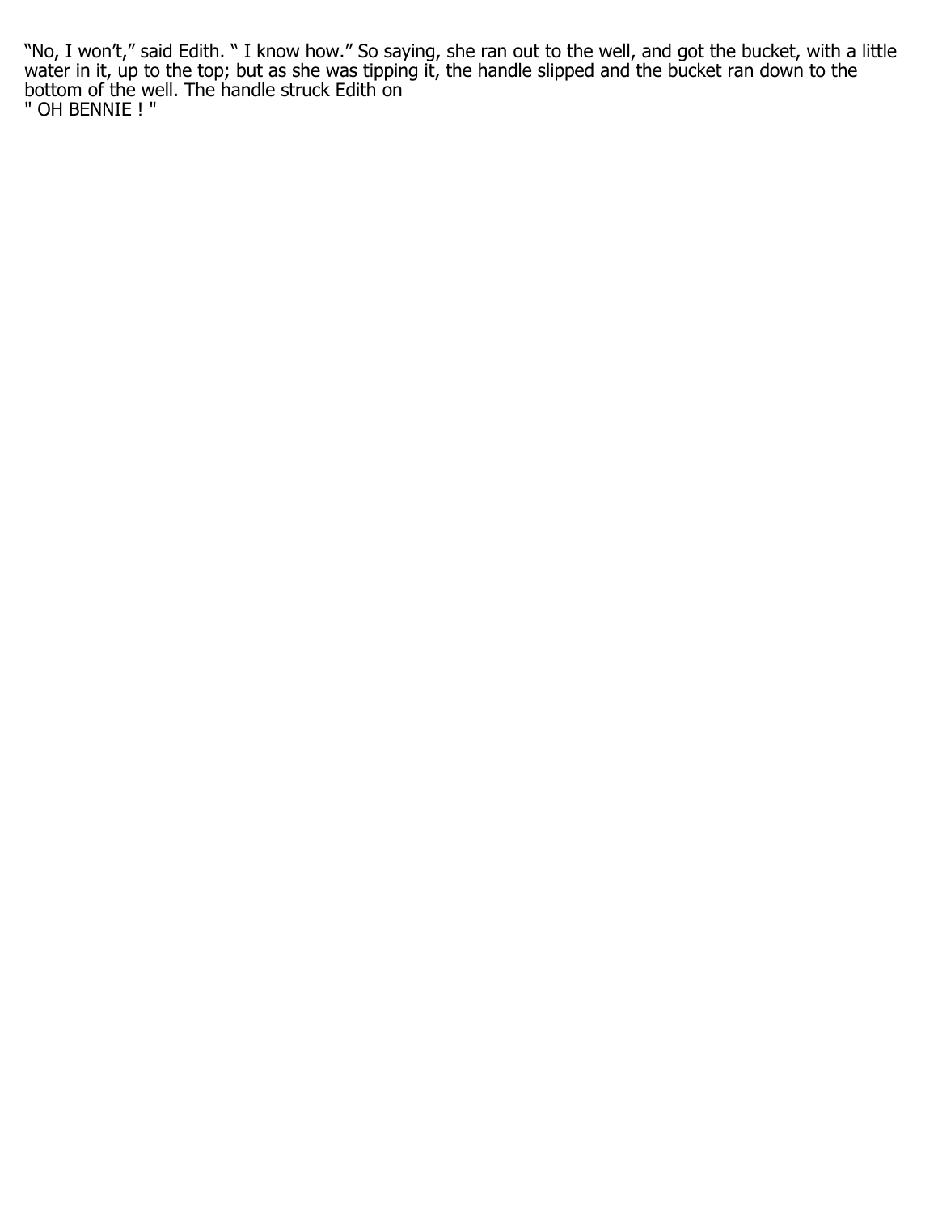“No, I won’t,” said Edith. “ I know how.” So saying, she ran out to the well, and got the bucket, with a little water in it, up to the top; but as she was tipping it, the handle slipped and the bucket ran down to the bottom of the well. The handle struck Edith on

" OH BENNIE ! "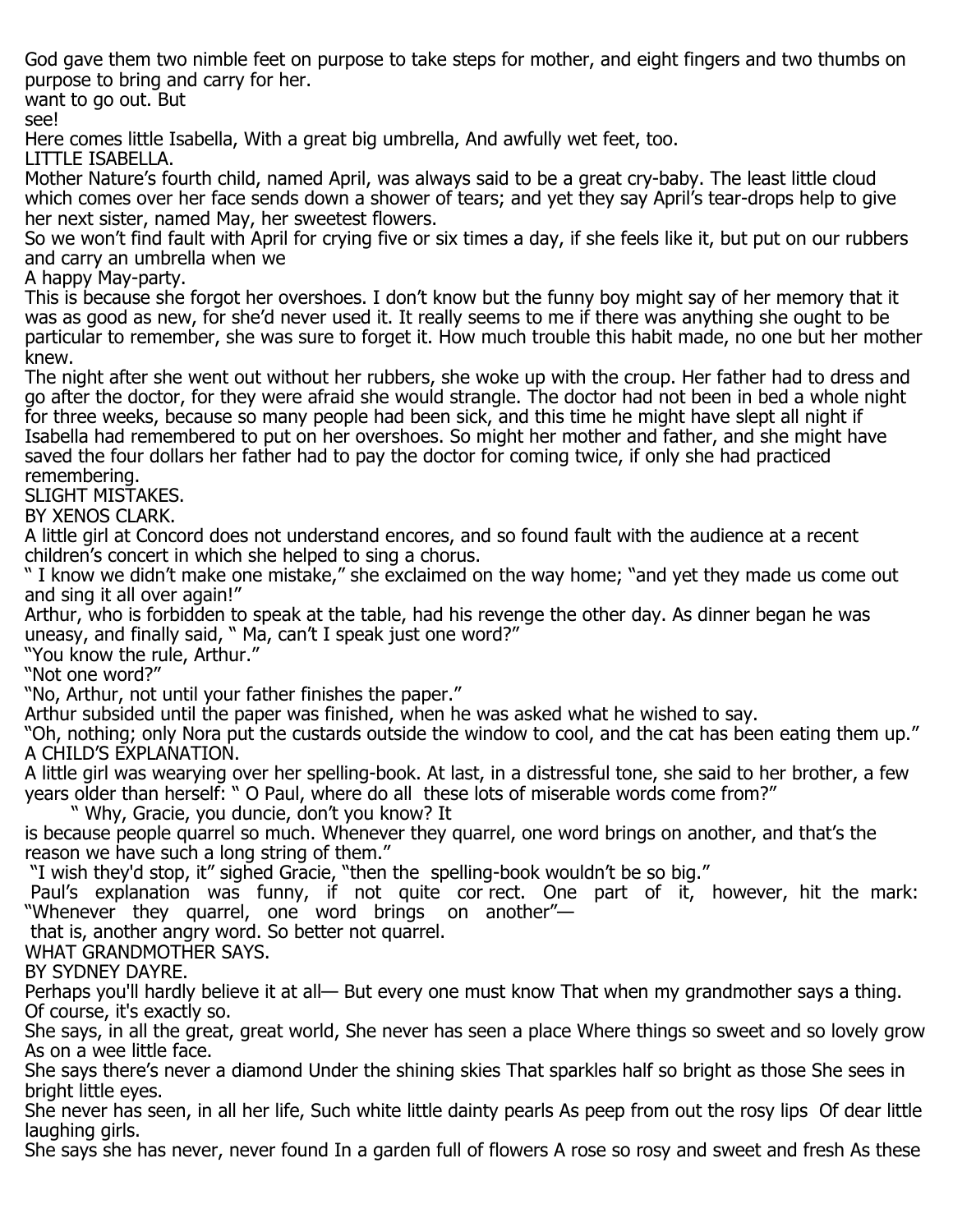God gave them two nimble feet on purpose to take steps for mother, and eight fingers and two thumbs on purpose to bring and carry for her.

want to go out. But

see!

Here comes little Isabella, With a great big umbrella, And awfully wet feet, too.

LITTLE ISABELLA.

Mother Nature's fourth child, named April, was always said to be a great cry-baby. The least little cloud which comes over her face sends down a shower of tears; and yet they say April's tear-drops help to give her next sister, named May, her sweetest flowers.

So we won't find fault with April for crying five or six times a day, if she feels like it, but put on our rubbers and carry an umbrella when we

A happy May-party.

This is because she forgot her overshoes. I don't know but the funny boy might say of her memory that it was as good as new, for she'd never used it. It really seems to me if there was anything she ought to be particular to remember, she was sure to forget it. How much trouble this habit made, no one but her mother knew.

The night after she went out without her rubbers, she woke up with the croup. Her father had to dress and go after the doctor, for they were afraid she would strangle. The doctor had not been in bed a whole night for three weeks, because so many people had been sick, and this time he might have slept all night if Isabella had remembered to put on her overshoes. So might her mother and father, and she might have saved the four dollars her father had to pay the doctor for coming twice, if only she had practiced remembering.

SLIGHT MISTAKES.

BY XENOS CLARK.

A little girl at Concord does not understand encores, and so found fault with the audience at a recent children's concert in which she helped to sing a chorus.

" I know we didn't make one mistake," she exclaimed on the way home; "and yet they made us come out and sing it all over again!"

Arthur, who is forbidden to speak at the table, had his revenge the other day. As dinner began he was uneasy, and finally said, " Ma, can't I speak just one word?"

"You know the rule, Arthur."

"Not one word?"

"No, Arthur, not until your father finishes the paper."

Arthur subsided until the paper was finished, when he was asked what he wished to say.

"Oh, nothing; only Nora put the custards outside the window to cool, and the cat has been eating them up."

A CHILD'S EXPLANATION.

A little girl was wearying over her spelling-book. At last, in a distressful tone, she said to her brother, a few years older than herself: " O Paul, where do all these lots of miserable words come from?"

" Why, Gracie, you duncie, don't you know? It is because people quarrel so much. Whenever they quarrel, one word brings on another, and that's the reason we have such a long string of them."

"I wish they'd stop, it" sighed Gracie, "then the spelling-book wouldn't be so big."

Paul's explanation was funny, if not quite cor rect. One part of it, however, hit the mark: "Whenever they quarrel, one word brings on another"— that is, another angry word. So better not quarrel.

WHAT GRANDMOTHER SAYS.

BY SYDNEY DAYRE.

Perhaps you'll hardly believe it at all— But every one must know That when my grandmother says a thing. Of course, it's exactly so.

She says, in all the great, great world, She never has seen a place Where things so sweet and so lovely grow As on a wee little face.

She says there's never a diamond Under the shining skies That sparkles half so bright as those She sees in bright little eyes.

She never has seen, in all her life, Such white little dainty pearls As peep from out the rosy lips Of dear little laughing girls.

She says she has never, never found In a garden full of flowers A rose so rosy and sweet and fresh As these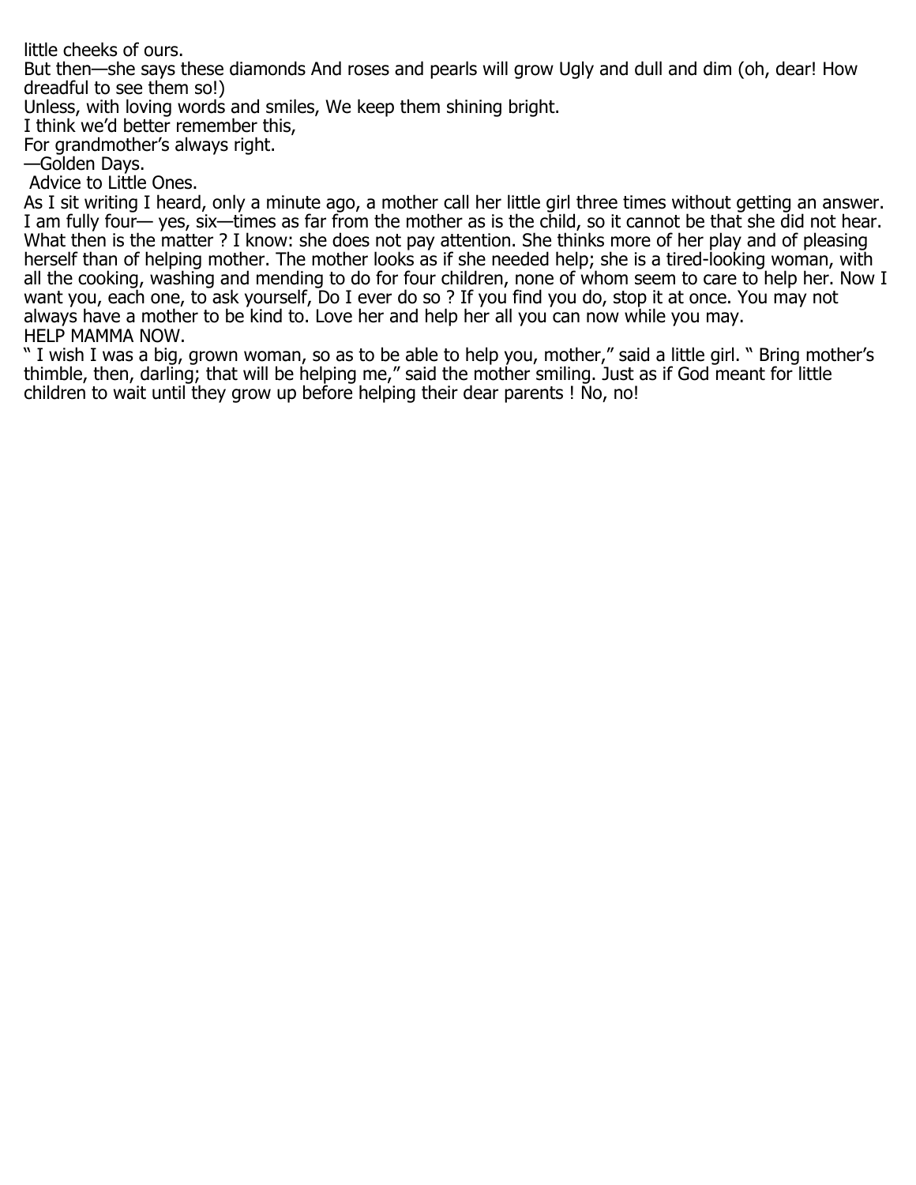little cheeks of ours.

But then—she says these diamonds And roses and pearls will grow Ugly and dull and dim (oh, dear! How dreadful to see them so!)

Unless, with loving words and smiles, We keep them shining bright.

I think we'd better remember this,

For grandmother's always right.

—Golden Days.

Advice to Little Ones.

As I sit writing I heard, only a minute ago, a mother call her little girl three times without getting an answer. I am fully four— yes, six—times as far from the mother as is the child, so it cannot be that she did not hear. What then is the matter ? I know: she does not pay attention. She thinks more of her play and of pleasing herself than of helping mother. The mother looks as if she needed help; she is a tired-looking woman, with all the cooking, washing and mending to do for four children, none of whom seem to care to help her. Now I want you, each one, to ask yourself, Do I ever do so ? If you find you do, stop it at once. You may not always have a mother to be kind to. Love her and help her all you can now while you may.

HELP MAMMA NOW.

" I wish I was a big, grown woman, so as to be able to help you, mother," said a little girl. " Bring mother's thimble, then, darling; that will be helping me," said the mother smiling. Just as if God meant for little children to wait until they grow up before helping their dear parents ! No, no!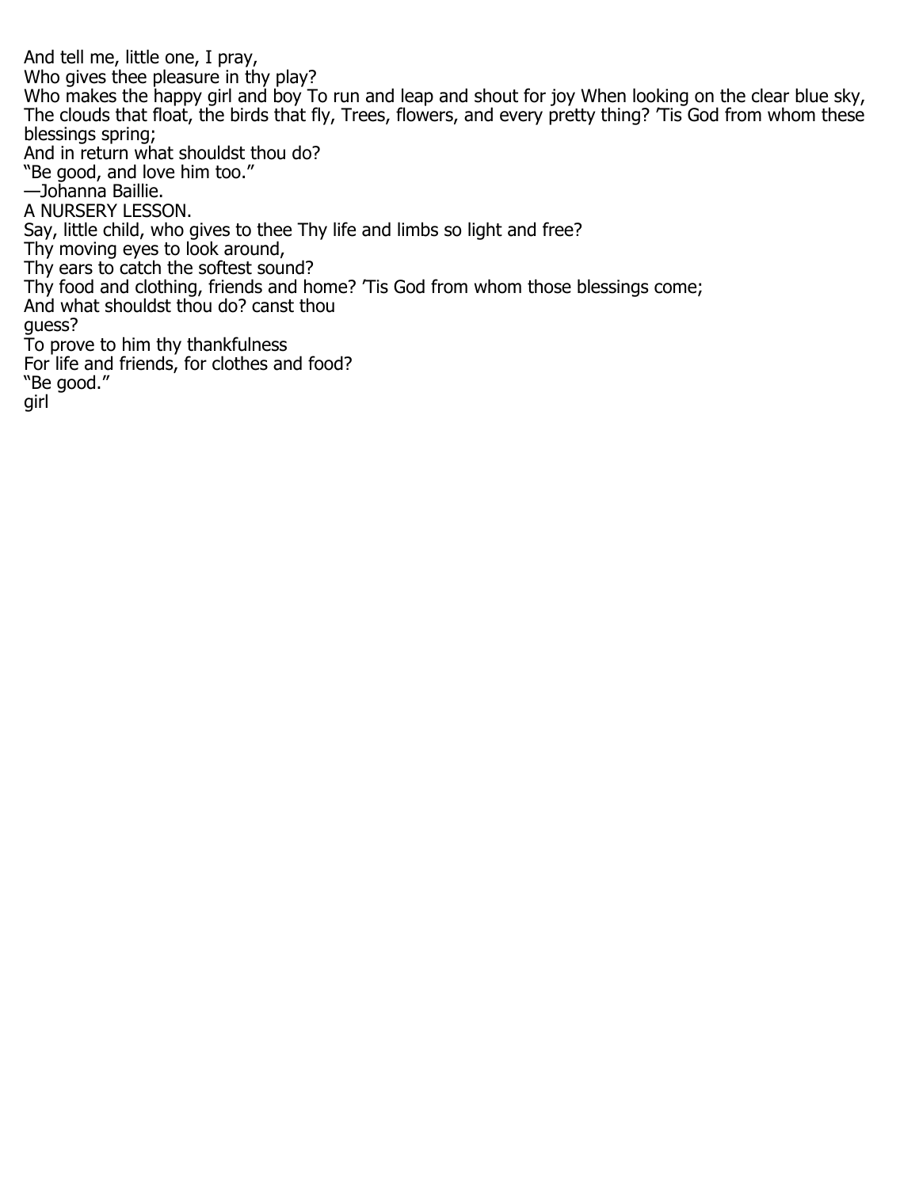And tell me, little one, I pray,
Who gives thee pleasure in thy play?
Who makes the happy girl and boy To run and leap and shout for joy When looking on the clear blue sky, The clouds that float, the birds that fly, Trees, flowers, and every pretty thing? 'Tis God from whom these blessings spring;
And in return what shouldst thou do?
"Be good, and love him too."
—Johanna Baillie.

## A NURSERY LESSON.

Say, little child, who gives to thee Thy life and limbs so light and free?
Thy moving eyes to look around,
Thy ears to catch the softest sound?
Thy food and clothing, friends and home? 'Tis God from whom those blessings come;
And what shouldst thou do? canst thou
guess?
To prove to him thy thankfulness
For life and friends, for clothes and food?
"Be good."
girl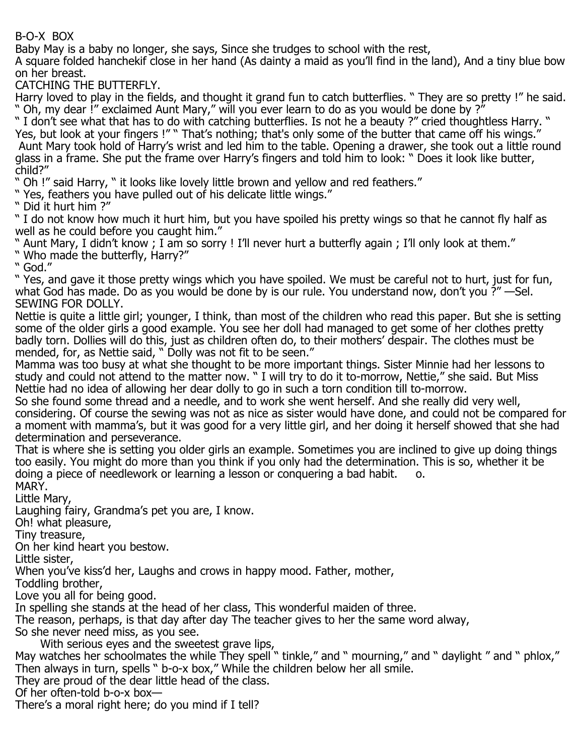B-O-X BOX

Baby May is a baby no longer, she says, Since she trudges to school with the rest,
A square folded hanchekif close in her hand (As dainty a maid as you'll find in the land), And a tiny blue bow on her breast.

CATCHING THE BUTTERFLY.

Harry loved to play in the fields, and thought it grand fun to catch butterflies. " They are so pretty !" he said. " Oh, my dear !" exclaimed Aunt Mary," will you ever learn to do as you would be done by ?"

" I don't see what that has to do with catching butterflies. Is not he a beauty ?" cried thoughtless Harry. " Yes, but look at your fingers !" " That's nothing; that's only some of the butter that came off his wings."

Aunt Mary took hold of Harry's wrist and led him to the table. Opening a drawer, she took out a little round glass in a frame. She put the frame over Harry's fingers and told him to look: " Does it look like butter, child?"

" Oh !" said Harry, " it looks like lovely little brown and yellow and red feathers."

" Yes, feathers you have pulled out of his delicate little wings."

" Did it hurt him ?"

" I do not know how much it hurt him, but you have spoiled his pretty wings so that he cannot fly half as well as he could before you caught him."

" Aunt Mary, I didn't know ; I am so sorry ! I'll never hurt a butterfly again ; I'll only look at them."

" Who made the butterfly, Harry?"

" God."

" Yes, and gave it those pretty wings which you have spoiled. We must be careful not to hurt, just for fun, what God has made. Do as you would be done by is our rule. You understand now, don't you ?" —Sel.

SEWING FOR DOLLY.

Nettie is quite a little girl; younger, I think, than most of the children who read this paper. But she is setting some of the older girls a good example. You see her doll had managed to get some of her clothes pretty badly torn. Dollies will do this, just as children often do, to their mothers' despair. The clothes must be mended, for, as Nettie said, " Dolly was not fit to be seen."

Mamma was too busy at what she thought to be more important things. Sister Minnie had her lessons to study and could not attend to the matter now. " I will try to do it to-morrow, Nettie," she said. But Miss Nettie had no idea of allowing her dear dolly to go in such a torn condition till to-morrow.

So she found some thread and a needle, and to work she went herself. And she really did very well, considering. Of course the sewing was not as nice as sister would have done, and could not be compared for a moment with mamma's, but it was good for a very little girl, and her doing it herself showed that she had determination and perseverance.

That is where she is setting you older girls an example. Sometimes you are inclined to give up doing things too easily. You might do more than you think if you only had the determination. This is so, whether it be doing a piece of needlework or learning a lesson or conquering a bad habit. o.

MARY.

Little Mary,
Laughing fairy, Grandma's pet you are, I know.
Oh! what pleasure,
Tiny treasure,
On her kind heart you bestow.
Little sister,
When you've kiss'd her, Laughs and crows in happy mood. Father, mother,
Toddling brother,
Love you all for being good.

In spelling she stands at the head of her class, This wonderful maiden of three.
The reason, perhaps, is that day after day The teacher gives to her the same word alway,
So she never need miss, as you see.

With serious eyes and the sweetest grave lips,
May watches her schoolmates the while They spell " tinkle," and " mourning," and " daylight " and " phlox,"
Then always in turn, spells " b-o-x box," While the children below her all smile.
They are proud of the dear little head of the class.
Of her often-told b-o-x box—
There's a moral right here; do you mind if I tell?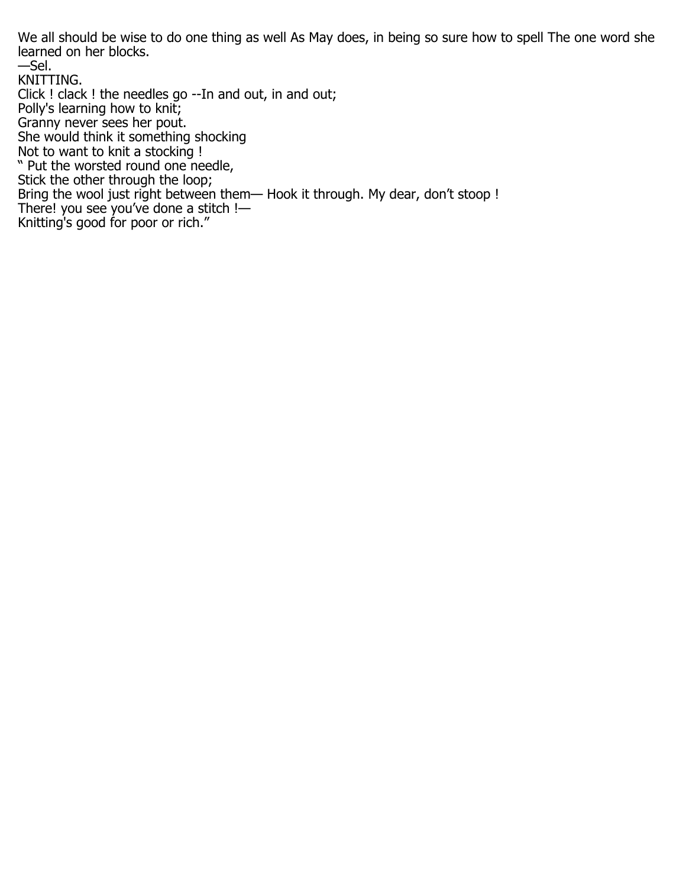We all should be wise to do one thing as well As May does, in being so sure how to spell The one word she learned on her blocks.

—Sel.

## KNITTING.

Click ! clack ! the needles go --In and out, in and out;
Polly's learning how to knit;
Granny never sees her pout.
She would think it something shocking
Not to want to knit a stocking !
" Put the worsted round one needle,
Stick the other through the loop;
Bring the wool just right between them— Hook it through. My dear, don't stoop !
There! you see you've done a stitch !—
Knitting's good for poor or rich."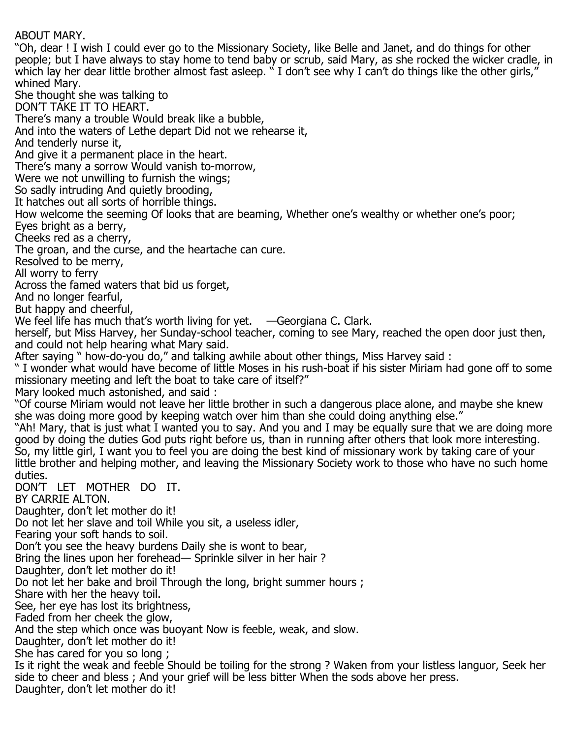## ABOUT MARY.

"Oh, dear ! I wish I could ever go to the Missionary Society, like Belle and Janet, and do things for other people; but I have always to stay home to tend baby or scrub, said Mary, as she rocked the wicker cradle, in which lay her dear little brother almost fast asleep. " I don't see why I can't do things like the other girls," whined Mary.

She thought she was talking to

## DON'T TAKE IT TO HEART.

There's many a trouble Would break like a bubble,
And into the waters of Lethe depart Did not we rehearse it,
And tenderly nurse it,
And give it a permanent place in the heart.
There's many a sorrow Would vanish to-morrow,
Were we not unwilling to furnish the wings;
So sadly intruding And quietly brooding,
It hatches out all sorts of horrible things.
How welcome the seeming Of looks that are beaming, Whether one's wealthy or whether one's poor;
Eyes bright as a berry,
Cheeks red as a cherry,
The groan, and the curse, and the heartache can cure.
Resolved to be merry,
All worry to ferry
Across the famed waters that bid us forget,
And no longer fearful,
But happy and cheerful,
We feel life has much that's worth living for yet. —Georgiana C. Clark.

herself, but Miss Harvey, her Sunday-school teacher, coming to see Mary, reached the open door just then, and could not help hearing what Mary said.

After saying " how-do-you do," and talking awhile about other things, Miss Harvey said :

" I wonder what would have become of little Moses in his rush-boat if his sister Miriam had gone off to some missionary meeting and left the boat to take care of itself?"

Mary looked much astonished, and said :

"Of course Miriam would not leave her little brother in such a dangerous place alone, and maybe she knew she was doing more good by keeping watch over him than she could doing anything else."

"Ah! Mary, that is just what I wanted you to say. And you and I may be equally sure that we are doing more good by doing the duties God puts right before us, than in running after others that look more interesting. So, my little girl, I want you to feel you are doing the best kind of missionary work by taking care of your little brother and helping mother, and leaving the Missionary Society work to those who have no such home duties.

## DON'T LET MOTHER DO IT.

BY CARRIE ALTON.

Daughter, don't let mother do it!
Do not let her slave and toil While you sit, a useless idler,
Fearing your soft hands to soil.
Don't you see the heavy burdens Daily she is wont to bear,
Bring the lines upon her forehead— Sprinkle silver in her hair ?
Daughter, don't let mother do it!
Do not let her bake and broil Through the long, bright summer hours ;
Share with her the heavy toil.
See, her eye has lost its brightness,
Faded from her cheek the glow,
And the step which once was buoyant Now is feeble, weak, and slow.
Daughter, don't let mother do it!
She has cared for you so long ;
Is it right the weak and feeble Should be toiling for the strong ? Waken from your listless languor, Seek her side to cheer and bless ; And your grief will be less bitter When the sods above her press.
Daughter, don't let mother do it!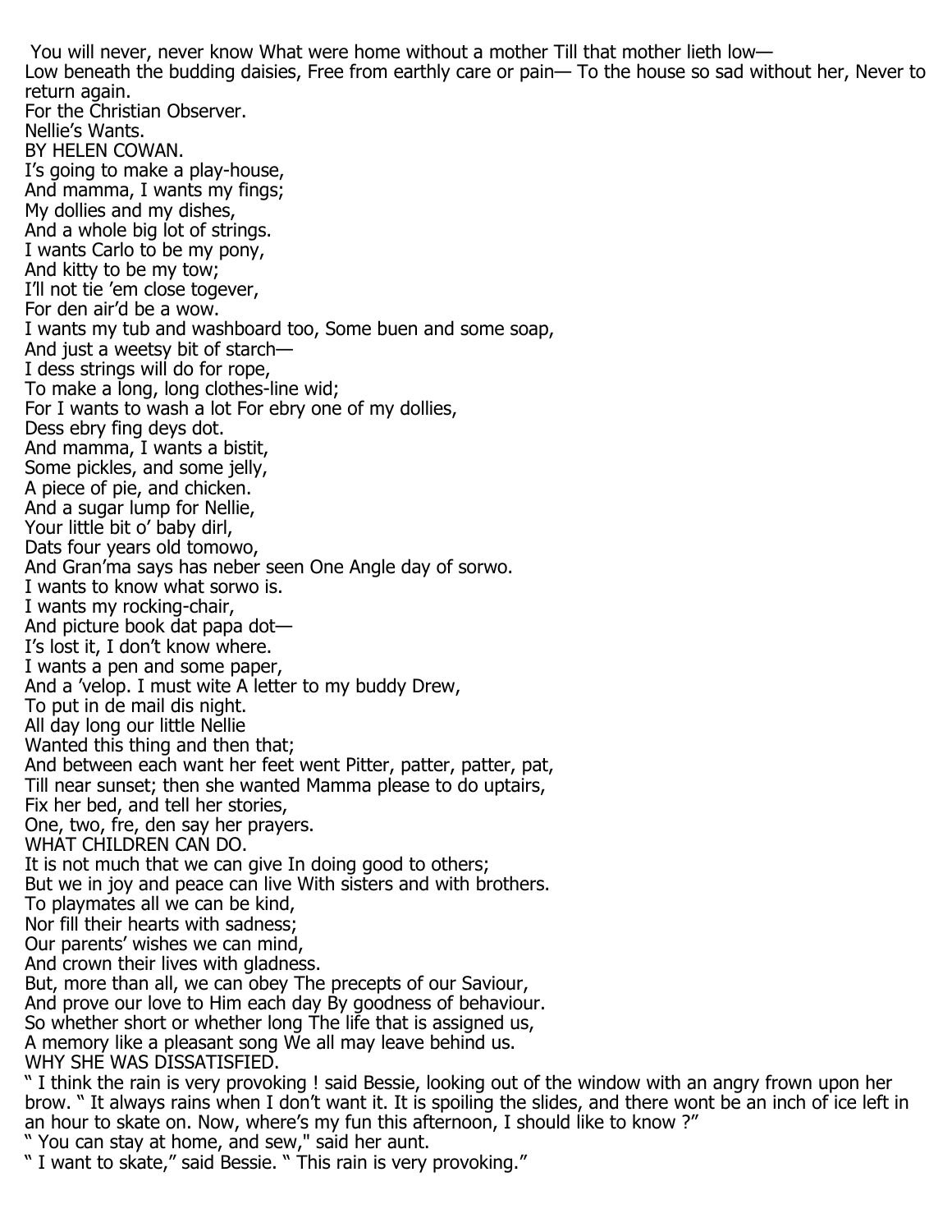You will never, never know What were home without a mother Till that mother lieth low—
Low beneath the budding daisies, Free from earthly care or pain— To the house so sad without her, Never to return again.

For the Christian Observer.

## Nellie's Wants.

BY HELEN COWAN.

I's going to make a play-house,
And mamma, I wants my fings;
My dollies and my dishes,
And a whole big lot of strings.
I wants Carlo to be my pony,
And kitty to be my tow;
I'll not tie 'em close togever,
For den air'd be a wow.
I wants my tub and washboard too, Some buen and some soap,
And just a weetsy bit of starch—
I dess strings will do for rope,
To make a long, long clothes-line wid;
For I wants to wash a lot For ebry one of my dollies,
Dess ebry fing deys dot.
And mamma, I wants a bistit,
Some pickles, and some jelly,
A piece of pie, and chicken.
And a sugar lump for Nellie,
Your little bit o' baby dirl,
Dats four years old tomowo,
And Gran'ma says has neber seen One Angle day of sorwo.
I wants to know what sorwo is.
I wants my rocking-chair,
And picture book dat papa dot—
I's lost it, I don't know where.
I wants a pen and some paper,
And a 'velop. I must wite A letter to my buddy Drew,
To put in de mail dis night.
All day long our little Nellie
Wanted this thing and then that;
And between each want her feet went Pitter, patter, patter, pat,
Till near sunset; then she wanted Mamma please to do uptairs,
Fix her bed, and tell her stories,
One, two, fre, den say her prayers.

## WHAT CHILDREN CAN DO.

It is not much that we can give In doing good to others;
But we in joy and peace can live With sisters and with brothers.
To playmates all we can be kind,
Nor fill their hearts with sadness;
Our parents' wishes we can mind,
And crown their lives with gladness.
But, more than all, we can obey The precepts of our Saviour,
And prove our love to Him each day By goodness of behaviour.
So whether short or whether long The life that is assigned us,
A memory like a pleasant song We all may leave behind us.

## WHY SHE WAS DISSATISFIED.

" I think the rain is very provoking ! said Bessie, looking out of the window with an angry frown upon her brow. " It always rains when I don't want it. It is spoiling the slides, and there wont be an inch of ice left in an hour to skate on. Now, where's my fun this afternoon, I should like to know ?"

" You can stay at home, and sew," said her aunt.

" I want to skate," said Bessie. " This rain is very provoking."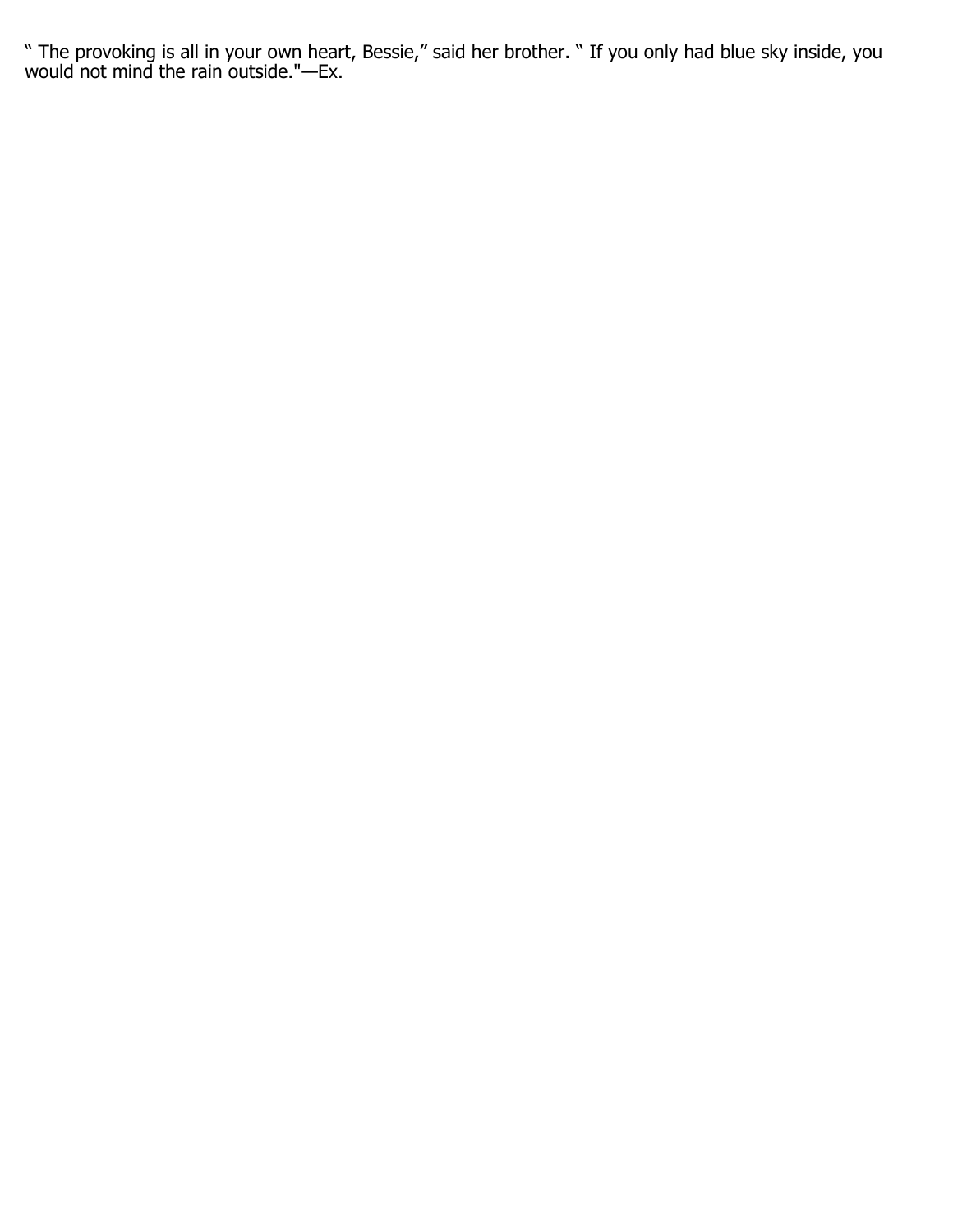" The provoking is all in your own heart, Bessie," said her brother. " If you only had blue sky inside, you would not mind the rain outside."—Ex.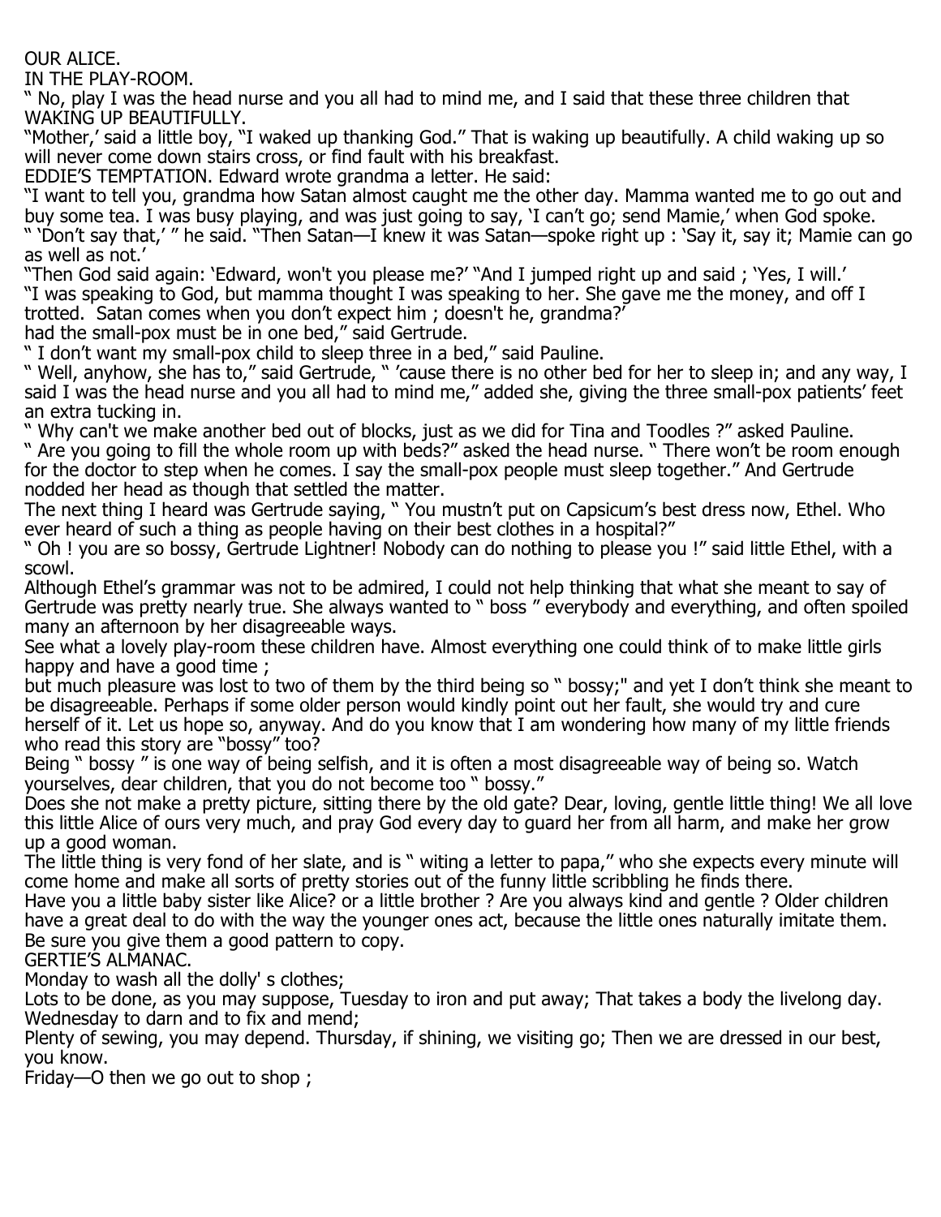OUR ALICE.

IN THE PLAY-ROOM.

" No, play I was the head nurse and you all had to mind me, and I said that these three children that

WAKING UP BEAUTIFULLY.

"Mother,' said a little boy, "I waked up thanking God." That is waking up beautifully. A child waking up so will never come down stairs cross, or find fault with his breakfast.

EDDIE'S TEMPTATION. Edward wrote grandma a letter. He said:

"I want to tell you, grandma how Satan almost caught me the other day. Mamma wanted me to go out and buy some tea. I was busy playing, and was just going to say, 'I can't go; send Mamie,' when God spoke.

" 'Don't say that,' " he said. "Then Satan—I knew it was Satan—spoke right up : 'Say it, say it; Mamie can go as well as not.'

"Then God said again: 'Edward, won't you please me?' "And I jumped right up and said ; 'Yes, I will.'

"I was speaking to God, but mamma thought I was speaking to her. She gave me the money, and off I trotted. Satan comes when you don't expect him ; doesn't he, grandma?'

had the small-pox must be in one bed," said Gertrude.

" I don't want my small-pox child to sleep three in a bed," said Pauline.

" Well, anyhow, she has to," said Gertrude, " 'cause there is no other bed for her to sleep in; and any way, I said I was the head nurse and you all had to mind me," added she, giving the three small-pox patients' feet an extra tucking in.

" Why can't we make another bed out of blocks, just as we did for Tina and Toodles ?" asked Pauline.

" Are you going to fill the whole room up with beds?" asked the head nurse. " There won't be room enough for the doctor to step when he comes. I say the small-pox people must sleep together." And Gertrude nodded her head as though that settled the matter.

The next thing I heard was Gertrude saying, " You mustn't put on Capsicum's best dress now, Ethel. Who ever heard of such a thing as people having on their best clothes in a hospital?"

" Oh ! you are so bossy, Gertrude Lightner! Nobody can do nothing to please you !" said little Ethel, with a scowl.

Although Ethel's grammar was not to be admired, I could not help thinking that what she meant to say of Gertrude was pretty nearly true. She always wanted to " boss " everybody and everything, and often spoiled many an afternoon by her disagreeable ways.

See what a lovely play-room these children have. Almost everything one could think of to make little girls happy and have a good time ;

but much pleasure was lost to two of them by the third being so " bossy;" and yet I don't think she meant to be disagreeable. Perhaps if some older person would kindly point out her fault, she would try and cure herself of it. Let us hope so, anyway. And do you know that I am wondering how many of my little friends who read this story are "bossy" too?

Being " bossy " is one way of being selfish, and it is often a most disagreeable way of being so. Watch yourselves, dear children, that you do not become too " bossy."

Does she not make a pretty picture, sitting there by the old gate? Dear, loving, gentle little thing! We all love this little Alice of ours very much, and pray God every day to guard her from all harm, and make her grow up a good woman.

The little thing is very fond of her slate, and is " witing a letter to papa," who she expects every minute will come home and make all sorts of pretty stories out of the funny little scribbling he finds there.

Have you a little baby sister like Alice? or a little brother ? Are you always kind and gentle ? Older children have a great deal to do with the way the younger ones act, because the little ones naturally imitate them. Be sure you give them a good pattern to copy.

GERTIE'S ALMANAC.

Monday to wash all the dolly' s clothes;

Lots to be done, as you may suppose, Tuesday to iron and put away; That takes a body the livelong day.

Wednesday to darn and to fix and mend;

Plenty of sewing, you may depend. Thursday, if shining, we visiting go; Then we are dressed in our best, you know.

Friday—O then we go out to shop ;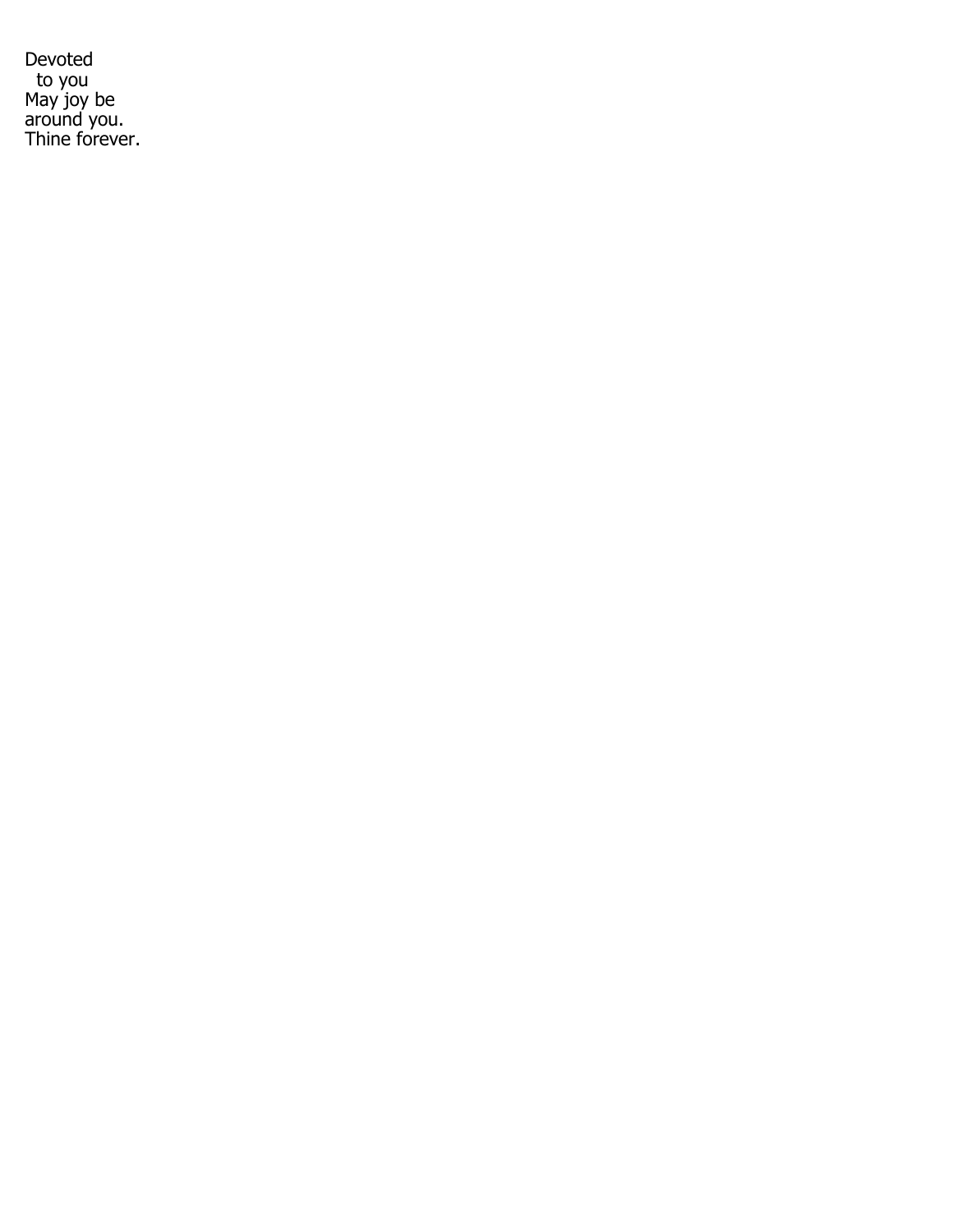Devoted  
  to you  
May joy be  
around you.  
Thine forever.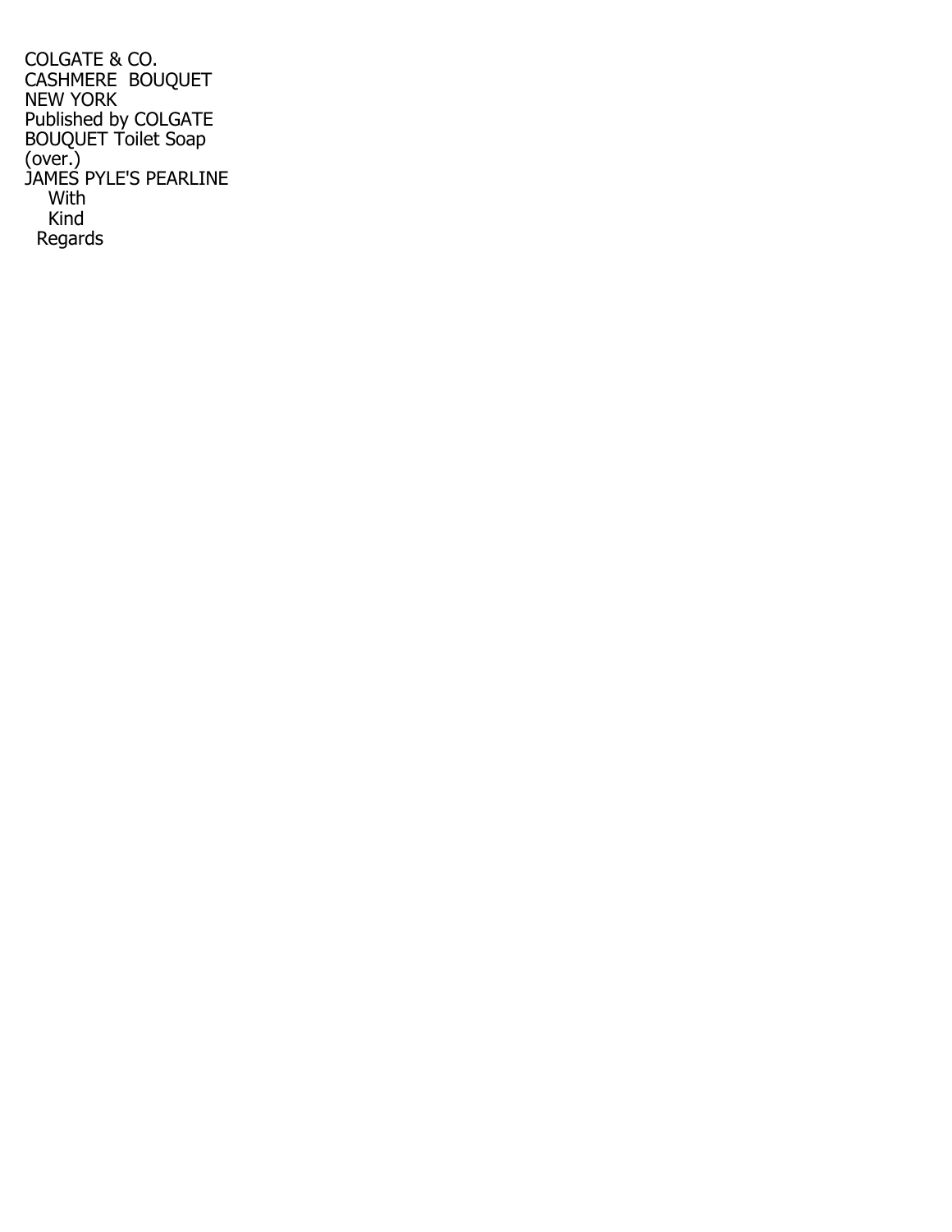COLGATE & CO.
CASHMERE BOUQUET
NEW YORK
Published by COLGATE
BOUQUET Toilet Soap
(over.)
JAMES PYLE'S PEARLINE
With
Kind
Regards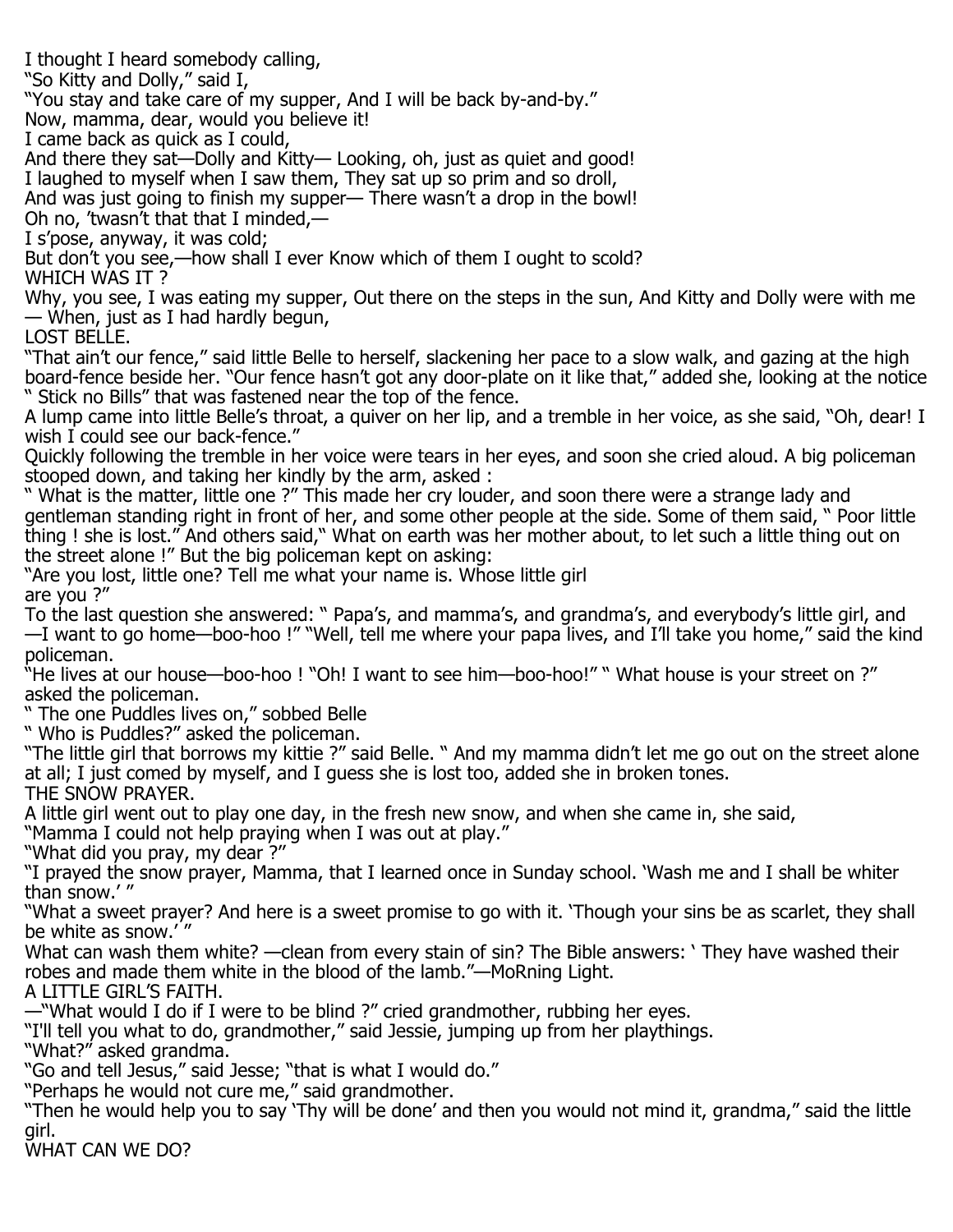I thought I heard somebody calling,
"So Kitty and Dolly," said I,
"You stay and take care of my supper, And I will be back by-and-by."
Now, mamma, dear, would you believe it!
I came back as quick as I could,
And there they sat—Dolly and Kitty— Looking, oh, just as quiet and good!
I laughed to myself when I saw them, They sat up so prim and so droll,
And was just going to finish my supper— There wasn't a drop in the bowl!
Oh no, 'twasn't that that I minded,—
I s'pose, anyway, it was cold;
But don't you see,—how shall I ever Know which of them I ought to scold?

## WHICH WAS IT ?

Why, you see, I was eating my supper, Out there on the steps in the sun, And Kitty and Dolly were with me — When, just as I had hardly begun,

## LOST BELLE.

"That ain't our fence," said little Belle to herself, slackening her pace to a slow walk, and gazing at the high board-fence beside her. "Our fence hasn't got any door-plate on it like that," added she, looking at the notice " Stick no Bills" that was fastened near the top of the fence.

A lump came into little Belle's throat, a quiver on her lip, and a tremble in her voice, as she said, "Oh, dear! I wish I could see our back-fence."

Quickly following the tremble in her voice were tears in her eyes, and soon she cried aloud. A big policeman stooped down, and taking her kindly by the arm, asked :

" What is the matter, little one ?" This made her cry louder, and soon there were a strange lady and gentleman standing right in front of her, and some other people at the side. Some of them said, " Poor little thing ! she is lost." And others said," What on earth was her mother about, to let such a little thing out on the street alone !" But the big policeman kept on asking:

"Are you lost, little one? Tell me what your name is. Whose little girl are you ?"

To the last question she answered: " Papa's, and mamma's, and grandma's, and everybody's little girl, and —I want to go home—boo-hoo !" "Well, tell me where your papa lives, and I'll take you home," said the kind policeman.

"He lives at our house—boo-hoo ! "Oh! I want to see him—boo-hoo!" " What house is your street on ?" asked the policeman.

" The one Puddles lives on," sobbed Belle

" Who is Puddles?" asked the policeman.

"The little girl that borrows my kittie ?" said Belle. " And my mamma didn't let me go out on the street alone at all; I just comed by myself, and I guess she is lost too, added she in broken tones.

## THE SNOW PRAYER.

A little girl went out to play one day, in the fresh new snow, and when she came in, she said,

"Mamma I could not help praying when I was out at play."

"What did you pray, my dear ?"

"I prayed the snow prayer, Mamma, that I learned once in Sunday school. 'Wash me and I shall be whiter than snow.' "

"What a sweet prayer? And here is a sweet promise to go with it. 'Though your sins be as scarlet, they shall be white as snow.' "

What can wash them white? —clean from every stain of sin? The Bible answers: ' They have washed their robes and made them white in the blood of the lamb."—MoRning Light.

## A LITTLE GIRL'S FAITH.

—"What would I do if I were to be blind ?" cried grandmother, rubbing her eyes.

"I'll tell you what to do, grandmother," said Jessie, jumping up from her playthings.

"What?" asked grandma.

"Go and tell Jesus," said Jesse; "that is what I would do."

"Perhaps he would not cure me," said grandmother.

"Then he would help you to say 'Thy will be done' and then you would not mind it, grandma," said the little girl.

## WHAT CAN WE DO?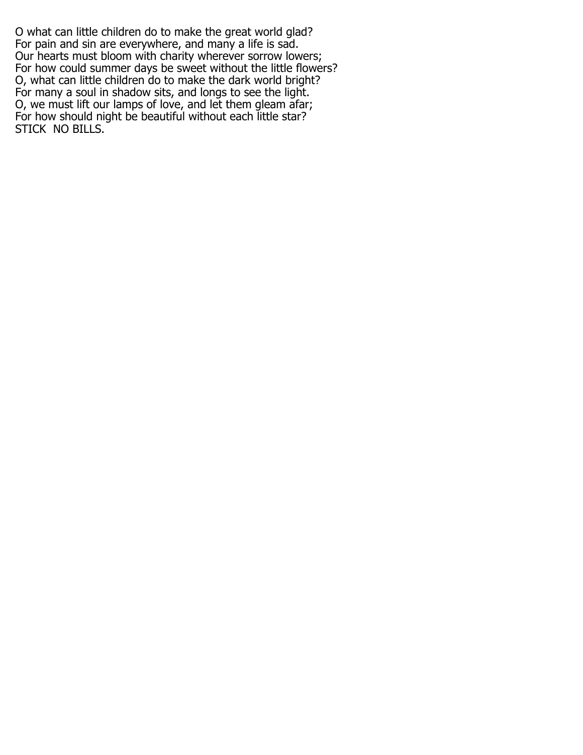O what can little children do to make the great world glad?
For pain and sin are everywhere, and many a life is sad.
Our hearts must bloom with charity wherever sorrow lowers;
For how could summer days be sweet without the little flowers?
O, what can little children do to make the dark world bright?
For many a soul in shadow sits, and longs to see the light.
O, we must lift our lamps of love, and let them gleam afar;
For how should night be beautiful without each little star?
STICK  NO BILLS.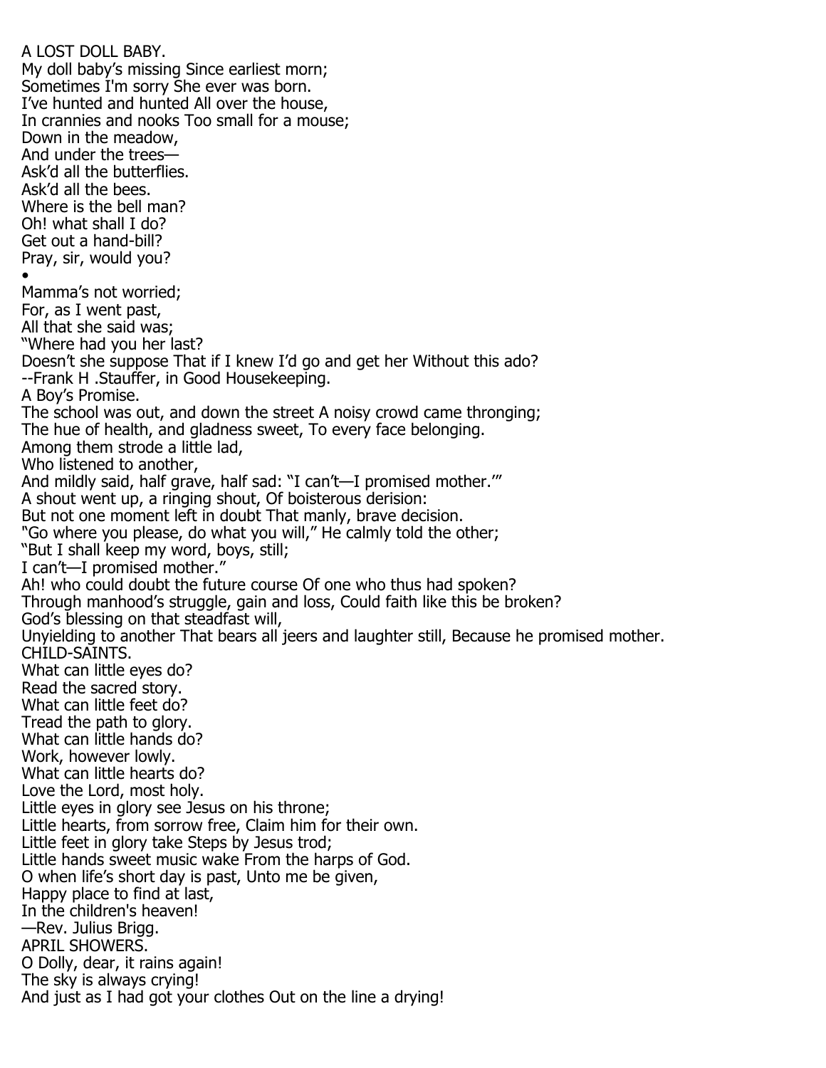A LOST DOLL BABY.

My doll baby's missing Since earliest morn;
Sometimes I'm sorry She ever was born.
I've hunted and hunted All over the house,
In crannies and nooks Too small for a mouse;
Down in the meadow,
And under the trees—
Ask'd all the butterflies.
Ask'd all the bees.
Where is the bell man?
Oh! what shall I do?
Get out a hand-bill?
Pray, sir, would you?

•

Mamma's not worried;
For, as I went past,
All that she said was;
"Where had you her last?
Doesn't she suppose That if I knew I'd go and get her Without this ado?

--Frank H .Stauffer, in Good Housekeeping.

A Boy's Promise.

The school was out, and down the street A noisy crowd came thronging;
The hue of health, and gladness sweet, To every face belonging.
Among them strode a little lad,
Who listened to another,
And mildly said, half grave, half sad: "I can't—I promised mother.'"
A shout went up, a ringing shout, Of boisterous derision:
But not one moment left in doubt That manly, brave decision.
"Go where you please, do what you will," He calmly told the other;
"But I shall keep my word, boys, still;
I can't—I promised mother."
Ah! who could doubt the future course Of one who thus had spoken?
Through manhood's struggle, gain and loss, Could faith like this be broken?
God's blessing on that steadfast will,
Unyielding to another That bears all jeers and laughter still, Because he promised mother.

CHILD-SAINTS.

What can little eyes do?
Read the sacred story.
What can little feet do?
Tread the path to glory.
What can little hands do?
Work, however lowly.
What can little hearts do?
Love the Lord, most holy.
Little eyes in glory see Jesus on his throne;
Little hearts, from sorrow free, Claim him for their own.
Little feet in glory take Steps by Jesus trod;
Little hands sweet music wake From the harps of God.
O when life's short day is past, Unto me be given,
Happy place to find at last,
In the children's heaven!

—Rev. Julius Brigg.

APRIL SHOWERS.

O Dolly, dear, it rains again!
The sky is always crying!
And just as I had got your clothes Out on the line a drying!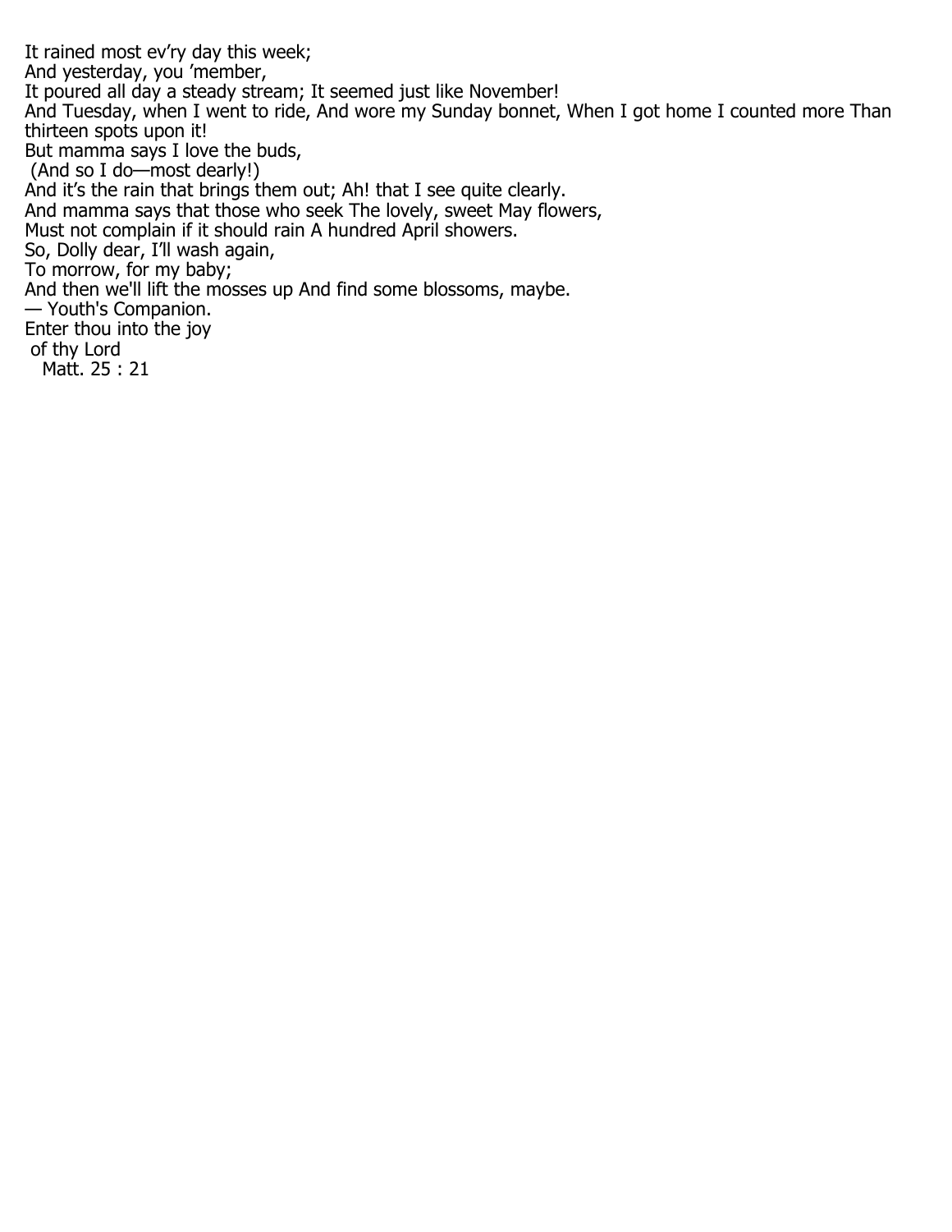It rained most ev'ry day this week;
And yesterday, you 'member,
It poured all day a steady stream; It seemed just like November!
And Tuesday, when I went to ride, And wore my Sunday bonnet, When I got home I counted more Than thirteen spots upon it!
But mamma says I love the buds,
(And so I do—most dearly!)
And it's the rain that brings them out; Ah! that I see quite clearly.
And mamma says that those who seek The lovely, sweet May flowers,
Must not complain if it should rain A hundred April showers.
So, Dolly dear, I'll wash again,
To morrow, for my baby;
And then we'll lift the mosses up And find some blossoms, maybe.
— Youth's Companion.

Enter thou into the joy
of thy Lord
Matt. 25 : 21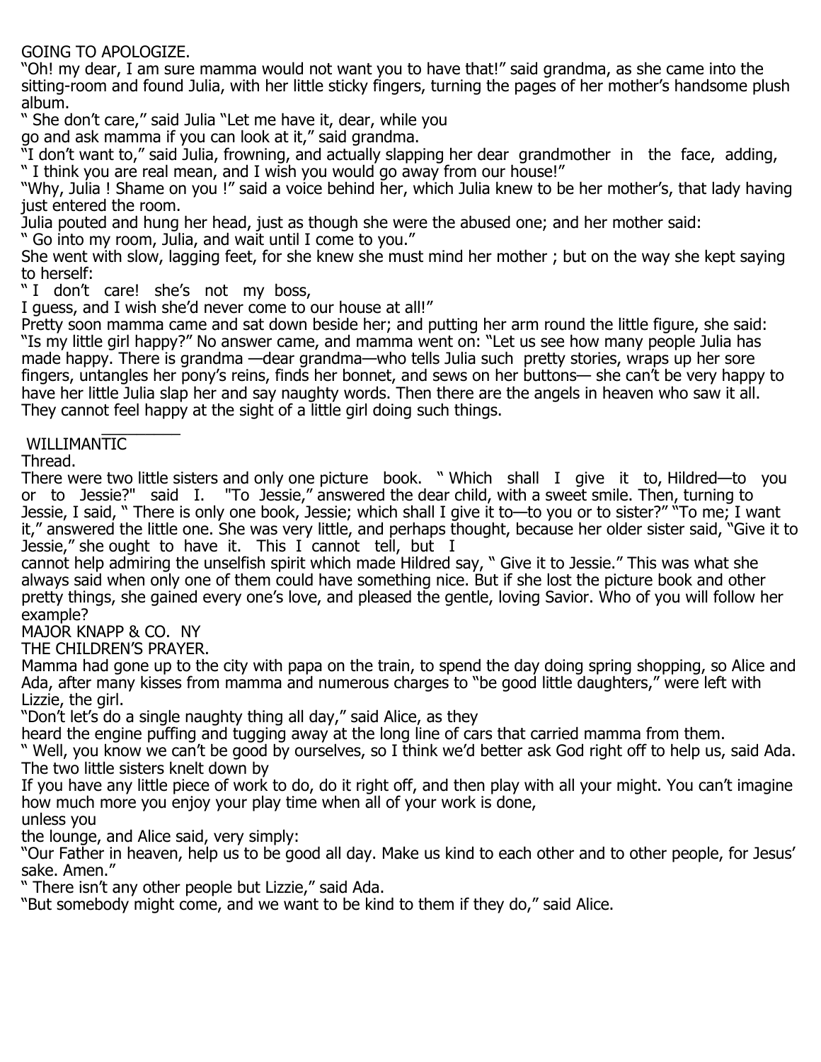## GOING TO APOLOGIZE.

"Oh! my dear, I am sure mamma would not want you to have that!" said grandma, as she came into the sitting-room and found Julia, with her little sticky fingers, turning the pages of her mother's handsome plush album.

" She don't care," said Julia "Let me have it, dear, while you go and ask mamma if you can look at it," said grandma.

"I don't want to," said Julia, frowning, and actually slapping her dear grandmother in the face, adding, " I think you are real mean, and I wish you would go away from our house!"

"Why, Julia ! Shame on you !" said a voice behind her, which Julia knew to be her mother's, that lady having just entered the room.

Julia pouted and hung her head, just as though she were the abused one; and her mother said:

" Go into my room, Julia, and wait until I come to you."

She went with slow, lagging feet, for she knew she must mind her mother ; but on the way she kept saying to herself:

" I don't care! she's not my boss,
I guess, and I wish she'd never come to our house at all!"

Pretty soon mamma came and sat down beside her; and putting her arm round the little figure, she said: "Is my little girl happy?" No answer came, and mamma went on: "Let us see how many people Julia has made happy. There is grandma —dear grandma—who tells Julia such pretty stories, wraps up her sore fingers, untangles her pony's reins, finds her bonnet, and sews on her buttons— she can't be very happy to have her little Julia slap her and say naughty words. Then there are the angels in heaven who saw it all. They cannot feel happy at the sight of a little girl doing such things.

---

WILLIMANTIC
Thread.

There were two little sisters and only one picture book. " Which shall I give it to, Hildred—to you or to Jessie?" said I. "To Jessie," answered the dear child, with a sweet smile. Then, turning to Jessie, I said, " There is only one book, Jessie; which shall I give it to—to you or to sister?" "To me; I want it," answered the little one. She was very little, and perhaps thought, because her older sister said, "Give it to Jessie," she ought to have it. This I cannot tell, but I cannot help admiring the unselfish spirit which made Hildred say, " Give it to Jessie." This was what she always said when only one of them could have something nice. But if she lost the picture book and other pretty things, she gained every one's love, and pleased the gentle, loving Savior. Who of you will follow her example?

MAJOR KNAPP & CO. NY

## THE CHILDREN'S PRAYER.

Mamma had gone up to the city with papa on the train, to spend the day doing spring shopping, so Alice and Ada, after many kisses from mamma and numerous charges to "be good little daughters," were left with Lizzie, the girl.

"Don't let's do a single naughty thing all day," said Alice, as they heard the engine puffing and tugging away at the long line of cars that carried mamma from them.

" Well, you know we can't be good by ourselves, so I think we'd better ask God right off to help us, said Ada. The two little sisters knelt down by

If you have any little piece of work to do, do it right off, and then play with all your might. You can't imagine how much more you enjoy your play time when all of your work is done,
unless you

the lounge, and Alice said, very simply:

"Our Father in heaven, help us to be good all day. Make us kind to each other and to other people, for Jesus' sake. Amen."

" There isn't any other people but Lizzie," said Ada.

"But somebody might come, and we want to be kind to them if they do," said Alice.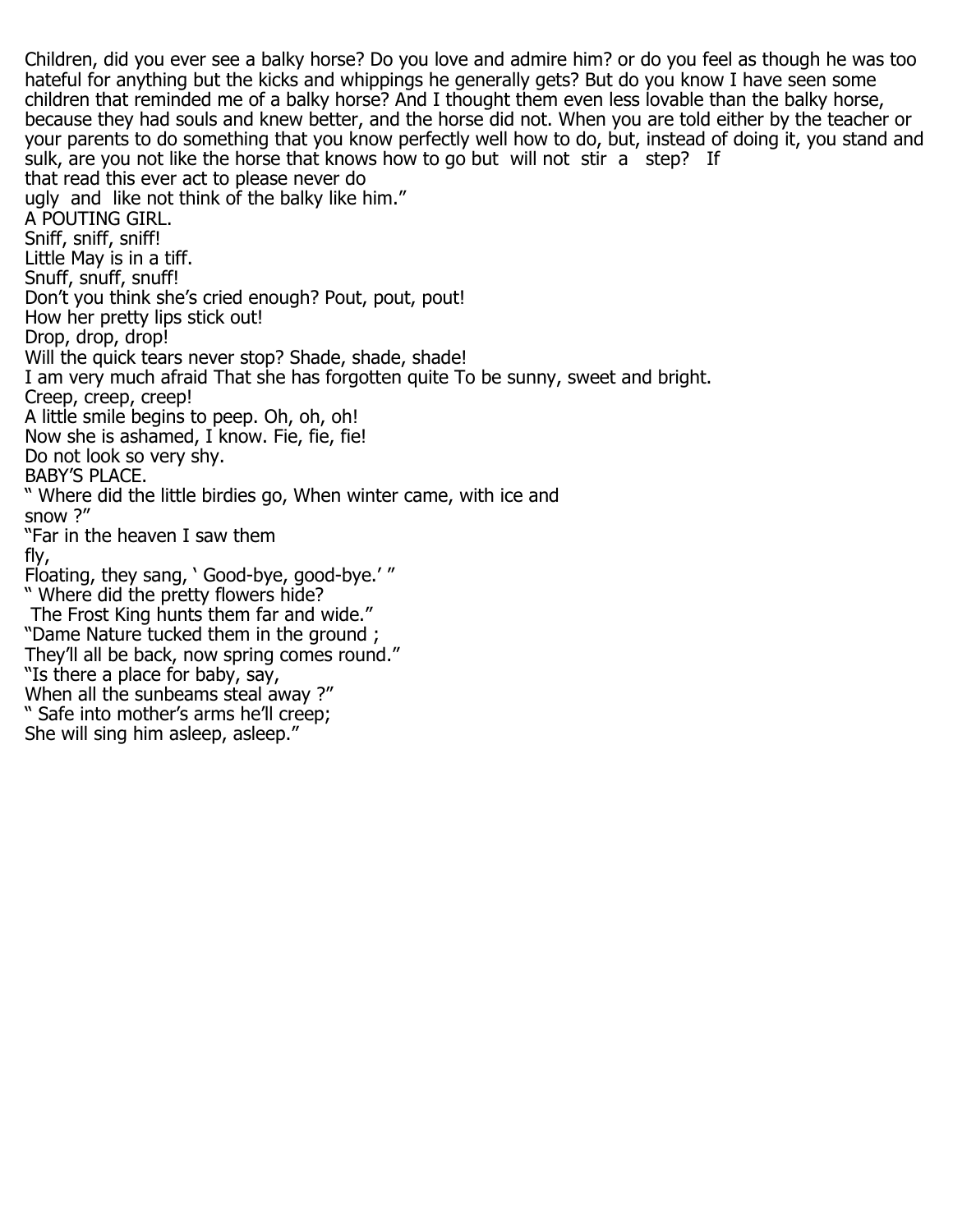Children, did you ever see a balky horse? Do you love and admire him? or do you feel as though he was too hateful for anything but the kicks and whippings he generally gets? But do you know I have seen some children that reminded me of a balky horse? And I thought them even less lovable than the balky horse, because they had souls and knew better, and the horse did not. When you are told either by the teacher or your parents to do something that you know perfectly well how to do, but, instead of doing it, you stand and sulk, are you not like the horse that knows how to go but will not stir a step? If
that read this ever act to please never do
ugly and like not think of the balky like him."

## A POUTING GIRL.

Sniff, sniff, sniff!
Little May is in a tiff.
Snuff, snuff, snuff!
Don't you think she's cried enough? Pout, pout, pout!
How her pretty lips stick out!
Drop, drop, drop!
Will the quick tears never stop? Shade, shade, shade!
I am very much afraid That she has forgotten quite To be sunny, sweet and bright.
Creep, creep, creep!
A little smile begins to peep. Oh, oh, oh!
Now she is ashamed, I know. Fie, fie, fie!
Do not look so very shy.

## BABY'S PLACE.

" Where did the little birdies go, When winter came, with ice and
snow ?"
"Far in the heaven I saw them
fly,
Floating, they sang, ' Good-bye, good-bye.' "
" Where did the pretty flowers hide?
The Frost King hunts them far and wide."
"Dame Nature tucked them in the ground ;
They'll all be back, now spring comes round."
"Is there a place for baby, say,
When all the sunbeams steal away ?"
" Safe into mother's arms he'll creep;
She will sing him asleep, asleep."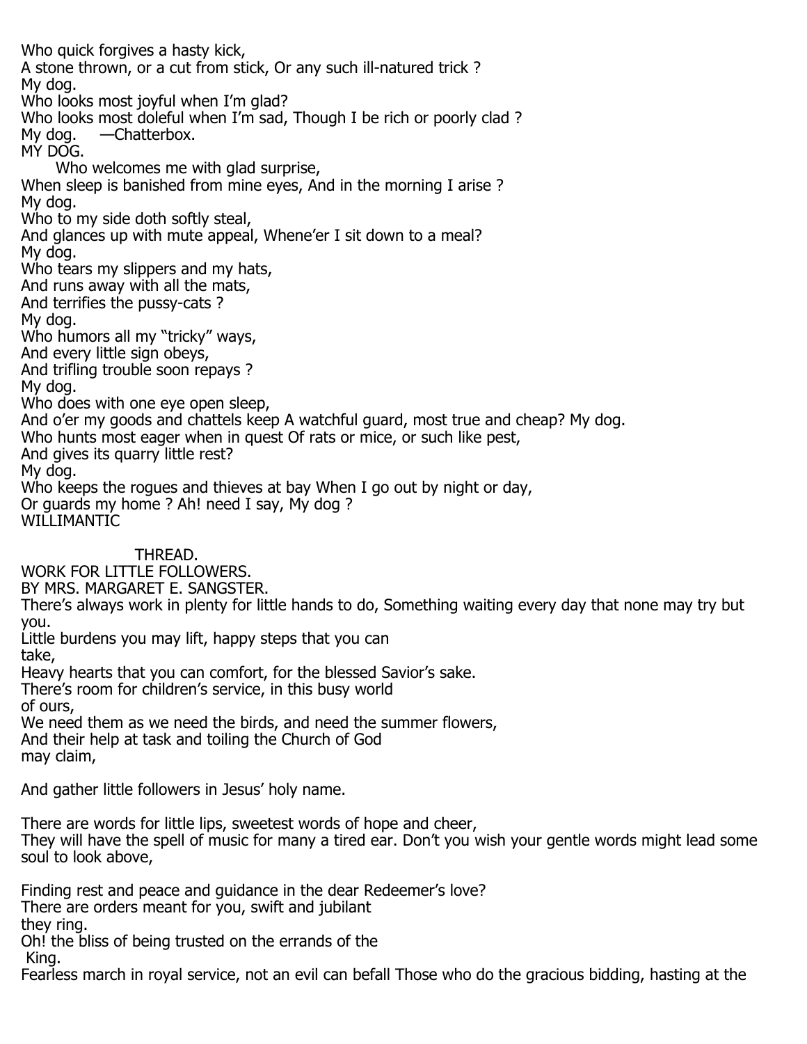Who quick forgives a hasty kick,
A stone thrown, or a cut from stick, Or any such ill-natured trick ?
My dog.
Who looks most joyful when I'm glad?
Who looks most doleful when I'm sad, Though I be rich or poorly clad ?
My dog. —Chatterbox.

## MY DOG.

Who welcomes me with glad surprise,
When sleep is banished from mine eyes, And in the morning I arise ?
My dog.
Who to my side doth softly steal,
And glances up with mute appeal, Whene'er I sit down to a meal?
My dog.
Who tears my slippers and my hats,
And runs away with all the mats,
And terrifies the pussy-cats ?
My dog.
Who humors all my "tricky" ways,
And every little sign obeys,
And trifling trouble soon repays ?
My dog.
Who does with one eye open sleep,
And o'er my goods and chattels keep A watchful guard, most true and cheap? My dog.
Who hunts most eager when in quest Of rats or mice, or such like pest,
And gives its quarry little rest?
My dog.
Who keeps the rogues and thieves at bay When I go out by night or day,
Or guards my home ? Ah! need I say, My dog ?

WILLIMANTIC

THREAD.

## WORK FOR LITTLE FOLLOWERS.

BY MRS. MARGARET E. SANGSTER.

There's always work in plenty for little hands to do, Something waiting every day that none may try but you.
Little burdens you may lift, happy steps that you can take,
Heavy hearts that you can comfort, for the blessed Savior's sake.
There's room for children's service, in this busy world of ours,
We need them as we need the birds, and need the summer flowers,
And their help at task and toiling the Church of God may claim,

And gather little followers in Jesus' holy name.

There are words for little lips, sweetest words of hope and cheer,
They will have the spell of music for many a tired ear. Don't you wish your gentle words might lead some soul to look above,

Finding rest and peace and guidance in the dear Redeemer's love?
There are orders meant for you, swift and jubilant they ring.
Oh! the bliss of being trusted on the errands of the King.
Fearless march in royal service, not an evil can befall Those who do the gracious bidding, hasting at the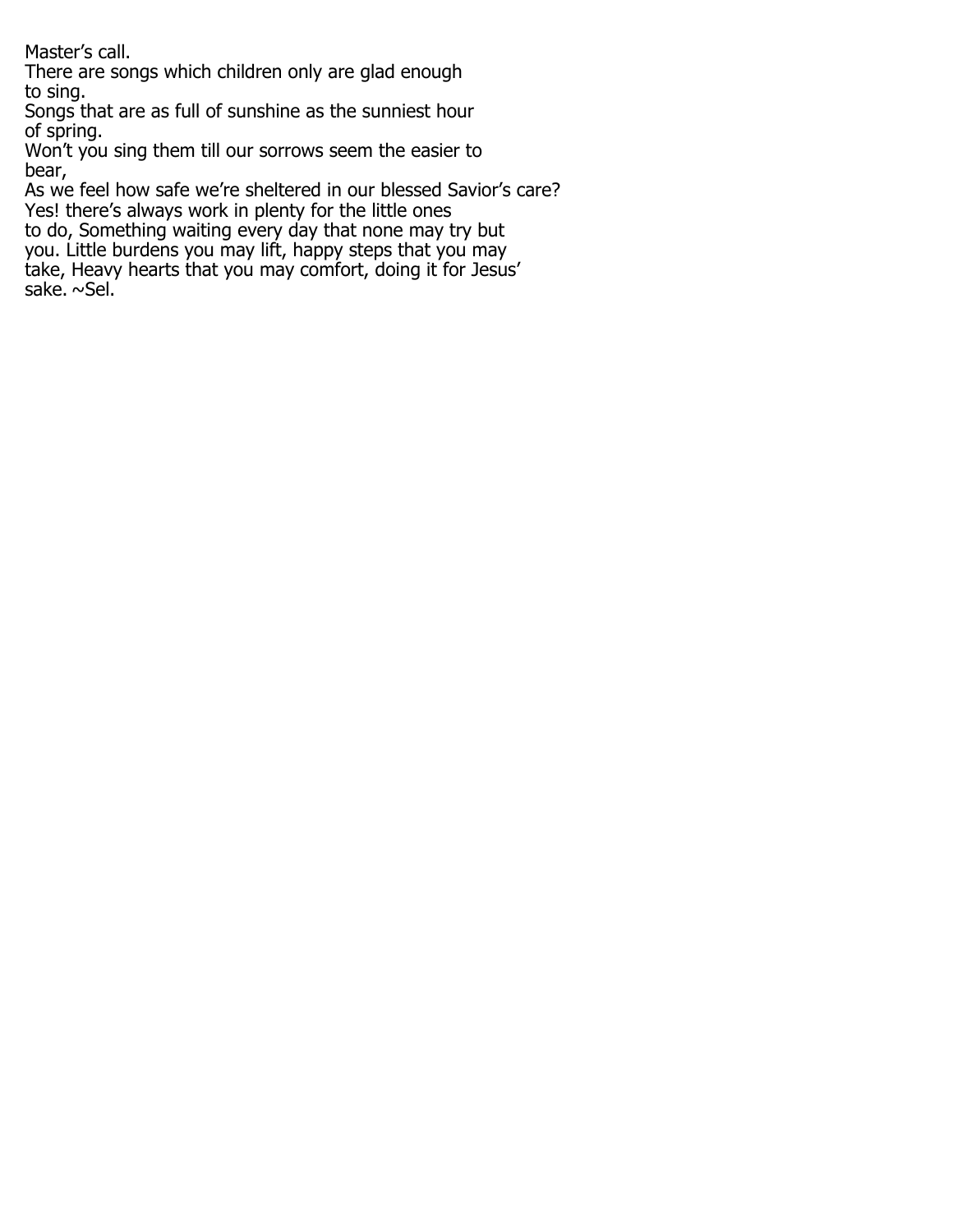Master's call.
There are songs which children only are glad enough to sing.
Songs that are as full of sunshine as the sunniest hour of spring.
Won't you sing them till our sorrows seem the easier to bear,
As we feel how safe we're sheltered in our blessed Savior's care?
Yes! there's always work in plenty for the little ones to do, Something waiting every day that none may try but you. Little burdens you may lift, happy steps that you may take, Heavy hearts that you may comfort, doing it for Jesus' sake. ~Sel.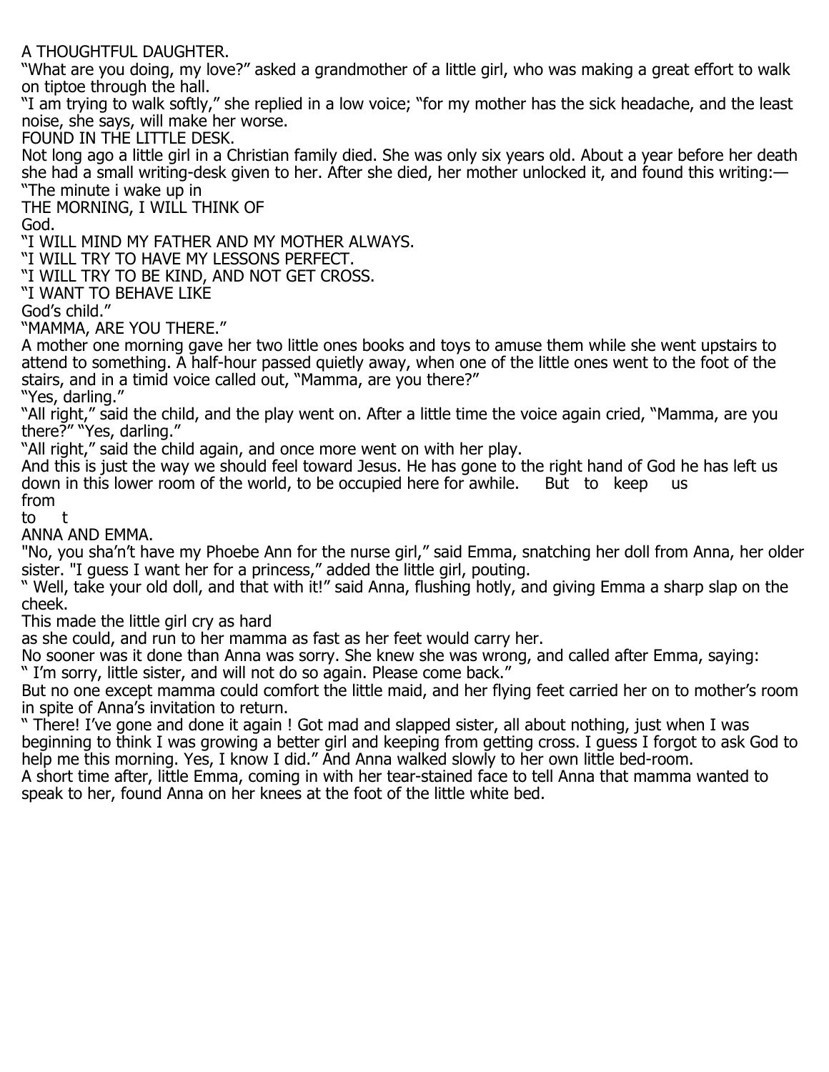## A THOUGHTFUL DAUGHTER.

"What are you doing, my love?" asked a grandmother of a little girl, who was making a great effort to walk on tiptoe through the hall.

"I am trying to walk softly," she replied in a low voice; "for my mother has the sick headache, and the least noise, she says, will make her worse.

## FOUND IN THE LITTLE DESK.

Not long ago a little girl in a Christian family died. She was only six years old. About a year before her death she had a small writing-desk given to her. After she died, her mother unlocked it, and found this writing:—

"The minute i wake up in
THE MORNING, I WILL THINK OF
God.

"I WILL MIND MY FATHER AND MY MOTHER ALWAYS.

"I WILL TRY TO HAVE MY LESSONS PERFECT.

"I WILL TRY TO BE KIND, AND NOT GET CROSS.

"I WANT TO BEHAVE LIKE
God's child."

## "MAMMA, ARE YOU THERE."

A mother one morning gave her two little ones books and toys to amuse them while she went upstairs to attend to something. A half-hour passed quietly away, when one of the little ones went to the foot of the stairs, and in a timid voice called out, "Mamma, are you there?"

"Yes, darling."

"All right," said the child, and the play went on. After a little time the voice again cried, "Mamma, are you there?" "Yes, darling."

"All right," said the child again, and once more went on with her play.

And this is just the way we should feel toward Jesus. He has gone to the right hand of God he has left us down in this lower room of the world, to be occupied here for awhile. But to keep us
from
to t

## ANNA AND EMMA.

"No, you sha'n't have my Phoebe Ann for the nurse girl," said Emma, snatching her doll from Anna, her older sister. "I guess I want her for a princess," added the little girl, pouting.

" Well, take your old doll, and that with it!" said Anna, flushing hotly, and giving Emma a sharp slap on the cheek.

This made the little girl cry as hard
as she could, and run to her mamma as fast as her feet would carry her.

No sooner was it done than Anna was sorry. She knew she was wrong, and called after Emma, saying:

" I'm sorry, little sister, and will not do so again. Please come back."

But no one except mamma could comfort the little maid, and her flying feet carried her on to mother's room in spite of Anna's invitation to return.

" There! I've gone and done it again ! Got mad and slapped sister, all about nothing, just when I was beginning to think I was growing a better girl and keeping from getting cross. I guess I forgot to ask God to help me this morning. Yes, I know I did." And Anna walked slowly to her own little bed-room.

A short time after, little Emma, coming in with her tear-stained face to tell Anna that mamma wanted to speak to her, found Anna on her knees at the foot of the little white bed.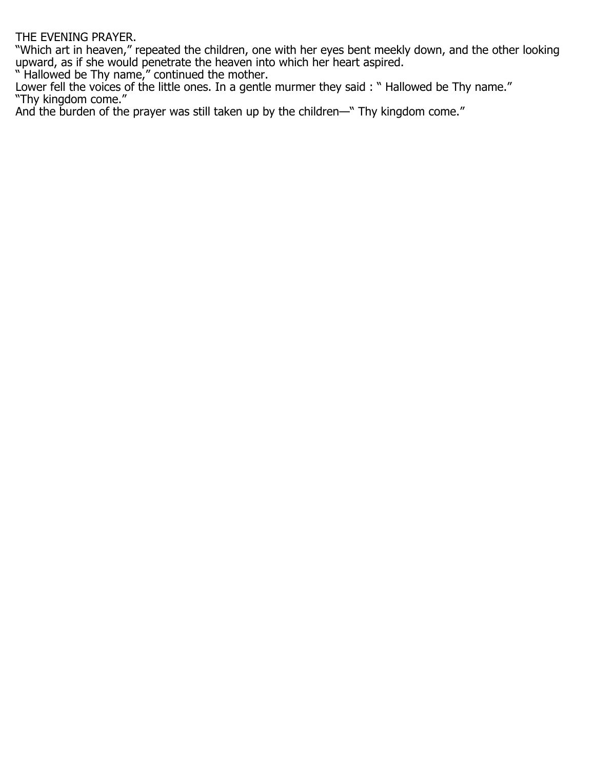THE EVENING PRAYER.

"Which art in heaven," repeated the children, one with her eyes bent meekly down, and the other looking upward, as if she would penetrate the heaven into which her heart aspired.

" Hallowed be Thy name," continued the mother.

Lower fell the voices of the little ones. In a gentle murmer they said : " Hallowed be Thy name."

"Thy kingdom come."

And the burden of the prayer was still taken up by the children—" Thy kingdom come."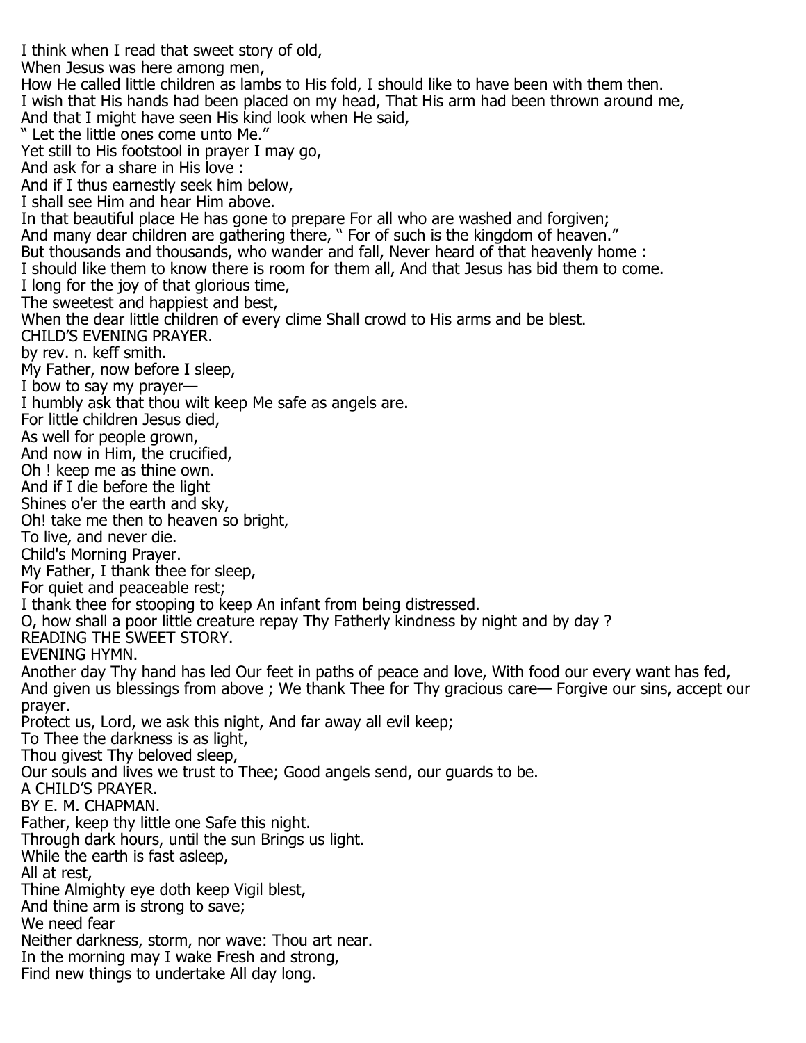I think when I read that sweet story of old,
When Jesus was here among men,
How He called little children as lambs to His fold, I should like to have been with them then.
I wish that His hands had been placed on my head, That His arm had been thrown around me,
And that I might have seen His kind look when He said,
" Let the little ones come unto Me."
Yet still to His footstool in prayer I may go,
And ask for a share in His love :
And if I thus earnestly seek him below,
I shall see Him and hear Him above.
In that beautiful place He has gone to prepare For all who are washed and forgiven;
And many dear children are gathering there, " For of such is the kingdom of heaven."
But thousands and thousands, who wander and fall, Never heard of that heavenly home :
I should like them to know there is room for them all, And that Jesus has bid them to come.
I long for the joy of that glorious time,
The sweetest and happiest and best,
When the dear little children of every clime Shall crowd to His arms and be blest.

## CHILD'S EVENING PRAYER.

by rev. n. keff smith.

My Father, now before I sleep,
I bow to say my prayer—
I humbly ask that thou wilt keep Me safe as angels are.
For little children Jesus died,
As well for people grown,
And now in Him, the crucified,
Oh ! keep me as thine own.
And if I die before the light
Shines o'er the earth and sky,
Oh! take me then to heaven so bright,
To live, and never die.

## Child's Morning Prayer.

My Father, I thank thee for sleep,
For quiet and peaceable rest;
I thank thee for stooping to keep An infant from being distressed.
O, how shall a poor little creature repay Thy Fatherly kindness by night and by day ?

## READING THE SWEET STORY.

## EVENING HYMN.

Another day Thy hand has led Our feet in paths of peace and love, With food our every want has fed, And given us blessings from above ; We thank Thee for Thy gracious care— Forgive our sins, accept our prayer.
Protect us, Lord, we ask this night, And far away all evil keep;
To Thee the darkness is as light,
Thou givest Thy beloved sleep,
Our souls and lives we trust to Thee; Good angels send, our guards to be.

## A CHILD'S PRAYER.

BY E. M. CHAPMAN.

Father, keep thy little one Safe this night.
Through dark hours, until the sun Brings us light.
While the earth is fast asleep,
All at rest,
Thine Almighty eye doth keep Vigil blest,
And thine arm is strong to save;
We need fear
Neither darkness, storm, nor wave: Thou art near.
In the morning may I wake Fresh and strong,
Find new things to undertake All day long.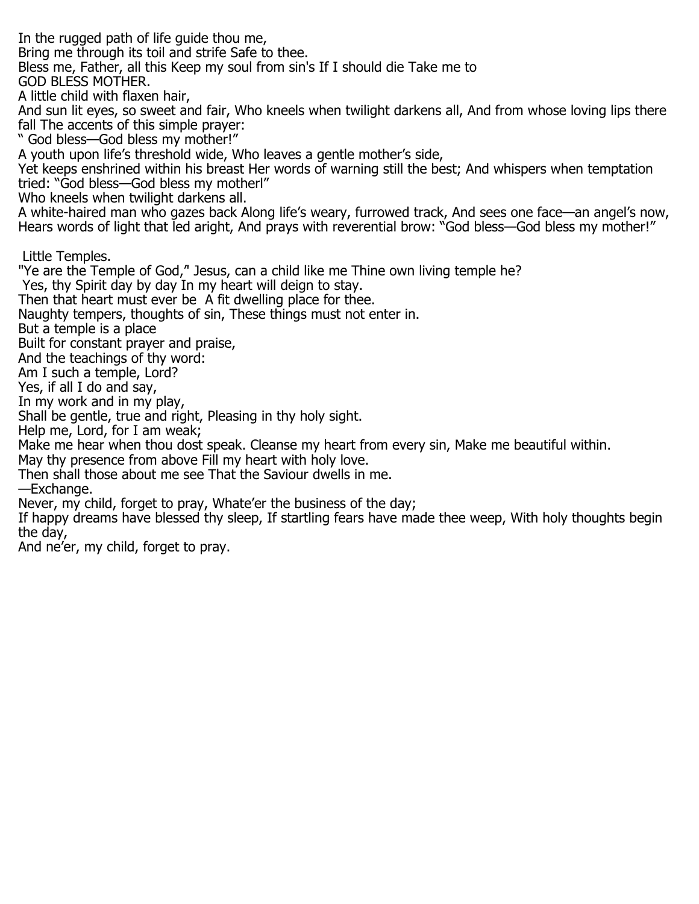In the rugged path of life guide thou me,
Bring me through its toil and strife Safe to thee.
Bless me, Father, all this Keep my soul from sin's If I should die Take me to

GOD BLESS MOTHER.

A little child with flaxen hair,
And sun lit eyes, so sweet and fair, Who kneels when twilight darkens all, And from whose loving lips there fall The accents of this simple prayer:
" God bless—God bless my mother!"
A youth upon life's threshold wide, Who leaves a gentle mother's side,
Yet keeps enshrined within his breast Her words of warning still the best; And whispers when temptation tried: "God bless—God bless my motherl"
Who kneels when twilight darkens all.
A white-haired man who gazes back Along life's weary, furrowed track, And sees one face—an angel's now, Hears words of light that led aright, And prays with reverential brow: "God bless—God bless my mother!"

Little Temples.

"Ye are the Temple of God," Jesus, can a child like me Thine own living temple he?
Yes, thy Spirit day by day In my heart will deign to stay.
Then that heart must ever be A fit dwelling place for thee.
Naughty tempers, thoughts of sin, These things must not enter in.
But a temple is a place
Built for constant prayer and praise,
And the teachings of thy word:
Am I such a temple, Lord?
Yes, if all I do and say,
In my work and in my play,
Shall be gentle, true and right, Pleasing in thy holy sight.
Help me, Lord, for I am weak;
Make me hear when thou dost speak. Cleanse my heart from every sin, Make me beautiful within.
May thy presence from above Fill my heart with holy love.
Then shall those about me see That the Saviour dwells in me.
—Exchange.

Never, my child, forget to pray, Whate'er the business of the day;
If happy dreams have blessed thy sleep, If startling fears have made thee weep, With holy thoughts begin the day,
And ne'er, my child, forget to pray.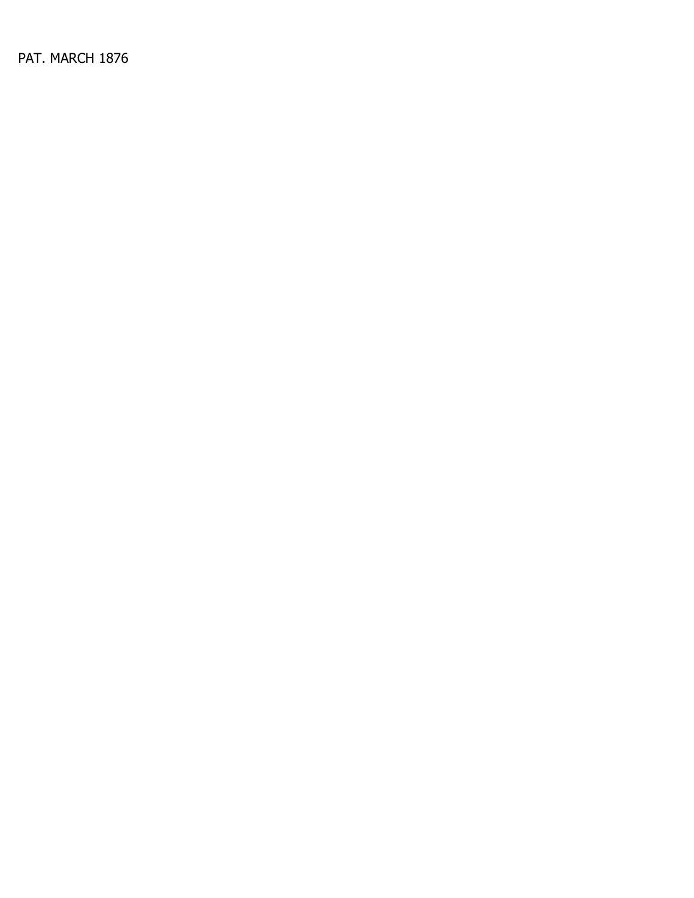PAT. MARCH 1876